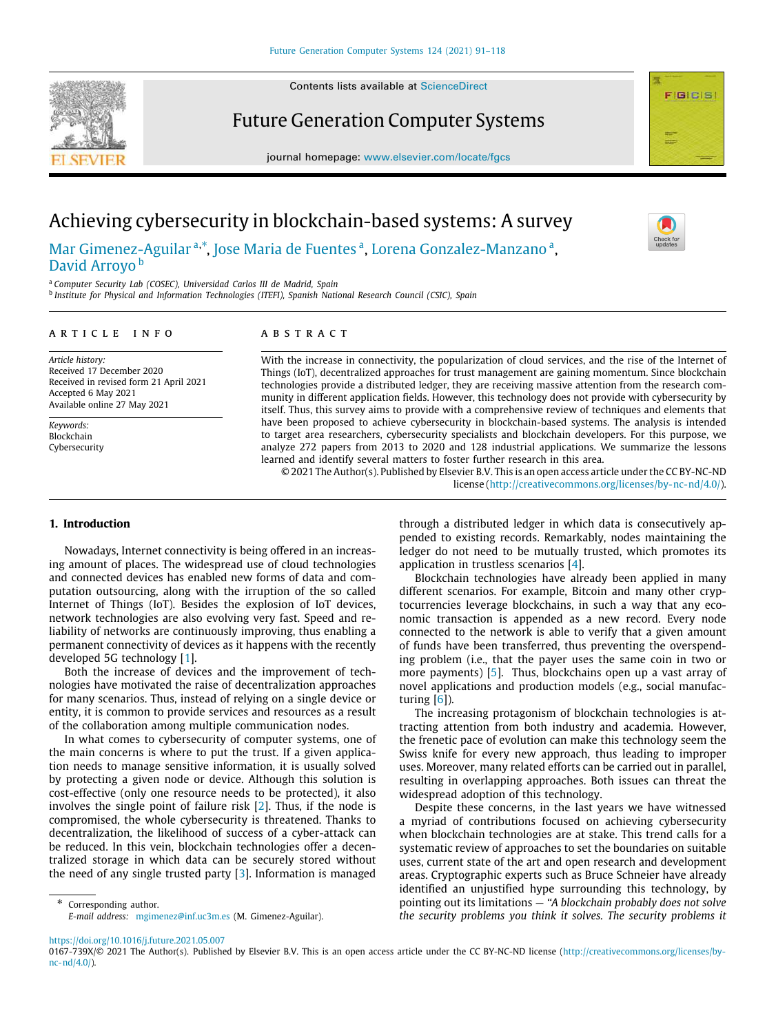# Achieving cybersecurity in blockchain-based systems: A survey

Mar Gimenez-Aguilar [a,*], Jose Maria de Fuentes [a], Lorena Gonzalez-Manzano [a], David Arroyo [b]

[a] Computer Security Lab (COSEC), Universidad Carlos III de Madrid, Spain
[b] Institute for Physical and Information Technologies (ITEFI), Spanish National Research Council (CSIC), Spain

## ARTICLE INFO

*Article history:*
Received 17 December 2020
Received in revised form 21 April 2021
Accepted 6 May 2021
Available online 27 May 2021

*Keywords:*
Blockchain
Cybersecurity

## ABSTRACT

With the increase in connectivity, the popularization of cloud services, and the rise of the Internet of Things (IoT), decentralized approaches for trust management are gaining momentum. Since blockchain technologies provide a distributed ledger, they are receiving massive attention from the research community in different application fields. However, this technology does not provide with cybersecurity by itself. Thus, this survey aims to provide with a comprehensive review of techniques and elements that have been proposed to achieve cybersecurity in blockchain-based systems. The analysis is intended to target area researchers, cybersecurity specialists and blockchain developers. For this purpose, we analyze 272 papers from 2013 to 2020 and 128 industrial applications. We summarize the lessons learned and identify several matters to foster further research in this area.

© 2021 The Author(s). Published by Elsevier B.V. This is an open access article under the CC BY-NC-ND license (http://creativecommons.org/licenses/by-nc-nd/4.0/).

## 1. Introduction

Nowadays, Internet connectivity is being offered in an increasing amount of places. The widespread use of cloud technologies and connected devices has enabled new forms of data and computation outsourcing, along with the irruption of the so called Internet of Things (IoT). Besides the explosion of IoT devices, network technologies are also evolving very fast. Speed and reliability of networks are continuously improving, thus enabling a permanent connectivity of devices as it happens with the recently developed 5G technology [1].

Both the increase of devices and the improvement of technologies have motivated the raise of decentralization approaches for many scenarios. Thus, instead of relying on a single device or entity, it is common to provide services and resources as a result of the collaboration among multiple communication nodes.

In what comes to cybersecurity of computer systems, one of the main concerns is where to put the trust. If a given application needs to manage sensitive information, it is usually solved by protecting a given node or device. Although this solution is cost-effective (only one resource needs to be protected), it also involves the single point of failure risk [2]. Thus, if the node is compromised, the whole cybersecurity is threatened. Thanks to decentralization, the likelihood of success of a cyber-attack can be reduced. In this vein, blockchain technologies offer a decentralized storage in which data can be securely stored without the need of any single trusted party [3]. Information is managed through a distributed ledger in which data is consecutively appended to existing records. Remarkably, nodes maintaining the ledger do not need to be mutually trusted, which promotes its application in trustless scenarios [4].

Blockchain technologies have already been applied in many different scenarios. For example, Bitcoin and many other cryptocurrencies leverage blockchains, in such a way that any economic transaction is appended as a new record. Every node connected to the network is able to verify that a given amount of funds have been transferred, thus preventing the overspending problem (i.e., that the payer uses the same coin in two or more payments) [5]. Thus, blockchains open up a vast array of novel applications and production models (e.g., social manufacturing [6]).

The increasing protagonism of blockchain technologies is attracting attention from both industry and academia. However, the frenetic pace of evolution can make this technology seem the Swiss knife for every new approach, thus leading to improper uses. Moreover, many related efforts can be carried out in parallel, resulting in overlapping approaches. Both issues can threat the widespread adoption of this technology.

Despite these concerns, in the last years we have witnessed a myriad of contributions focused on achieving cybersecurity when blockchain technologies are at stake. This trend calls for a systematic review of approaches to set the boundaries on suitable uses, current state of the art and open research and development areas. Cryptographic experts such as Bruce Schneier have already identified an unjustified hype surrounding this technology, by pointing out its limitations — *"A blockchain probably does not solve the security problems you think it solves. The security problems it*

\* Corresponding author.
*E-mail address:* mgimenez@inf.uc3m.es (M. Gimenez-Aguilar).

https://doi.org/10.1016/j.future.2021.05.007
0167-739X/© 2021 The Author(s). Published by Elsevier B.V. This is an open access article under the CC BY-NC-ND license (http://creativecommons.org/licenses/by-nc-nd/4.0/).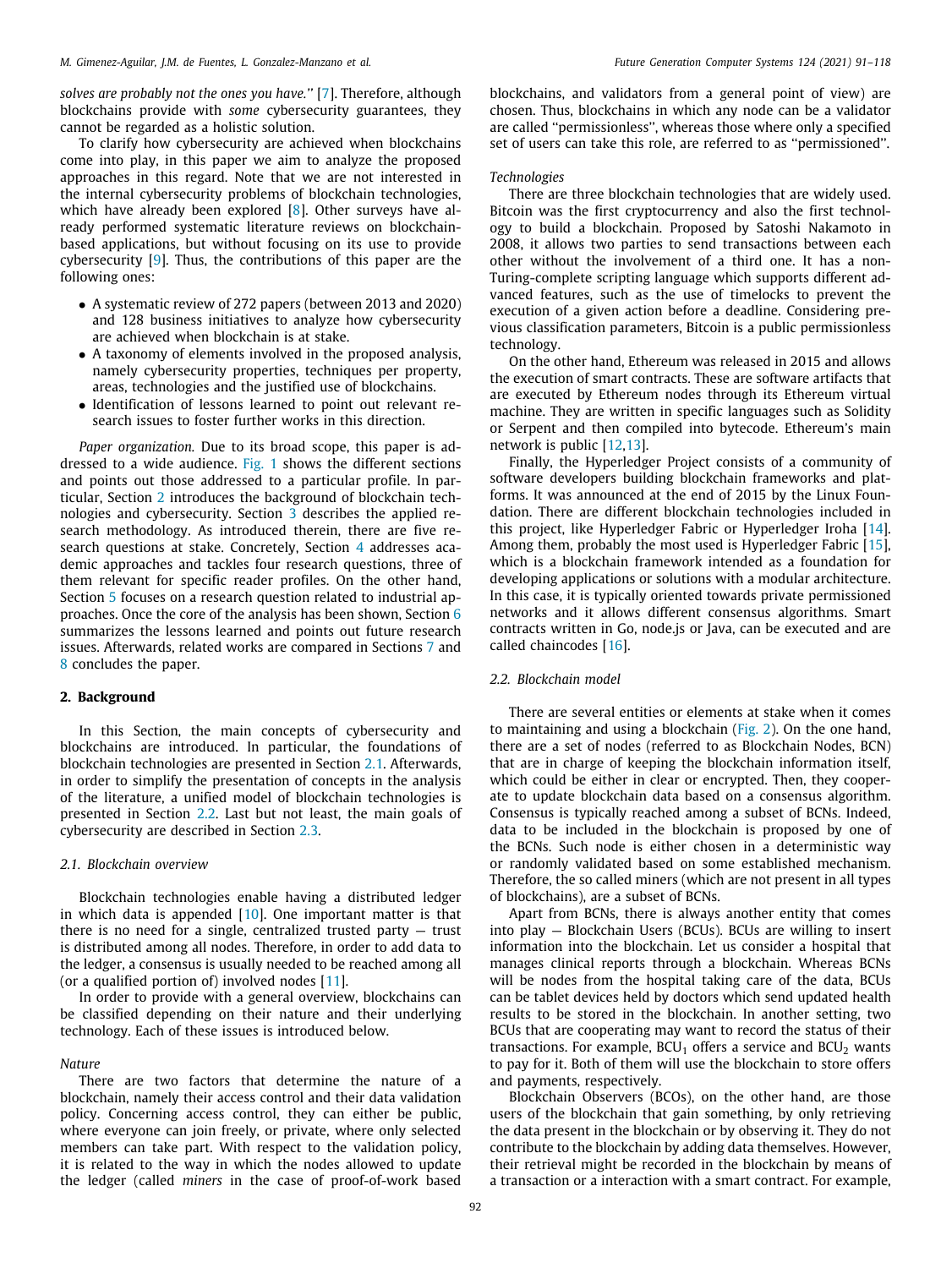*solves are probably not the ones you have.''* [7]. Therefore, although blockchains provide with *some* cybersecurity guarantees, they cannot be regarded as a holistic solution.

To clarify how cybersecurity are achieved when blockchains come into play, in this paper we aim to analyze the proposed approaches in this regard. Note that we are not interested in the internal cybersecurity problems of blockchain technologies, which have already been explored [8]. Other surveys have already performed systematic literature reviews on blockchain-based applications, but without focusing on its use to provide cybersecurity [9]. Thus, the contributions of this paper are the following ones:

- A systematic review of 272 papers (between 2013 and 2020) and 128 business initiatives to analyze how cybersecurity are achieved when blockchain is at stake.
- A taxonomy of elements involved in the proposed analysis, namely cybersecurity properties, techniques per property, areas, technologies and the justified use of blockchains.
- Identification of lessons learned to point out relevant research issues to foster further works in this direction.

*Paper organization.* Due to its broad scope, this paper is addressed to a wide audience. Fig. 1 shows the different sections and points out those addressed to a particular profile. In particular, Section 2 introduces the background of blockchain technologies and cybersecurity. Section 3 describes the applied research methodology. As introduced therein, there are five research questions at stake. Concretely, Section 4 addresses academic approaches and tackles four research questions, three of them relevant for specific reader profiles. On the other hand, Section 5 focuses on a research question related to industrial approaches. Once the core of the analysis has been shown, Section 6 summarizes the lessons learned and points out future research issues. Afterwards, related works are compared in Sections 7 and 8 concludes the paper.

## 2. Background

In this Section, the main concepts of cybersecurity and blockchains are introduced. In particular, the foundations of blockchain technologies are presented in Section 2.1. Afterwards, in order to simplify the presentation of concepts in the analysis of the literature, a unified model of blockchain technologies is presented in Section 2.2. Last but not least, the main goals of cybersecurity are described in Section 2.3.

### 2.1. Blockchain overview

Blockchain technologies enable having a distributed ledger in which data is appended [10]. One important matter is that there is no need for a single, centralized trusted party — trust is distributed among all nodes. Therefore, in order to add data to the ledger, a consensus is usually needed to be reached among all (or a qualified portion of) involved nodes [11].

In order to provide with a general overview, blockchains can be classified depending on their nature and their underlying technology. Each of these issues is introduced below.

*Nature*

There are two factors that determine the nature of a blockchain, namely their access control and their data validation policy. Concerning access control, they can either be public, where everyone can join freely, or private, where only selected members can take part. With respect to the validation policy, it is related to the way in which the nodes allowed to update the ledger (called *miners* in the case of proof-of-work based blockchains, and validators from a general point of view) are chosen. Thus, blockchains in which any node can be a validator are called ''permissionless'', whereas those where only a specified set of users can take this role, are referred to as ''permissioned''.

*Technologies*

There are three blockchain technologies that are widely used. Bitcoin was the first cryptocurrency and also the first technology to build a blockchain. Proposed by Satoshi Nakamoto in 2008, it allows two parties to send transactions between each other without the involvement of a third one. It has a non-Turing-complete scripting language which supports different advanced features, such as the use of timelocks to prevent the execution of a given action before a deadline. Considering previous classification parameters, Bitcoin is a public permissionless technology.

On the other hand, Ethereum was released in 2015 and allows the execution of smart contracts. These are software artifacts that are executed by Ethereum nodes through its Ethereum virtual machine. They are written in specific languages such as Solidity or Serpent and then compiled into bytecode. Ethereum's main network is public [12,13].

Finally, the Hyperledger Project consists of a community of software developers building blockchain frameworks and platforms. It was announced at the end of 2015 by the Linux Foundation. There are different blockchain technologies included in this project, like Hyperledger Fabric or Hyperledger Iroha [14]. Among them, probably the most used is Hyperledger Fabric [15], which is a blockchain framework intended as a foundation for developing applications or solutions with a modular architecture. In this case, it is typically oriented towards private permissioned networks and it allows different consensus algorithms. Smart contracts written in Go, node.js or Java, can be executed and are called chaincodes [16].

### 2.2. Blockchain model

There are several entities or elements at stake when it comes to maintaining and using a blockchain (Fig. 2). On the one hand, there are a set of nodes (referred to as Blockchain Nodes, BCN) that are in charge of keeping the blockchain information itself, which could be either in clear or encrypted. Then, they cooperate to update blockchain data based on a consensus algorithm. Consensus is typically reached among a subset of BCNs. Indeed, data to be included in the blockchain is proposed by one of the BCNs. Such node is either chosen in a deterministic way or randomly validated based on some established mechanism. Therefore, the so called miners (which are not present in all types of blockchains), are a subset of BCNs.

Apart from BCNs, there is always another entity that comes into play — Blockchain Users (BCUs). BCUs are willing to insert information into the blockchain. Let us consider a hospital that manages clinical reports through a blockchain. Whereas BCNs will be nodes from the hospital taking care of the data, BCUs can be tablet devices held by doctors which send updated health results to be stored in the blockchain. In another setting, two BCUs that are cooperating may want to record the status of their transactions. For example, $BCU_1$ offers a service and $BCU_2$ wants to pay for it. Both of them will use the blockchain to store offers and payments, respectively.

Blockchain Observers (BCOs), on the other hand, are those users of the blockchain that gain something, by only retrieving the data present in the blockchain or by observing it. They do not contribute to the blockchain by adding data themselves. However, their retrieval might be recorded in the blockchain by means of a transaction or a interaction with a smart contract. For example,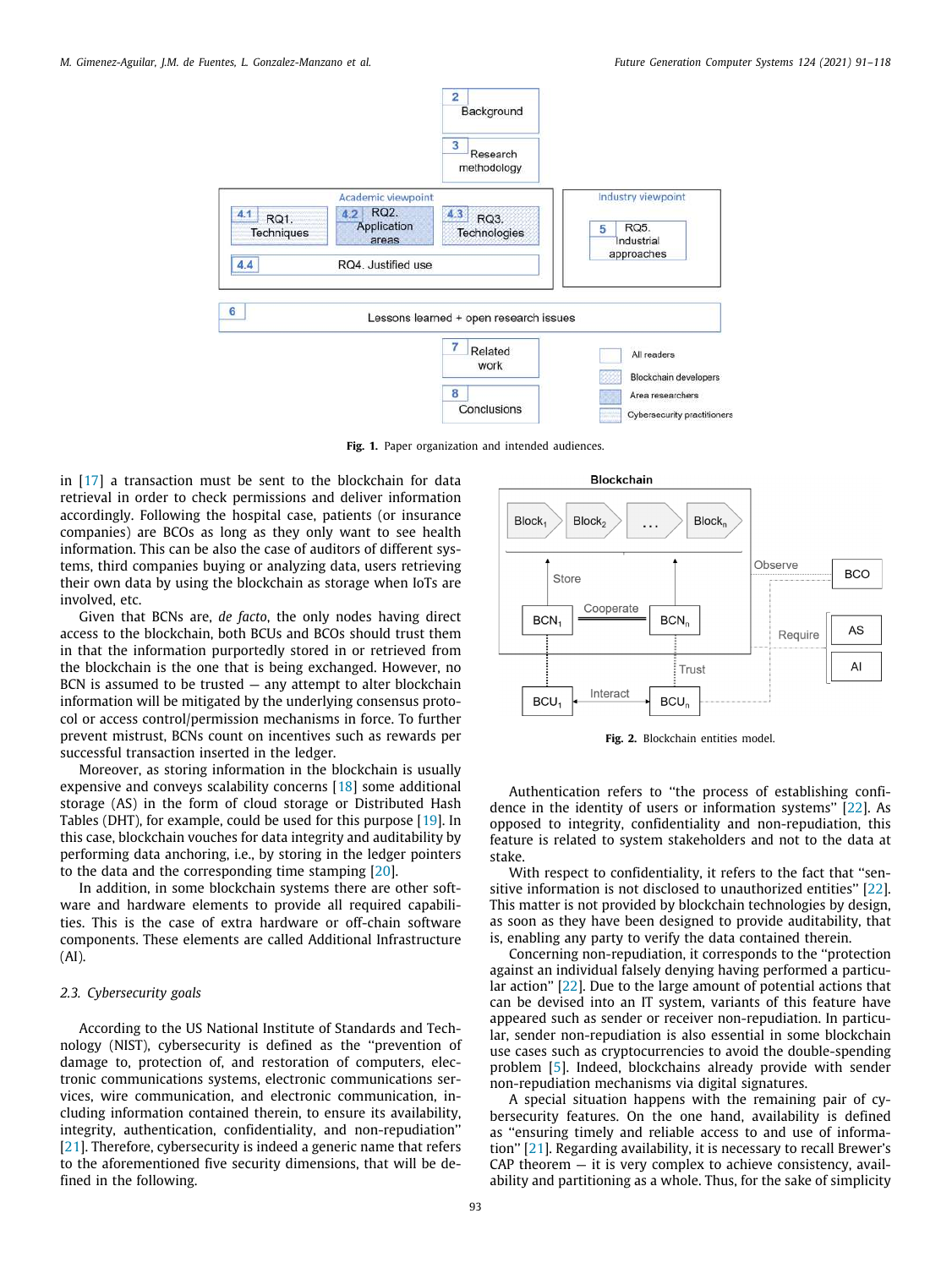Fig. 1. Paper organization and intended audiences.

in [17] a transaction must be sent to the blockchain for data retrieval in order to check permissions and deliver information accordingly. Following the hospital case, patients (or insurance companies) are BCOs as long as they only want to see health information. This can be also the case of auditors of different systems, third companies buying or analyzing data, users retrieving their own data by using the blockchain as storage when IoTs are involved, etc.

Given that BCNs are, *de facto*, the only nodes having direct access to the blockchain, both BCUs and BCOs should trust them in that the information purportedly stored in or retrieved from the blockchain is the one that is being exchanged. However, no BCN is assumed to be trusted — any attempt to alter blockchain information will be mitigated by the underlying consensus protocol or access control/permission mechanisms in force. To further prevent mistrust, BCNs count on incentives such as rewards per successful transaction inserted in the ledger.

Moreover, as storing information in the blockchain is usually expensive and conveys scalability concerns [18] some additional storage (AS) in the form of cloud storage or Distributed Hash Tables (DHT), for example, could be used for this purpose [19]. In this case, blockchain vouches for data integrity and auditability by performing data anchoring, i.e., by storing in the ledger pointers to the data and the corresponding time stamping [20].

In addition, in some blockchain systems there are other software and hardware elements to provide all required capabilities. This is the case of extra hardware or off-chain software components. These elements are called Additional Infrastructure (AI).

Fig. 2. Blockchain entities model.

### 2.3. Cybersecurity goals

According to the US National Institute of Standards and Technology (NIST), cybersecurity is defined as the "prevention of damage to, protection of, and restoration of computers, electronic communications systems, electronic communications services, wire communication, and electronic communication, including information contained therein, to ensure its availability, integrity, authentication, confidentiality, and non-repudiation" [21]. Therefore, cybersecurity is indeed a generic name that refers to the aforementioned five security dimensions, that will be defined in the following.

Authentication refers to "the process of establishing confidence in the identity of users or information systems" [22]. As opposed to integrity, confidentiality and non-repudiation, this feature is related to system stakeholders and not to the data at stake.

With respect to confidentiality, it refers to the fact that "sensitive information is not disclosed to unauthorized entities" [22]. This matter is not provided by blockchain technologies by design, as soon as they have been designed to provide auditability, that is, enabling any party to verify the data contained therein.

Concerning non-repudiation, it corresponds to the "protection against an individual falsely denying having performed a particular action" [22]. Due to the large amount of potential actions that can be devised into an IT system, variants of this feature have appeared such as sender or receiver non-repudiation. In particular, sender non-repudiation is also essential in some blockchain use cases such as cryptocurrencies to avoid the double-spending problem [5]. Indeed, blockchains already provide with sender non-repudiation mechanisms via digital signatures.

A special situation happens with the remaining pair of cybersecurity features. On the one hand, availability is defined as "ensuring timely and reliable access to and use of information" [21]. Regarding availability, it is necessary to recall Brewer's CAP theorem — it is very complex to achieve consistency, availability and partitioning as a whole. Thus, for the sake of simplicity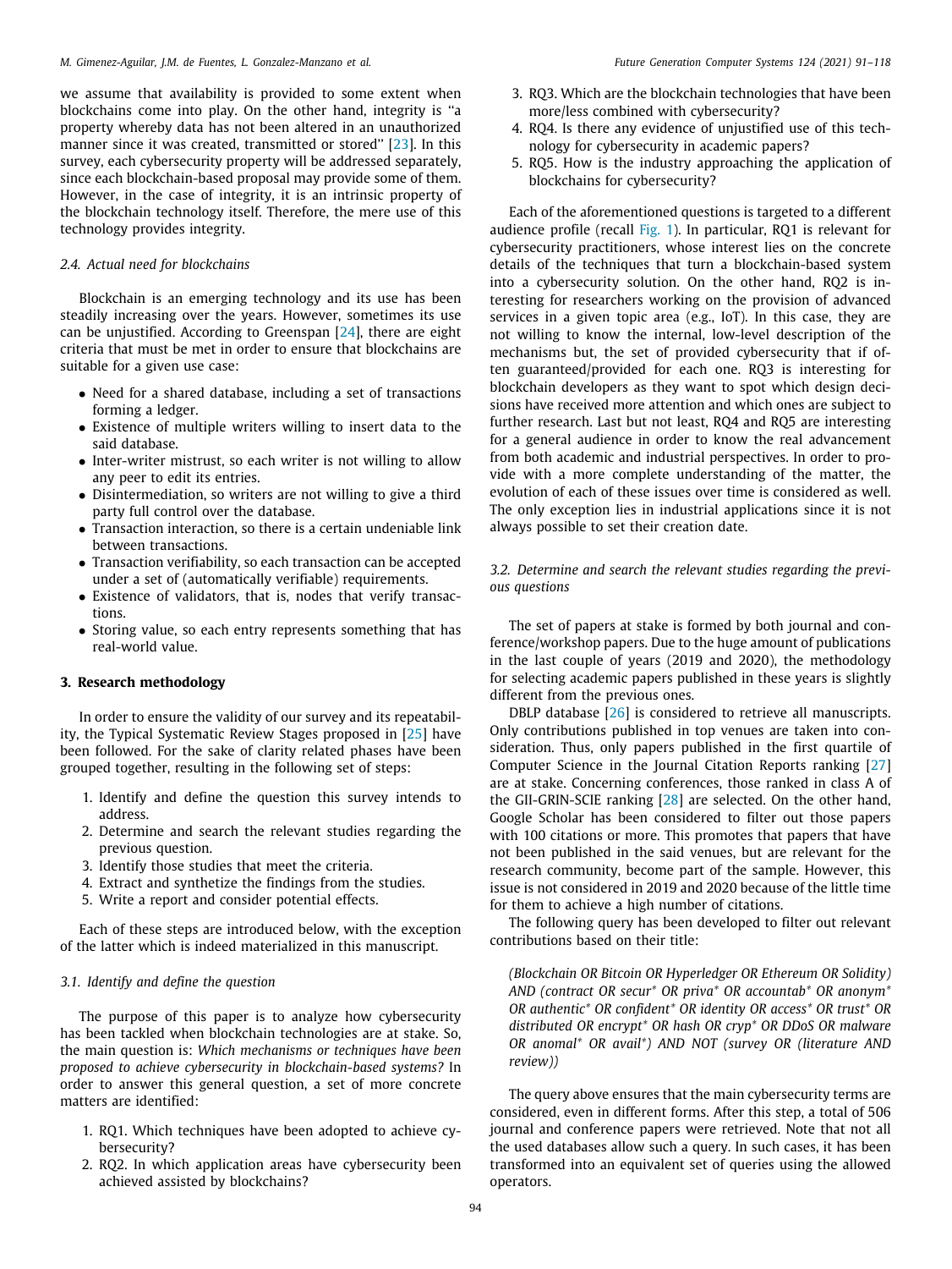we assume that availability is provided to some extent when blockchains come into play. On the other hand, integrity is "a property whereby data has not been altered in an unauthorized manner since it was created, transmitted or stored" [23]. In this survey, each cybersecurity property will be addressed separately, since each blockchain-based proposal may provide some of them. However, in the case of integrity, it is an intrinsic property of the blockchain technology itself. Therefore, the mere use of this technology provides integrity.

### 2.4. Actual need for blockchains

Blockchain is an emerging technology and its use has been steadily increasing over the years. However, sometimes its use can be unjustified. According to Greenspan [24], there are eight criteria that must be met in order to ensure that blockchains are suitable for a given use case:

- Need for a shared database, including a set of transactions forming a ledger.
- Existence of multiple writers willing to insert data to the said database.
- Inter-writer mistrust, so each writer is not willing to allow any peer to edit its entries.
- Disintermediation, so writers are not willing to give a third party full control over the database.
- Transaction interaction, so there is a certain undeniable link between transactions.
- Transaction verifiability, so each transaction can be accepted under a set of (automatically verifiable) requirements.
- Existence of validators, that is, nodes that verify transactions.
- Storing value, so each entry represents something that has real-world value.

## 3. Research methodology

In order to ensure the validity of our survey and its repeatability, the Typical Systematic Review Stages proposed in [25] have been followed. For the sake of clarity related phases have been grouped together, resulting in the following set of steps:

1. Identify and define the question this survey intends to address.
2. Determine and search the relevant studies regarding the previous question.
3. Identify those studies that meet the criteria.
4. Extract and synthetize the findings from the studies.
5. Write a report and consider potential effects.

Each of these steps are introduced below, with the exception of the latter which is indeed materialized in this manuscript.

### 3.1. Identify and define the question

The purpose of this paper is to analyze how cybersecurity has been tackled when blockchain technologies are at stake. So, the main question is: *Which mechanisms or techniques have been proposed to achieve cybersecurity in blockchain-based systems?* In order to answer this general question, a set of more concrete matters are identified:

1. RQ1. Which techniques have been adopted to achieve cybersecurity?
2. RQ2. In which application areas have cybersecurity been achieved assisted by blockchains?
3. RQ3. Which are the blockchain technologies that have been more/less combined with cybersecurity?
4. RQ4. Is there any evidence of unjustified use of this technology for cybersecurity in academic papers?
5. RQ5. How is the industry approaching the application of blockchains for cybersecurity?

Each of the aforementioned questions is targeted to a different audience profile (recall Fig. 1). In particular, RQ1 is relevant for cybersecurity practitioners, whose interest lies on the concrete details of the techniques that turn a blockchain-based system into a cybersecurity solution. On the other hand, RQ2 is interesting for researchers working on the provision of advanced services in a given topic area (e.g., IoT). In this case, they are not willing to know the internal, low-level description of the mechanisms but, the set of provided cybersecurity that if often guaranteed/provided for each one. RQ3 is interesting for blockchain developers as they want to spot which design decisions have received more attention and which ones are subject to further research. Last but not least, RQ4 and RQ5 are interesting for a general audience in order to know the real advancement from both academic and industrial perspectives. In order to provide with a more complete understanding of the matter, the evolution of each of these issues over time is considered as well. The only exception lies in industrial applications since it is not always possible to set their creation date.

### 3.2. Determine and search the relevant studies regarding the previous questions

The set of papers at stake is formed by both journal and conference/workshop papers. Due to the huge amount of publications in the last couple of years (2019 and 2020), the methodology for selecting academic papers published in these years is slightly different from the previous ones.

DBLP database [26] is considered to retrieve all manuscripts. Only contributions published in top venues are taken into consideration. Thus, only papers published in the first quartile of Computer Science in the Journal Citation Reports ranking [27] are at stake. Concerning conferences, those ranked in class A of the GII-GRIN-SCIE ranking [28] are selected. On the other hand, Google Scholar has been considered to filter out those papers with 100 citations or more. This promotes that papers that have not been published in the said venues, but are relevant for the research community, become part of the sample. However, this issue is not considered in 2019 and 2020 because of the little time for them to achieve a high number of citations.

The following query has been developed to filter out relevant contributions based on their title:

*(Blockchain OR Bitcoin OR Hyperledger OR Ethereum OR Solidity) AND (contract OR secur* OR priva* OR accountab* OR anonym* OR authentic* OR confident* OR identity OR access* OR trust* OR distributed OR encrypt* OR hash OR cryp* OR DDoS OR malware OR anomal* OR avail*) AND NOT (survey OR (literature AND review))*

The query above ensures that the main cybersecurity terms are considered, even in different forms. After this step, a total of 506 journal and conference papers were retrieved. Note that not all the used databases allow such a query. In such cases, it has been transformed into an equivalent set of queries using the allowed operators.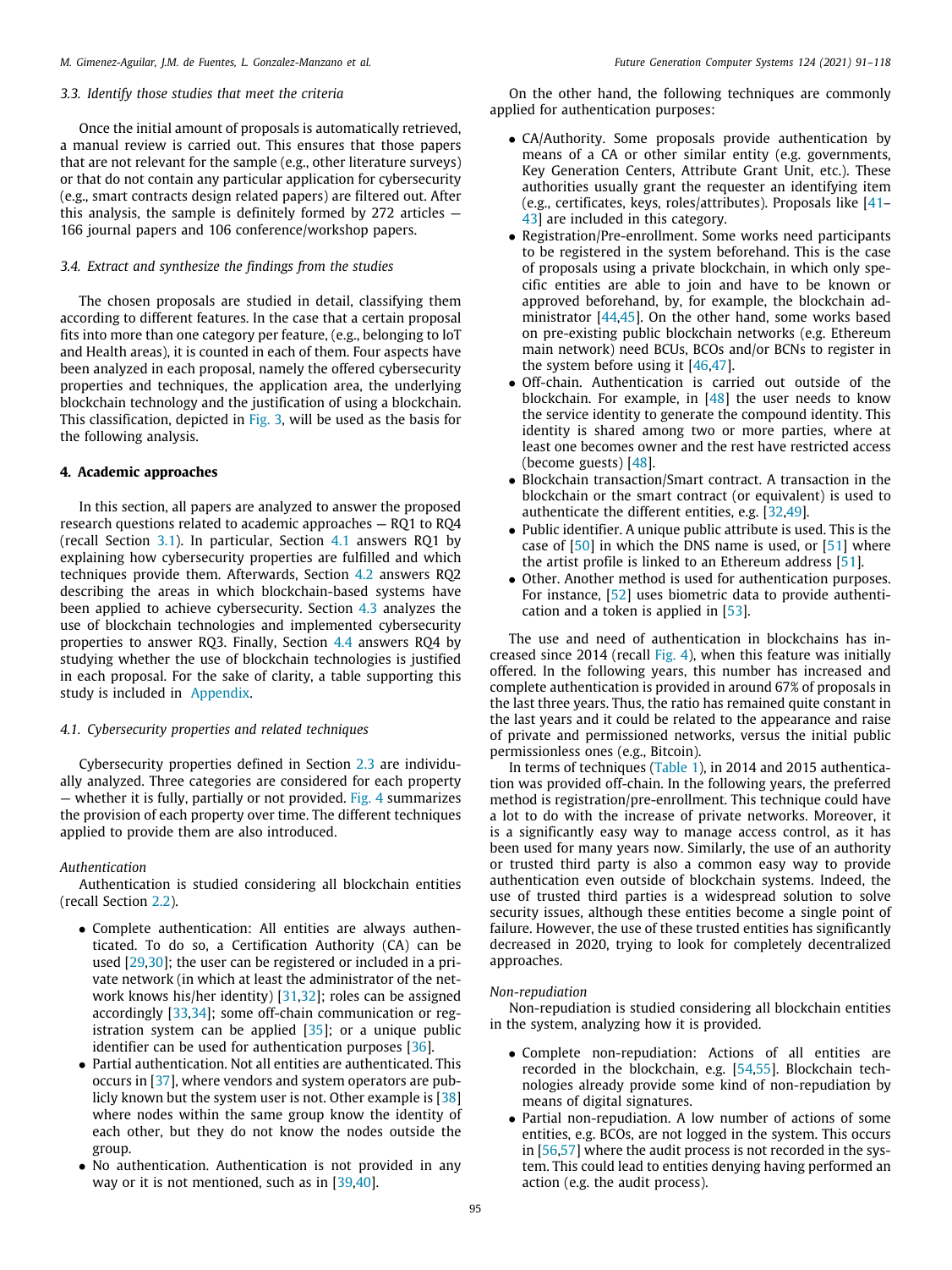### 3.3. Identify those studies that meet the criteria

Once the initial amount of proposals is automatically retrieved, a manual review is carried out. This ensures that those papers that are not relevant for the sample (e.g., other literature surveys) or that do not contain any particular application for cybersecurity (e.g., smart contracts design related papers) are filtered out. After this analysis, the sample is definitely formed by 272 articles — 166 journal papers and 106 conference/workshop papers.

### 3.4. Extract and synthesize the findings from the studies

The chosen proposals are studied in detail, classifying them according to different features. In the case that a certain proposal fits into more than one category per feature, (e.g., belonging to IoT and Health areas), it is counted in each of them. Four aspects have been analyzed in each proposal, namely the offered cybersecurity properties and techniques, the application area, the underlying blockchain technology and the justification of using a blockchain. This classification, depicted in Fig. 3, will be used as the basis for the following analysis.

## 4. Academic approaches

In this section, all papers are analyzed to answer the proposed research questions related to academic approaches — RQ1 to RQ4 (recall Section 3.1). In particular, Section 4.1 answers RQ1 by explaining how cybersecurity properties are fulfilled and which techniques provide them. Afterwards, Section 4.2 answers RQ2 describing the areas in which blockchain-based systems have been applied to achieve cybersecurity. Section 4.3 analyzes the use of blockchain technologies and implemented cybersecurity properties to answer RQ3. Finally, Section 4.4 answers RQ4 by studying whether the use of blockchain technologies is justified in each proposal. For the sake of clarity, a table supporting this study is included in Appendix.

### 4.1. Cybersecurity properties and related techniques

Cybersecurity properties defined in Section 2.3 are individually analyzed. Three categories are considered for each property — whether it is fully, partially or not provided. Fig. 4 summarizes the provision of each property over time. The different techniques applied to provide them are also introduced.

*Authentication*

Authentication is studied considering all blockchain entities (recall Section 2.2).

- Complete authentication: All entities are always authenticated. To do so, a Certification Authority (CA) can be used [29,30]; the user can be registered or included in a private network (in which at least the administrator of the network knows his/her identity) [31,32]; roles can be assigned accordingly [33,34]; some off-chain communication or registration system can be applied [35]; or a unique public identifier can be used for authentication purposes [36].
- Partial authentication. Not all entities are authenticated. This occurs in [37], where vendors and system operators are publicly known but the system user is not. Other example is [38] where nodes within the same group know the identity of each other, but they do not know the nodes outside the group.
- No authentication. Authentication is not provided in any way or it is not mentioned, such as in [39,40].

On the other hand, the following techniques are commonly applied for authentication purposes:

- CA/Authority. Some proposals provide authentication by means of a CA or other similar entity (e.g. governments, Key Generation Centers, Attribute Grant Unit, etc.). These authorities usually grant the requester an identifying item (e.g., certificates, keys, roles/attributes). Proposals like [41–43] are included in this category.
- Registration/Pre-enrollment. Some works need participants to be registered in the system beforehand. This is the case of proposals using a private blockchain, in which only specific entities are able to join and have to be known or approved beforehand, by, for example, the blockchain administrator [44,45]. On the other hand, some works based on pre-existing public blockchain networks (e.g. Ethereum main network) need BCUs, BCOs and/or BCNs to register in the system before using it [46,47].
- Off-chain. Authentication is carried out outside of the blockchain. For example, in [48] the user needs to know the service identity to generate the compound identity. This identity is shared among two or more parties, where at least one becomes owner and the rest have restricted access (become guests) [48].
- Blockchain transaction/Smart contract. A transaction in the blockchain or the smart contract (or equivalent) is used to authenticate the different entities, e.g. [32,49].
- Public identifier. A unique public attribute is used. This is the case of [50] in which the DNS name is used, or [51] where the artist profile is linked to an Ethereum address [51].
- Other. Another method is used for authentication purposes. For instance, [52] uses biometric data to provide authentication and a token is applied in [53].

The use and need of authentication in blockchains has increased since 2014 (recall Fig. 4), when this feature was initially offered. In the following years, this number has increased and complete authentication is provided in around 67% of proposals in the last three years. Thus, the ratio has remained quite constant in the last years and it could be related to the appearance and raise of private and permissioned networks, versus the initial public permissionless ones (e.g., Bitcoin).

In terms of techniques (Table 1), in 2014 and 2015 authentication was provided off-chain. In the following years, the preferred method is registration/pre-enrollment. This technique could have a lot to do with the increase of private networks. Moreover, it is a significantly easy way to manage access control, as it has been used for many years now. Similarly, the use of an authority or trusted third party is also a common easy way to provide authentication even outside of blockchain systems. Indeed, the use of trusted third parties is a widespread solution to solve security issues, although these entities become a single point of failure. However, the use of these trusted entities has significantly decreased in 2020, trying to look for completely decentralized approaches.

*Non-repudiation*

Non-repudiation is studied considering all blockchain entities in the system, analyzing how it is provided.

- Complete non-repudiation: Actions of all entities are recorded in the blockchain, e.g. [54,55]. Blockchain technologies already provide some kind of non-repudiation by means of digital signatures.
- Partial non-repudiation. A low number of actions of some entities, e.g. BCOs, are not logged in the system. This occurs in [56,57] where the audit process is not recorded in the system. This could lead to entities denying having performed an action (e.g. the audit process).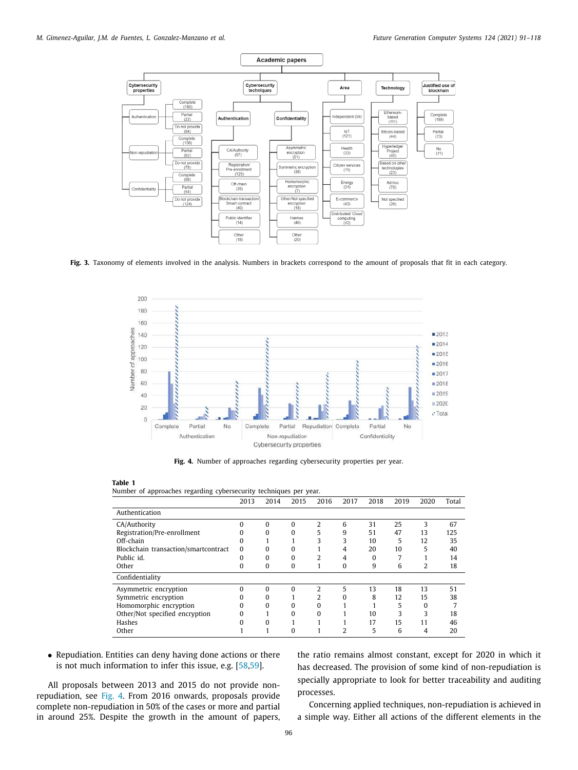Fig. 3. Taxonomy of elements involved in the analysis. Numbers in brackets correspond to the amount of proposals that fit in each category.

Fig. 4. Number of approaches regarding cybersecurity properties per year.

**Table 1**
Number of approaches regarding cybersecurity techniques per year.

| | 2013 | 2014 | 2015 | 2016 | 2017 | 2018 | 2019 | 2020 | Total |
|---|---|---|---|---|---|---|---|---|---|
| **Authentication** | | | | | | | | | |
| CA/Authority | 0 | 0 | 0 | 2 | 6 | 31 | 25 | 3 | 67 |
| Registration/Pre-enrollment | 0 | 0 | 0 | 5 | 9 | 51 | 47 | 13 | 125 |
| Off-chain | 0 | 1 | 1 | 3 | 3 | 10 | 5 | 12 | 35 |
| Blockchain transaction/smartcontract | 0 | 0 | 0 | 1 | 4 | 20 | 10 | 5 | 40 |
| Public id. | 0 | 0 | 0 | 2 | 4 | 0 | 7 | 1 | 14 |
| Other | 0 | 0 | 0 | 1 | 0 | 9 | 6 | 2 | 18 |
| **Confidentiality** | | | | | | | | | |
| Asymmetric encryption | 0 | 0 | 0 | 2 | 5 | 13 | 18 | 13 | 51 |
| Symmetric encryption | 0 | 0 | 1 | 2 | 0 | 8 | 12 | 15 | 38 |
| Homomorphic encryption | 0 | 0 | 0 | 0 | 1 | 1 | 5 | 0 | 7 |
| Other/Not specified encryption | 0 | 1 | 0 | 0 | 1 | 10 | 3 | 3 | 18 |
| Hashes | 0 | 0 | 1 | 1 | 1 | 17 | 15 | 11 | 46 |
| Other | 1 | 1 | 0 | 1 | 2 | 5 | 6 | 4 | 20 |

- Repudiation. Entities can deny having done actions or there is not much information to infer this issue, e.g. [58,59].

All proposals between 2013 and 2015 do not provide non-repudiation, see Fig. 4. From 2016 onwards, proposals provide complete non-repudiation in 50% of the cases or more and partial in around 25%. Despite the growth in the amount of papers, the ratio remains almost constant, except for 2020 in which it has decreased. The provision of some kind of non-repudiation is specially appropriate to look for better traceability and auditing processes.

Concerning applied techniques, non-repudiation is achieved in a simple way. Either all actions of the different elements in the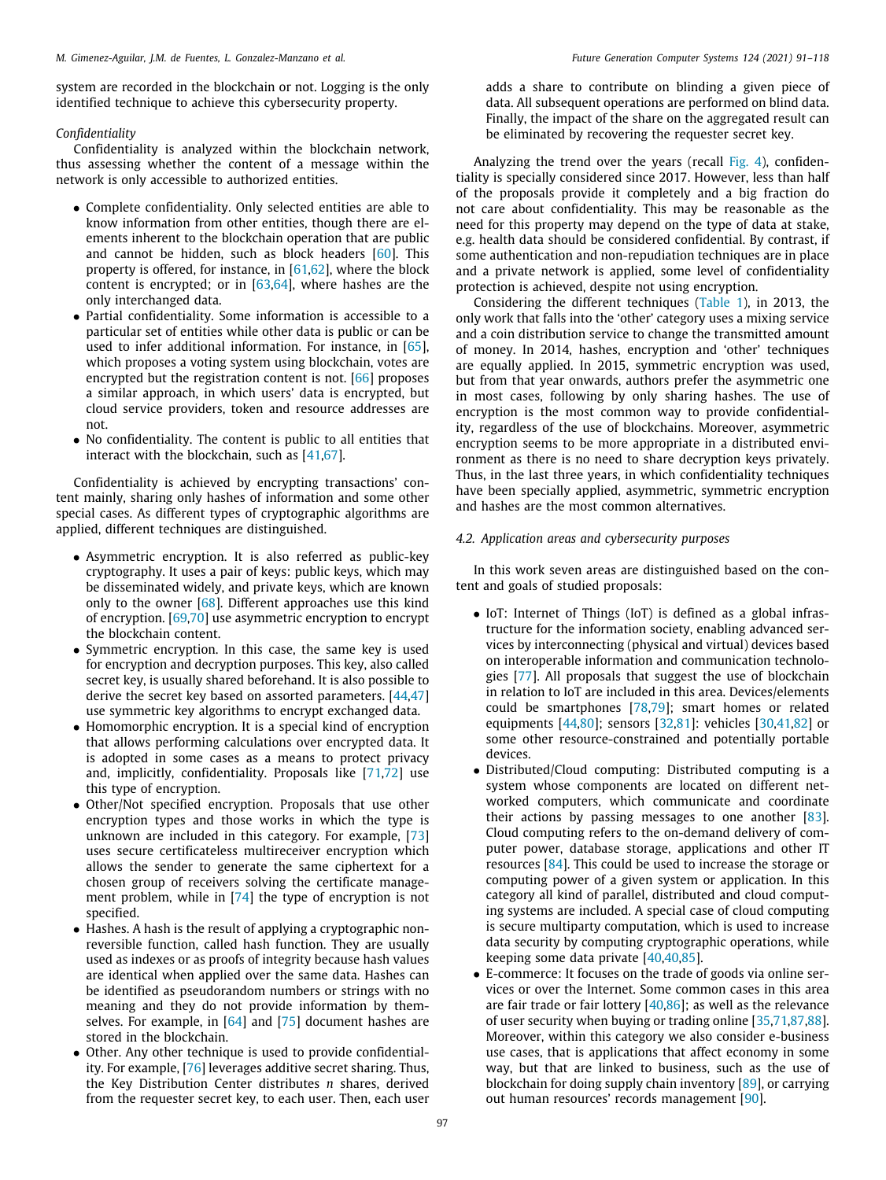system are recorded in the blockchain or not. Logging is the only identified technique to achieve this cybersecurity property.

*Confidentiality*

Confidentiality is analyzed within the blockchain network, thus assessing whether the content of a message within the network is only accessible to authorized entities.

- Complete confidentiality. Only selected entities are able to know information from other entities, though there are elements inherent to the blockchain operation that are public and cannot be hidden, such as block headers [60]. This property is offered, for instance, in [61,62], where the block content is encrypted; or in [63,64], where hashes are the only interchanged data.
- Partial confidentiality. Some information is accessible to a particular set of entities while other data is public or can be used to infer additional information. For instance, in [65], which proposes a voting system using blockchain, votes are encrypted but the registration content is not. [66] proposes a similar approach, in which users' data is encrypted, but cloud service providers, token and resource addresses are not.
- No confidentiality. The content is public to all entities that interact with the blockchain, such as [41,67].

Confidentiality is achieved by encrypting transactions' content mainly, sharing only hashes of information and some other special cases. As different types of cryptographic algorithms are applied, different techniques are distinguished.

- Asymmetric encryption. It is also referred as public-key cryptography. It uses a pair of keys: public keys, which may be disseminated widely, and private keys, which are known only to the owner [68]. Different approaches use this kind of encryption. [69,70] use asymmetric encryption to encrypt the blockchain content.
- Symmetric encryption. In this case, the same key is used for encryption and decryption purposes. This key, also called secret key, is usually shared beforehand. It is also possible to derive the secret key based on assorted parameters. [44,47] use symmetric key algorithms to encrypt exchanged data.
- Homomorphic encryption. It is a special kind of encryption that allows performing calculations over encrypted data. It is adopted in some cases as a means to protect privacy and, implicitly, confidentiality. Proposals like [71,72] use this type of encryption.
- Other/Not specified encryption. Proposals that use other encryption types and those works in which the type is unknown are included in this category. For example, [73] uses secure certificateless multireceiver encryption which allows the sender to generate the same ciphertext for a chosen group of receivers solving the certificate management problem, while in [74] the type of encryption is not specified.
- Hashes. A hash is the result of applying a cryptographic non-reversible function, called hash function. They are usually used as indexes or as proofs of integrity because hash values are identical when applied over the same data. Hashes can be identified as pseudorandom numbers or strings with no meaning and they do not provide information by themselves. For example, in [64] and [75] document hashes are stored in the blockchain.
- Other. Any other technique is used to provide confidentiality. For example, [76] leverages additive secret sharing. Thus, the Key Distribution Center distributes $n$ shares, derived from the requester secret key, to each user. Then, each user adds a share to contribute on blinding a given piece of data. All subsequent operations are performed on blind data. Finally, the impact of the share on the aggregated result can be eliminated by recovering the requester secret key.

Analyzing the trend over the years (recall Fig. 4), confidentiality is specially considered since 2017. However, less than half of the proposals provide it completely and a big fraction do not care about confidentiality. This may be reasonable as the need for this property may depend on the type of data at stake, e.g. health data should be considered confidential. By contrast, if some authentication and non-repudiation techniques are in place and a private network is applied, some level of confidentiality protection is achieved, despite not using encryption.

Considering the different techniques (Table 1), in 2013, the only work that falls into the 'other' category uses a mixing service and a coin distribution service to change the transmitted amount of money. In 2014, hashes, encryption and 'other' techniques are equally applied. In 2015, symmetric encryption was used, but from that year onwards, authors prefer the asymmetric one in most cases, following by only sharing hashes. The use of encryption is the most common way to provide confidentiality, regardless of the use of blockchains. Moreover, asymmetric encryption seems to be more appropriate in a distributed environment as there is no need to share decryption keys privately. Thus, in the last three years, in which confidentiality techniques have been specially applied, asymmetric, symmetric encryption and hashes are the most common alternatives.

### 4.2. Application areas and cybersecurity purposes

In this work seven areas are distinguished based on the content and goals of studied proposals:

- IoT: Internet of Things (IoT) is defined as a global infrastructure for the information society, enabling advanced services by interconnecting (physical and virtual) devices based on interoperable information and communication technologies [77]. All proposals that suggest the use of blockchain in relation to IoT are included in this area. Devices/elements could be smartphones [78,79]; smart homes or related equipments [44,80]; sensors [32,81]: vehicles [30,41,82] or some other resource-constrained and potentially portable devices.
- Distributed/Cloud computing: Distributed computing is a system whose components are located on different networked computers, which communicate and coordinate their actions by passing messages to one another [83]. Cloud computing refers to the on-demand delivery of computer power, database storage, applications and other IT resources [84]. This could be used to increase the storage or computing power of a given system or application. In this category all kind of parallel, distributed and cloud computing systems are included. A special case of cloud computing is secure multiparty computation, which is used to increase data security by computing cryptographic operations, while keeping some data private [40,40,85].
- E-commerce: It focuses on the trade of goods via online services or over the Internet. Some common cases in this area are fair trade or fair lottery [40,86]; as well as the relevance of user security when buying or trading online [35,71,87,88]. Moreover, within this category we also consider e-business use cases, that is applications that affect economy in some way, but that are linked to business, such as the use of blockchain for doing supply chain inventory [89], or carrying out human resources' records management [90].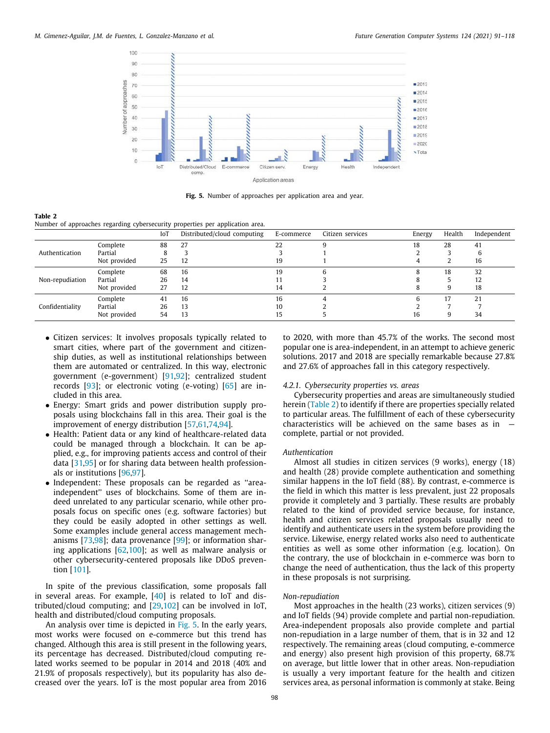Fig. 5. Number of approaches per application area and year.

**Table 2**
Number of approaches regarding cybersecurity properties per application area.

| | | IoT | Distributed/cloud computing | E-commerce | Citizen services | Energy | Health | Independent |
|---|---|---|---|---|---|---|---|---|
| Authentication | Complete | 88 | 27 | 22 | 9 | 18 | 28 | 41 |
| | Partial | 8 | 3 | 3 | 1 | 2 | 3 | 6 |
| | Not provided | 25 | 12 | 19 | 1 | 4 | 2 | 16 |
| Non-repudiation | Complete | 68 | 16 | 19 | 6 | 8 | 18 | 32 |
| | Partial | 26 | 14 | 11 | 3 | 8 | 5 | 12 |
| | Not provided | 27 | 12 | 14 | 2 | 8 | 9 | 18 |
| Confidentiality | Complete | 41 | 16 | 16 | 4 | 6 | 17 | 21 |
| | Partial | 26 | 13 | 10 | 2 | 2 | 7 | 7 |
| | Not provided | 54 | 13 | 15 | 5 | 16 | 9 | 34 |

- Citizen services: It involves proposals typically related to smart cities, where part of the government and citizenship duties, as well as institutional relationships between them are automated or centralized. In this way, electronic government (e-government) [91,92]; centralized student records [93]; or electronic voting (e-voting) [65] are included in this area.
- Energy: Smart grids and power distribution supply proposals using blockchains fall in this area. Their goal is the improvement of energy distribution [57,61,74,94].
- Health: Patient data or any kind of healthcare-related data could be managed through a blockchain. It can be applied, e.g., for improving patients access and control of their data [31,95] or for sharing data between health professionals or institutions [96,97].
- Independent: These proposals can be regarded as "area-independent" uses of blockchains. Some of them are indeed unrelated to any particular scenario, while other proposals focus on specific ones (e.g. software factories) but they could be easily adopted in other settings as well. Some examples include general access management mechanisms [73,98]; data provenance [99]; or information sharing applications [62,100]; as well as malware analysis or other cybersecurity-centered proposals like DDoS prevention [101].

In spite of the previous classification, some proposals fall in several areas. For example, [40] is related to IoT and distributed/cloud computing; and [29,102] can be involved in IoT, health and distributed/cloud computing proposals.

An analysis over time is depicted in Fig. 5. In the early years, most works were focused on e-commerce but this trend has changed. Although this area is still present in the following years, its percentage has decreased. Distributed/cloud computing related works seemed to be popular in 2014 and 2018 (40% and 21.9% of proposals respectively), but its popularity has also decreased over the years. IoT is the most popular area from 2016 to 2020, with more than 45.7% of the works. The second most popular one is area-independent, in an attempt to achieve generic solutions. 2017 and 2018 are specially remarkable because 27.8% and 27.6% of approaches fall in this category respectively.

#### 4.2.1. Cybersecurity properties vs. areas

Cybersecurity properties and areas are simultaneously studied herein (Table 2) to identify if there are properties specially related to particular areas. The fulfillment of each of these cybersecurity characteristics will be achieved on the same bases as in — complete, partial or not provided.

*Authentication*

Almost all studies in citizen services (9 works), energy (18) and health (28) provide complete authentication and something similar happens in the IoT field (88). By contrast, e-commerce is the field in which this matter is less prevalent, just 22 proposals provide it completely and 3 partially. These results are probably related to the kind of provided service because, for instance, health and citizen services related proposals usually need to identify and authenticate users in the system before providing the service. Likewise, energy related works also need to authenticate entities as well as some other information (e.g. location). On the contrary, the use of blockchain in e-commerce was born to change the need of authentication, thus the lack of this property in these proposals is not surprising.

*Non-repudiation*

Most approaches in the health (23 works), citizen services (9) and IoT fields (94) provide complete and partial non-repudiation. Area-independent proposals also provide complete and partial non-repudiation in a large number of them, that is in 32 and 12 respectively. The remaining areas (cloud computing, e-commerce and energy) also present high provision of this property, 68.7% on average, but little lower that in other areas. Non-repudiation is usually a very important feature for the health and citizen services area, as personal information is commonly at stake. Being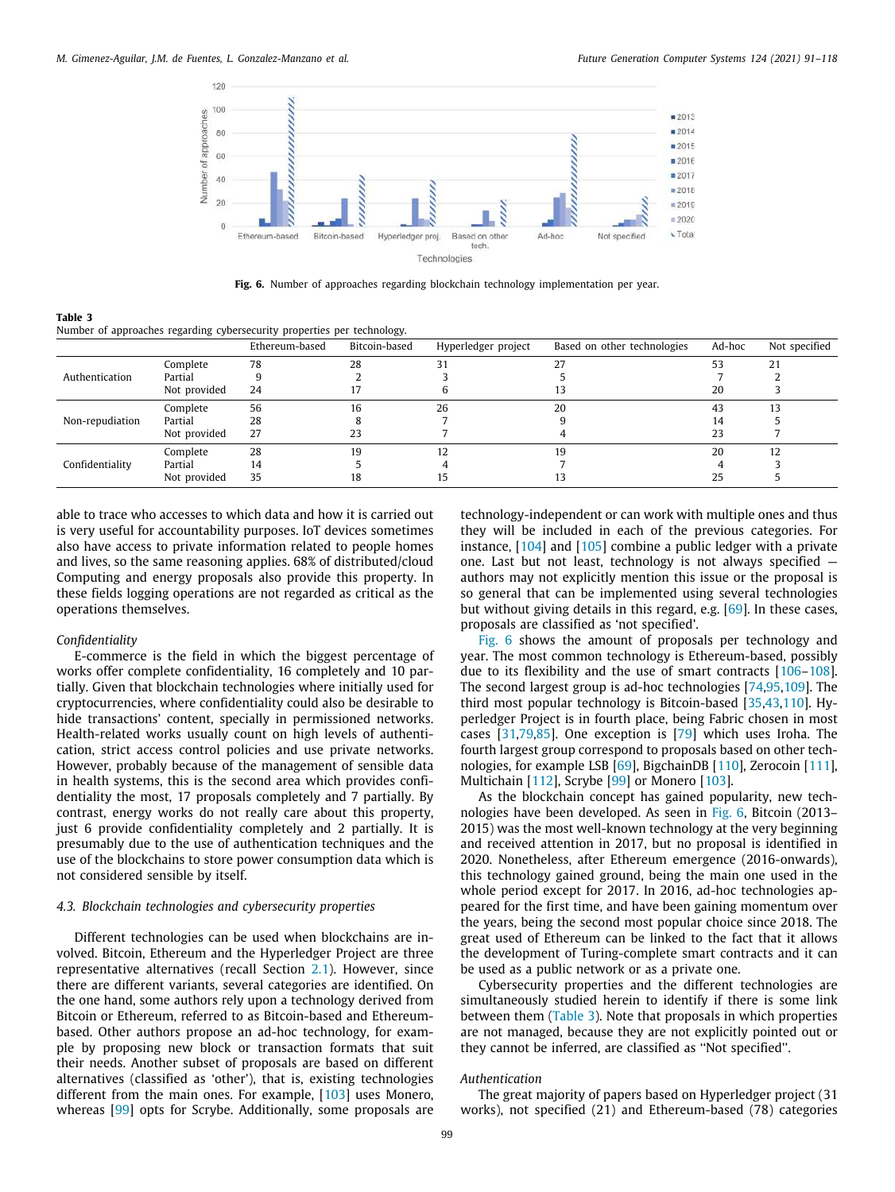**Fig. 6.** Number of approaches regarding blockchain technology implementation per year.

**Table 3**
Number of approaches regarding cybersecurity properties per technology.

| | | Ethereum-based | Bitcoin-based | Hyperledger project | Based on other technologies | Ad-hoc | Not specified |
|---|---|---|---|---|---|---|---|
| Authentication | Complete | 78 | 28 | 31 | 27 | 53 | 21 |
| | Partial | 9 | 2 | 3 | 5 | 7 | 2 |
| | Not provided | 24 | 17 | 6 | 13 | 20 | 3 |
| Non-repudiation | Complete | 56 | 16 | 26 | 20 | 43 | 13 |
| | Partial | 28 | 8 | 7 | 9 | 14 | 5 |
| | Not provided | 27 | 23 | 7 | 4 | 23 | 7 |
| Confidentiality | Complete | 28 | 19 | 12 | 19 | 20 | 12 |
| | Partial | 14 | 5 | 4 | 7 | 4 | 3 |
| | Not provided | 35 | 18 | 15 | 13 | 25 | 5 |

able to trace who accesses to which data and how it is carried out is very useful for accountability purposes. IoT devices sometimes also have access to private information related to people homes and lives, so the same reasoning applies. 68% of distributed/cloud Computing and energy proposals also provide this property. In these fields logging operations are not regarded as critical as the operations themselves.

*Confidentiality*

E-commerce is the field in which the biggest percentage of works offer complete confidentiality, 16 completely and 10 partially. Given that blockchain technologies where initially used for cryptocurrencies, where confidentiality could also be desirable to hide transactions' content, specially in permissioned networks. Health-related works usually count on high levels of authentication, strict access control policies and use private networks. However, probably because of the management of sensible data in health systems, this is the second area which provides confidentiality the most, 17 proposals completely and 7 partially. By contrast, energy works do not really care about this property, just 6 provide confidentiality completely and 2 partially. It is presumably due to the use of authentication techniques and the use of the blockchains to store power consumption data which is not considered sensible by itself.

### 4.3. Blockchain technologies and cybersecurity properties

Different technologies can be used when blockchains are involved. Bitcoin, Ethereum and the Hyperledger Project are three representative alternatives (recall Section 2.1). However, since there are different variants, several categories are identified. On the one hand, some authors rely upon a technology derived from Bitcoin or Ethereum, referred to as Bitcoin-based and Ethereum-based. Other authors propose an ad-hoc technology, for example by proposing new block or transaction formats that suit their needs. Another subset of proposals are based on different alternatives (classified as 'other'), that is, existing technologies different from the main ones. For example, [103] uses Monero, whereas [99] opts for Scrybe. Additionally, some proposals are technology-independent or can work with multiple ones and thus they will be included in each of the previous categories. For instance, [104] and [105] combine a public ledger with a private one. Last but not least, technology is not always specified — authors may not explicitly mention this issue or the proposal is so general that can be implemented using several technologies but without giving details in this regard, e.g. [69]. In these cases, proposals are classified as 'not specified'.

Fig. 6 shows the amount of proposals per technology and year. The most common technology is Ethereum-based, possibly due to its flexibility and the use of smart contracts [106–108]. The second largest group is ad-hoc technologies [74,95,109]. The third most popular technology is Bitcoin-based [35,43,110]. Hyperledger Project is in fourth place, being Fabric chosen in most cases [31,79,85]. One exception is [79] which uses Iroha. The fourth largest group correspond to proposals based on other technologies, for example LSB [69], BigchainDB [110], Zerocoin [111], Multichain [112], Scrybe [99] or Monero [103].

As the blockchain concept has gained popularity, new technologies have been developed. As seen in Fig. 6, Bitcoin (2013–2015) was the most well-known technology at the very beginning and received attention in 2017, but no proposal is identified in 2020. Nonetheless, after Ethereum emergence (2016-onwards), this technology gained ground, being the main one used in the whole period except for 2017. In 2016, ad-hoc technologies appeared for the first time, and have been gaining momentum over the years, being the second most popular choice since 2018. The great used of Ethereum can be linked to the fact that it allows the development of Turing-complete smart contracts and it can be used as a public network or as a private one.

Cybersecurity properties and the different technologies are simultaneously studied herein to identify if there is some link between them (Table 3). Note that proposals in which properties are not managed, because they are not explicitly pointed out or they cannot be inferred, are classified as "Not specified".

*Authentication*

The great majority of papers based on Hyperledger project (31 works), not specified (21) and Ethereum-based (78) categories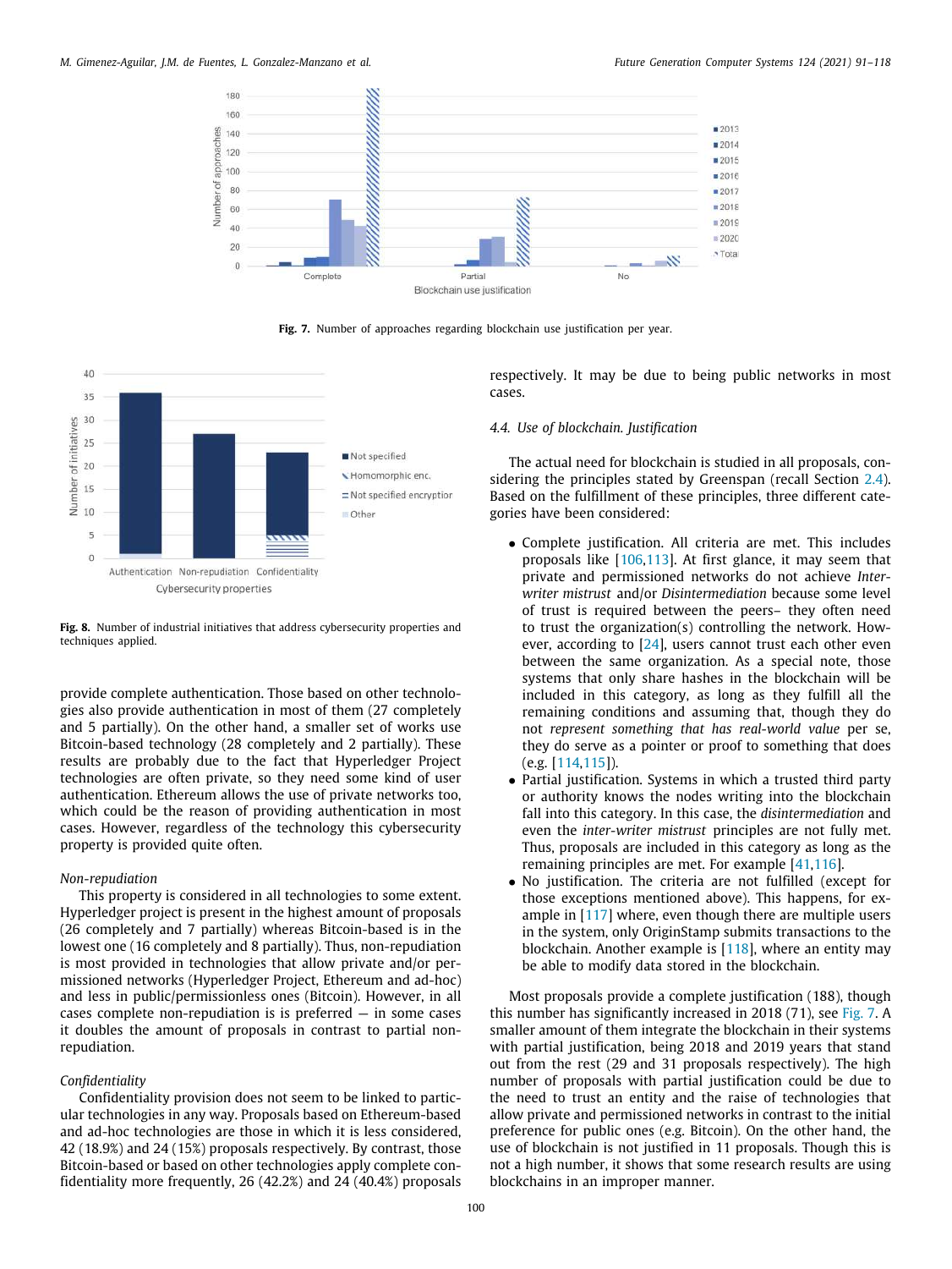Fig. 7. Number of approaches regarding blockchain use justification per year.

Fig. 8. Number of industrial initiatives that address cybersecurity properties and techniques applied.

provide complete authentication. Those based on other technologies also provide authentication in most of them (27 completely and 5 partially). On the other hand, a smaller set of works use Bitcoin-based technology (28 completely and 2 partially). These results are probably due to the fact that Hyperledger Project technologies are often private, so they need some kind of user authentication. Ethereum allows the use of private networks too, which could be the reason of providing authentication in most cases. However, regardless of the technology this cybersecurity property is provided quite often.

*Non-repudiation*

This property is considered in all technologies to some extent. Hyperledger project is present in the highest amount of proposals (26 completely and 7 partially) whereas Bitcoin-based is in the lowest one (16 completely and 8 partially). Thus, non-repudiation is most provided in technologies that allow private and/or permissioned networks (Hyperledger Project, Ethereum and ad-hoc) and less in public/permissionless ones (Bitcoin). However, in all cases complete non-repudiation is is preferred — in some cases it doubles the amount of proposals in contrast to partial non-repudiation.

*Confidentiality*

Confidentiality provision does not seem to be linked to particular technologies in any way. Proposals based on Ethereum-based and ad-hoc technologies are those in which it is less considered, 42 (18.9%) and 24 (15%) proposals respectively. By contrast, those Bitcoin-based or based on other technologies apply complete confidentiality more frequently, 26 (42.2%) and 24 (40.4%) proposals respectively. It may be due to being public networks in most cases.

### 4.4. Use of blockchain. Justification

The actual need for blockchain is studied in all proposals, considering the principles stated by Greenspan (recall Section 2.4). Based on the fulfillment of these principles, three different categories have been considered:

- Complete justification. All criteria are met. This includes proposals like [106,113]. At first glance, it may seem that private and permissioned networks do not achieve *Inter-writer mistrust* and/or *Disintermediation* because some level of trust is required between the peers– they often need to trust the organization(s) controlling the network. However, according to [24], users cannot trust each other even between the same organization. As a special note, those systems that only share hashes in the blockchain will be included in this category, as long as they fulfill all the remaining conditions and assuming that, though they do not *represent something that has real-world value* per se, they do serve as a pointer or proof to something that does (e.g. [114,115]).
- Partial justification. Systems in which a trusted third party or authority knows the nodes writing into the blockchain fall into this category. In this case, the *disintermediation* and even the *inter-writer mistrust* principles are not fully met. Thus, proposals are included in this category as long as the remaining principles are met. For example [41,116].
- No justification. The criteria are not fulfilled (except for those exceptions mentioned above). This happens, for example in [117] where, even though there are multiple users in the system, only OriginStamp submits transactions to the blockchain. Another example is [118], where an entity may be able to modify data stored in the blockchain.

Most proposals provide a complete justification (188), though this number has significantly increased in 2018 (71), see Fig. 7. A smaller amount of them integrate the blockchain in their systems with partial justification, being 2018 and 2019 years that stand out from the rest (29 and 31 proposals respectively). The high number of proposals with partial justification could be due to the need to trust an entity and the raise of technologies that allow private and permissioned networks in contrast to the initial preference for public ones (e.g. Bitcoin). On the other hand, the use of blockchain is not justified in 11 proposals. Though this is not a high number, it shows that some research results are using blockchains in an improper manner.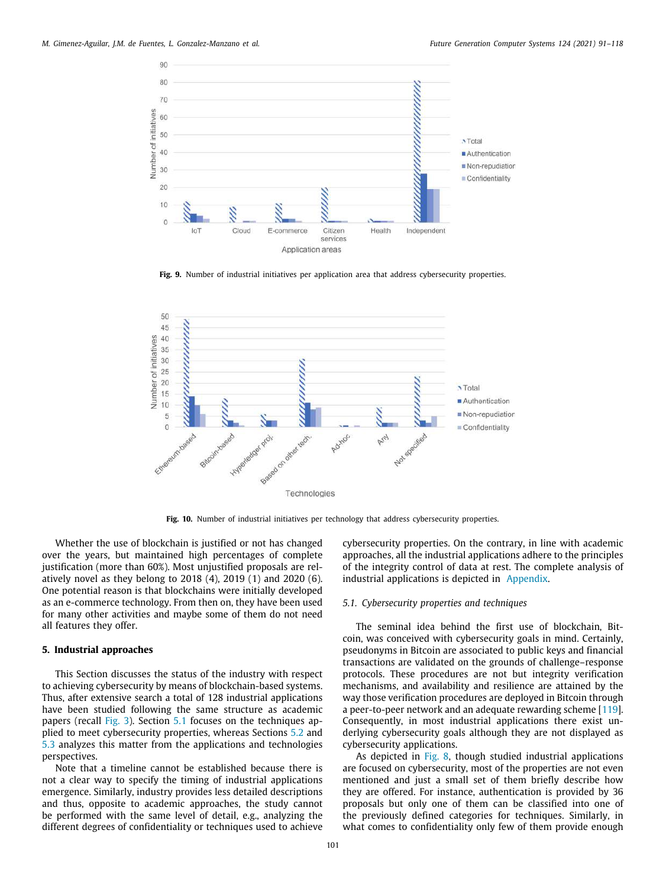Fig. 9. Number of industrial initiatives per application area that address cybersecurity properties.

Fig. 10. Number of industrial initiatives per technology that address cybersecurity properties.

Whether the use of blockchain is justified or not has changed over the years, but maintained high percentages of complete justification (more than 60%). Most unjustified proposals are relatively novel as they belong to 2018 (4), 2019 (1) and 2020 (6). One potential reason is that blockchains were initially developed as an e-commerce technology. From then on, they have been used for many other activities and maybe some of them do not need all features they offer.

## 5. Industrial approaches

This Section discusses the status of the industry with respect to achieving cybersecurity by means of blockchain-based systems. Thus, after extensive search a total of 128 industrial applications have been studied following the same structure as academic papers (recall Fig. 3). Section 5.1 focuses on the techniques applied to meet cybersecurity properties, whereas Sections 5.2 and 5.3 analyzes this matter from the applications and technologies perspectives.

Note that a timeline cannot be established because there is not a clear way to specify the timing of industrial applications emergence. Similarly, industry provides less detailed descriptions and thus, opposite to academic approaches, the study cannot be performed with the same level of detail, e.g., analyzing the different degrees of confidentiality or techniques used to achieve cybersecurity properties. On the contrary, in line with academic approaches, all the industrial applications adhere to the principles of the integrity control of data at rest. The complete analysis of industrial applications is depicted in Appendix.

### 5.1. Cybersecurity properties and techniques

The seminal idea behind the first use of blockchain, Bitcoin, was conceived with cybersecurity goals in mind. Certainly, pseudonyms in Bitcoin are associated to public keys and financial transactions are validated on the grounds of challenge–response protocols. These procedures are not but integrity verification mechanisms, and availability and resilience are attained by the way those verification procedures are deployed in Bitcoin through a peer-to-peer network and an adequate rewarding scheme [119]. Consequently, in most industrial applications there exist underlying cybersecurity goals although they are not displayed as cybersecurity applications.

As depicted in Fig. 8, though studied industrial applications are focused on cybersecurity, most of the properties are not even mentioned and just a small set of them briefly describe how they are offered. For instance, authentication is provided by 36 proposals but only one of them can be classified into one of the previously defined categories for techniques. Similarly, in what comes to confidentiality only few of them provide enough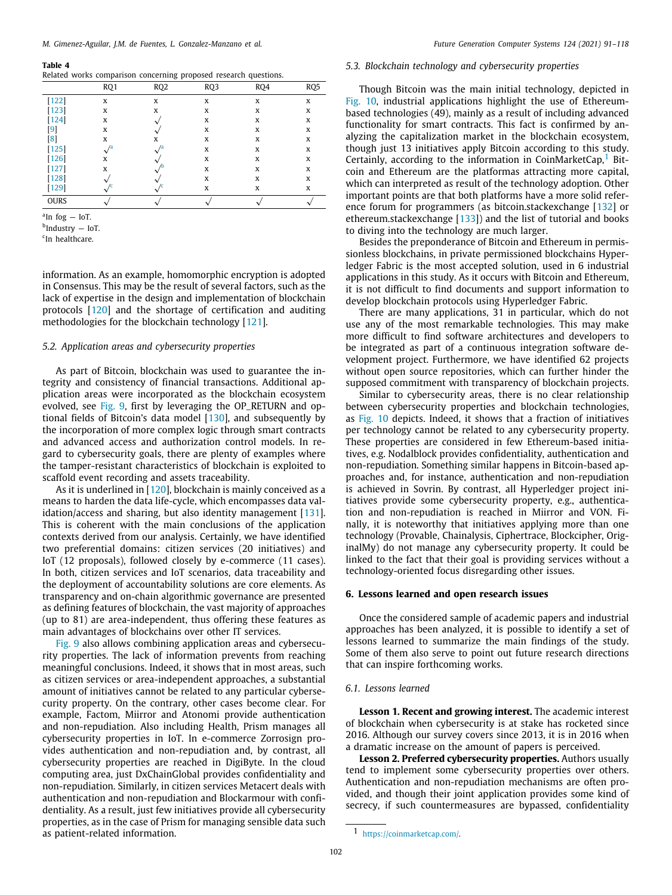**Table 4**
Related works comparison concerning proposed research questions.

| | RQ1 | RQ2 | RQ3 | RQ4 | RQ5 |
|---|---|---|---|---|---|
| [122] | x | x | x | x | x |
| [123] | x | x | x | x | x |
| [124] | x | √ | x | x | x |
| [9] | x | √ | x | x | x |
| [8] | x | x | x | x | x |
| [125] | √[a] | √[a] | x | x | x |
| [126] | x | √ | x | x | x |
| [127] | x | √[b] | x | x | x |
| [128] | √ | √ | x | x | x |
| [129] | √[c] | √[c] | x | x | x |
| OURS | √ | √ | √ | √ | √ |

[a]In fog — IoT.
[b]Industry — IoT.
[c]In healthcare.

information. As an example, homomorphic encryption is adopted in Consensus. This may be the result of several factors, such as the lack of expertise in the design and implementation of blockchain protocols [120] and the shortage of certification and auditing methodologies for the blockchain technology [121].

### 5.2. Application areas and cybersecurity properties

As part of Bitcoin, blockchain was used to guarantee the integrity and consistency of financial transactions. Additional application areas were incorporated as the blockchain ecosystem evolved, see Fig. 9, first by leveraging the OP_RETURN and optional fields of Bitcoin's data model [130], and subsequently by the incorporation of more complex logic through smart contracts and advanced access and authorization control models. In regard to cybersecurity goals, there are plenty of examples where the tamper-resistant characteristics of blockchain is exploited to scaffold event recording and assets traceability.

As it is underlined in [120], blockchain is mainly conceived as a means to harden the data life-cycle, which encompasses data validation/access and sharing, but also identity management [131]. This is coherent with the main conclusions of the application contexts derived from our analysis. Certainly, we have identified two preferential domains: citizen services (20 initiatives) and IoT (12 proposals), followed closely by e-commerce (11 cases). In both, citizen services and IoT scenarios, data traceability and the deployment of accountability solutions are core elements. As transparency and on-chain algorithmic governance are presented as defining features of blockchain, the vast majority of approaches (up to 81) are area-independent, thus offering these features as main advantages of blockchains over other IT services.

Fig. 9 also allows combining application areas and cybersecurity properties. The lack of information prevents from reaching meaningful conclusions. Indeed, it shows that in most areas, such as citizen services or area-independent approaches, a substantial amount of initiatives cannot be related to any particular cybersecurity property. On the contrary, other cases become clear. For example, Factom, Miirror and Atonomi provide authentication and non-repudiation. Also including Health, Prism manages all cybersecurity properties in IoT. In e-commerce Zorrosip provides authentication and non-repudiation and, by contrast, all cybersecurity properties are reached in DigiByte. In the cloud computing area, just DxChainGlobal provides confidentiality and non-repudiation. Similarly, in citizen services Metacert deals with authentication and non-repudiation and Blockarmour with confidentiality. As a result, just few initiatives provide all cybersecurity properties, as in the case of Prism for managing sensible data such as patient-related information.

### 5.3. Blockchain technology and cybersecurity properties

Though Bitcoin was the main initial technology, depicted in Fig. 10, industrial applications highlight the use of Ethereum-based technologies (49), mainly as a result of including advanced functionality for smart contracts. This fact is confirmed by analyzing the capitalization market in the blockchain ecosystem, though just 13 initiatives apply Bitcoin according to this study. Certainly, according to the information in CoinMarketCap,[1] Bitcoin and Ethereum are the platformas attracting more capital, which can interpreted as result of the technology adoption. Other important points are that both platforms have a more solid reference forum for programmers (as bitcoin.stackexchange [132] or ethereum.stackexchange [133]) and the list of tutorial and books to diving into the technology are much larger.

Besides the preponderance of Bitcoin and Ethereum in permissionless blockchains, in private permissioned blockchains Hyperledger Fabric is the most accepted solution, used in 6 industrial applications in this study. As it occurs with Bitcoin and Ethereum, it is not difficult to find documents and support information to develop blockchain protocols using Hyperledger Fabric.

There are many applications, 31 in particular, which do not use any of the most remarkable technologies. This may make more difficult to find software architectures and developers to be integrated as part of a continuous integration software development project. Furthermore, we have identified 62 projects without open source repositories, which can further hinder the supposed commitment with transparency of blockchain projects.

Similar to cybersecurity areas, there is no clear relationship between cybersecurity properties and blockchain technologies, as Fig. 10 depicts. Indeed, it shows that a fraction of initiatives per technology cannot be related to any cybersecurity property. These properties are considered in few Ethereum-based initiatives, e.g. Nodalblock provides confidentiality, authentication and non-repudiation. Something similar happens in Bitcoin-based approaches and, for instance, authentication and non-repudiation is achieved in Sovrin. By contrast, all Hyperledger project initiatives provide some cybersecurity property, e.g., authentication and non-repudiation is reached in Miirror and VON. Finally, it is noteworthy that initiatives applying more than one technology (Provable, Chainalysis, Ciphertrace, Blockcipher, OriginalMy) do not manage any cybersecurity property. It could be linked to the fact that their goal is providing services without a technology-oriented focus disregarding other issues.

## 6. Lessons learned and open research issues

Once the considered sample of academic papers and industrial approaches has been analyzed, it is possible to identify a set of lessons learned to summarize the main findings of the study. Some of them also serve to point out future research directions that can inspire forthcoming works.

### 6.1. Lessons learned

**Lesson 1. Recent and growing interest.** The academic interest of blockchain when cybersecurity is at stake has rocketed since 2016. Although our survey covers since 2013, it is in 2016 when a dramatic increase on the amount of papers is perceived.

**Lesson 2. Preferred cybersecurity properties.** Authors usually tend to implement some cybersecurity properties over others. Authentication and non-repudiation mechanisms are often provided, and though their joint application provides some kind of secrecy, if such countermeasures are bypassed, confidentiality

[1] https://coinmarketcap.com/.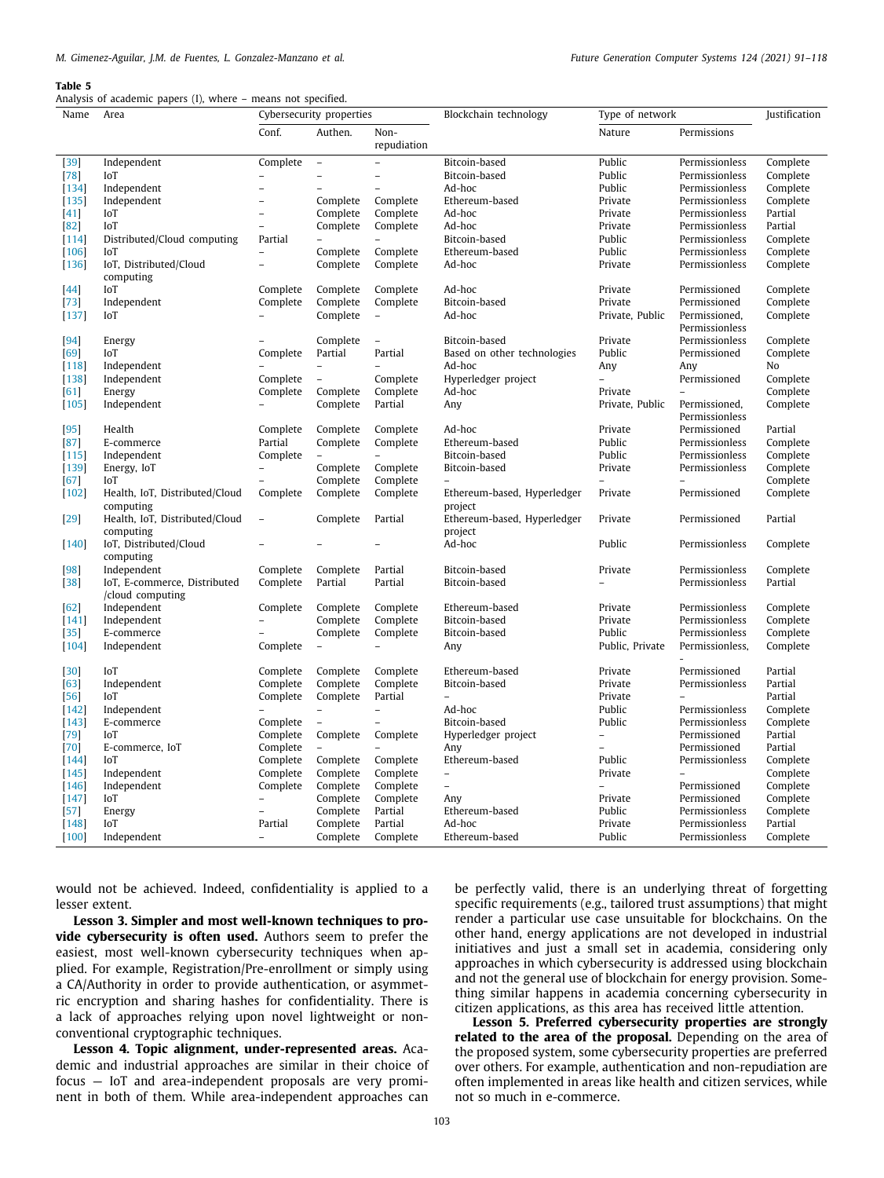**Table 5**
Analysis of academic papers (I), where – means not specified.

| Name | Area | Cybersecurity properties | | | Blockchain technology | Type of network | | Justification |
|---|---|---|---|---|---|---|---|---|
| | | Conf. | Authen. | Non-repudiation | | Nature | Permissions | |
| [39] | Independent | Complete | – | – | Bitcoin-based | Public | Permissionless | Complete |
| [78] | IoT | – | – | – | Bitcoin-based | Public | Permissionless | Complete |
| [134] | Independent | – | – | – | Ad-hoc | Public | Permissionless | Complete |
| [135] | Independent | – | Complete | Complete | Ethereum-based | Private | Permissionless | Complete |
| [41] | IoT | – | Complete | Complete | Ad-hoc | Private | Permissionless | Partial |
| [82] | IoT | – | Complete | Complete | Ad-hoc | Private | Permissionless | Partial |
| [114] | Distributed/Cloud computing | Partial | – | – | Bitcoin-based | Public | Permissionless | Complete |
| [106] | IoT | – | Complete | Complete | Ethereum-based | Public | Permissionless | Complete |
| [136] | IoT, Distributed/Cloud computing | – | Complete | Complete | Ad-hoc | Private | Permissionless | Complete |
| [44] | IoT | Complete | Complete | Complete | Ad-hoc | Private | Permissioned | Complete |
| [73] | Independent | Complete | Complete | Complete | Bitcoin-based | Private | Permissioned | Complete |
| [137] | IoT | – | Complete | – | Ad-hoc | Private, Public | Permissioned, Permissionless | Complete |
| [94] | Energy | – | Complete | – | Bitcoin-based | Private | Permissionless | Complete |
| [69] | IoT | Complete | Partial | Partial | Based on other technologies | Public | Permissioned | Complete |
| [118] | Independent | – | – | – | Ad-hoc | Any | Any | No |
| [138] | Independent | Complete | – | Complete | Hyperledger project | – | Permissioned | Complete |
| [61] | Energy | Complete | Complete | Complete | Ad-hoc | Private | – | Complete |
| [105] | Independent | – | Complete | Partial | Any | Private, Public | Permissioned, Permissionless | Complete |
| [95] | Health | Complete | Complete | Complete | Ad-hoc | Private | Permissioned | Partial |
| [87] | E-commerce | Partial | Complete | Complete | Ethereum-based | Public | Permissionless | Complete |
| [115] | Independent | Complete | – | – | Bitcoin-based | Public | Permissionless | Complete |
| [139] | Energy, IoT | – | Complete | Complete | Bitcoin-based | Private | Permissionless | Complete |
| [67] | IoT | – | Complete | Complete | – | – | – | Complete |
| [102] | Health, IoT, Distributed/Cloud computing | Complete | Complete | Complete | Ethereum-based, Hyperledger project | Private | Permissioned | Complete |
| [29] | Health, IoT, Distributed/Cloud computing | – | Complete | Partial | Ethereum-based, Hyperledger project | Private | Permissioned | Partial |
| [140] | IoT, Distributed/Cloud computing | – | – | – | Ad-hoc | Public | Permissionless | Complete |
| [98] | Independent | Complete | Complete | Partial | Bitcoin-based | Private | Permissionless | Complete |
| [38] | IoT, E-commerce, Distributed /cloud computing | Complete | Partial | Partial | Bitcoin-based | – | Permissionless | Partial |
| [62] | Independent | Complete | Complete | Complete | Ethereum-based | Private | Permissionless | Complete |
| [141] | Independent | – | Complete | Complete | Bitcoin-based | Private | Permissionless | Complete |
| [35] | E-commerce | – | Complete | Complete | Bitcoin-based | Public | Permissionless | Complete |
| [104] | Independent | Complete | – | – | Any | Public, Private | Permissionless, – | Complete |
| [30] | IoT | Complete | Complete | Complete | Ethereum-based | Private | Permissioned | Partial |
| [63] | Independent | Complete | Complete | Complete | Bitcoin-based | Private | Permissionless | Partial |
| [56] | IoT | Complete | Complete | Partial | – | Private | – | Partial |
| [142] | Independent | – | – | – | Ad-hoc | Public | Permissionless | Complete |
| [143] | E-commerce | Complete | – | – | Bitcoin-based | Public | Permissionless | Complete |
| [79] | IoT | Complete | Complete | Complete | Hyperledger project | – | Permissioned | Partial |
| [70] | E-commerce, IoT | Complete | – | – | Any | – | Permissioned | Partial |
| [144] | IoT | Complete | Complete | Complete | Ethereum-based | Public | Permissionless | Complete |
| [145] | Independent | Complete | Complete | Complete | – | Private | – | Complete |
| [146] | Independent | Complete | Complete | Complete | – | – | Permissioned | Complete |
| [147] | IoT | – | Complete | Complete | Any | Private | Permissioned | Complete |
| [57] | Energy | – | Complete | Partial | Ethereum-based | Public | Permissionless | Complete |
| [148] | IoT | Partial | Complete | Partial | Ad-hoc | Private | Permissionless | Partial |
| [100] | Independent | – | Complete | Complete | Ethereum-based | Public | Permissionless | Complete |

would not be achieved. Indeed, confidentiality is applied to a lesser extent.

**Lesson 3. Simpler and most well-known techniques to provide cybersecurity is often used.** Authors seem to prefer the easiest, most well-known cybersecurity techniques when applied. For example, Registration/Pre-enrollment or simply using a CA/Authority in order to provide authentication, or asymmetric encryption and sharing hashes for confidentiality. There is a lack of approaches relying upon novel lightweight or non-conventional cryptographic techniques.

**Lesson 4. Topic alignment, under-represented areas.** Academic and industrial approaches are similar in their choice of focus — IoT and area-independent proposals are very prominent in both of them. While area-independent approaches can be perfectly valid, there is an underlying threat of forgetting specific requirements (e.g., tailored trust assumptions) that might render a particular use case unsuitable for blockchains. On the other hand, energy applications are not developed in industrial initiatives and just a small set in academia, considering only approaches in which cybersecurity is addressed using blockchain and not the general use of blockchain for energy provision. Something similar happens in academia concerning cybersecurity in citizen applications, as this area has received little attention.

**Lesson 5. Preferred cybersecurity properties are strongly related to the area of the proposal.** Depending on the area of the proposed system, some cybersecurity properties are preferred over others. For example, authentication and non-repudiation are often implemented in areas like health and citizen services, while not so much in e-commerce.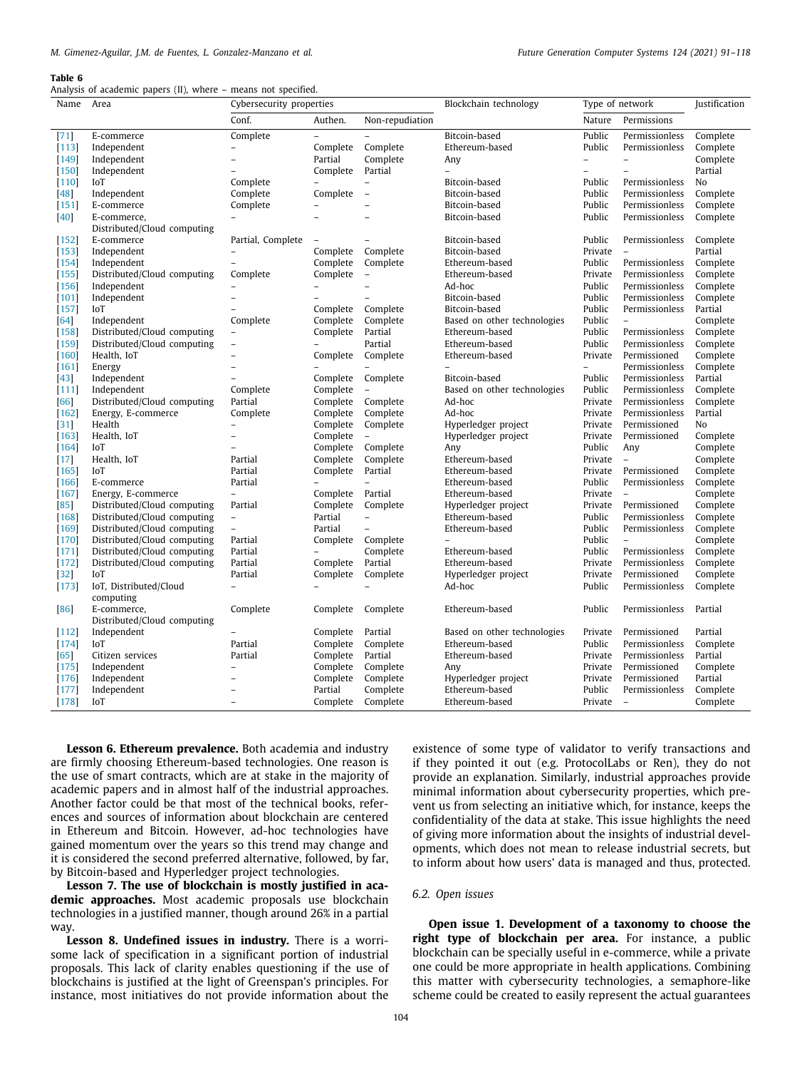**Table 6**
Analysis of academic papers (II), where – means not specified.

| Name | Area | Cybersecurity properties | | | Blockchain technology | Type of network | | Justification |
|---|---|---|---|---|---|---|---|---|
| | | Conf. | Authen. | Non-repudiation | | Nature | Permissions | |
| [71] | E-commerce | Complete | – | – | Bitcoin-based | Public | Permissionless | Complete |
| [113] | Independent | – | Complete | Complete | Ethereum-based | Public | Permissionless | Complete |
| [149] | Independent | – | Partial | Complete | Any | – | – | Complete |
| [150] | Independent | – | Complete | Partial | – | – | – | Partial |
| [110] | IoT | Complete | – | – | Bitcoin-based | Public | Permissionless | No |
| [48] | Independent | Complete | Complete | – | Bitcoin-based | Public | Permissionless | Complete |
| [151] | E-commerce | Complete | – | – | Bitcoin-based | Public | Permissionless | Complete |
| [40] | E-commerce, Distributed/Cloud computing | – | – | – | Bitcoin-based | Public | Permissionless | Complete |
| [152] | E-commerce | Partial, Complete | – | – | Bitcoin-based | Public | Permissionless | Complete |
| [153] | Independent | – | Complete | Complete | Bitcoin-based | Private | – | Partial |
| [154] | Independent | – | Complete | Complete | Ethereum-based | Public | Permissionless | Complete |
| [155] | Distributed/Cloud computing | Complete | Complete | – | Ethereum-based | Private | Permissionless | Complete |
| [156] | Independent | – | – | – | Ad-hoc | Public | Permissionless | Complete |
| [101] | Independent | – | – | – | Bitcoin-based | Public | Permissionless | Complete |
| [157] | IoT | – | Complete | Complete | Bitcoin-based | Public | Permissionless | Partial |
| [64] | Independent | Complete | Complete | Complete | Based on other technologies | Public | – | Complete |
| [158] | Distributed/Cloud computing | – | Complete | Partial | Ethereum-based | Public | Permissionless | Complete |
| [159] | Distributed/Cloud computing | – | – | Partial | Ethereum-based | Public | Permissionless | Complete |
| [160] | Health, IoT | – | Complete | Complete | Ethereum-based | Private | Permissioned | Complete |
| [161] | Energy | – | – | – | – | – | Permissionless | Complete |
| [43] | Independent | – | Complete | Complete | Bitcoin-based | Public | Permissionless | Partial |
| [111] | Independent | Complete | Complete | – | Based on other technologies | Public | Permissionless | Complete |
| [66] | Distributed/Cloud computing | Partial | Complete | Complete | Ad-hoc | Private | Permissionless | Complete |
| [162] | Energy, E-commerce | Complete | Complete | Complete | Ad-hoc | Private | Permissionless | Partial |
| [31] | Health | – | Complete | Complete | Hyperledger project | Private | Permissioned | No |
| [163] | Health, IoT | – | Complete | – | Hyperledger project | Private | Permissioned | Complete |
| [164] | IoT | – | Complete | Complete | Any | Public | Any | Complete |
| [17] | Health, IoT | Partial | Complete | Complete | Ethereum-based | Private | – | Complete |
| [165] | IoT | Partial | Complete | Partial | Ethereum-based | Private | Permissioned | Complete |
| [166] | E-commerce | Partial | – | – | Ethereum-based | Public | Permissionless | Complete |
| [167] | Energy, E-commerce | – | Complete | Partial | Ethereum-based | Private | – | Complete |
| [85] | Distributed/Cloud computing | Partial | Complete | Complete | Hyperledger project | Private | Permissioned | Complete |
| [168] | Distributed/Cloud computing | – | Partial | – | Ethereum-based | Public | Permissionless | Complete |
| [169] | Distributed/Cloud computing | – | Partial | – | Ethereum-based | Public | Permissionless | Complete |
| [170] | Distributed/Cloud computing | Partial | Complete | Complete | – | Public | – | Complete |
| [171] | Distributed/Cloud computing | Partial | – | Complete | Ethereum-based | Public | Permissionless | Complete |
| [172] | Distributed/Cloud computing | Partial | Complete | Partial | Ethereum-based | Private | Permissionless | Complete |
| [32] | IoT | Partial | Complete | Complete | Hyperledger project | Private | Permissioned | Complete |
| [173] | IoT, Distributed/Cloud computing | – | – | – | Ad-hoc | Public | Permissionless | Complete |
| [86] | E-commerce, Distributed/Cloud computing | Complete | Complete | Complete | Ethereum-based | Public | Permissionless | Partial |
| [112] | Independent | – | Complete | Partial | Based on other technologies | Private | Permissioned | Partial |
| [174] | IoT | Partial | Complete | Complete | Ethereum-based | Public | Permissionless | Complete |
| [65] | Citizen services | Partial | Complete | Partial | Ethereum-based | Private | Permissionless | Partial |
| [175] | Independent | – | Complete | Complete | Any | Private | Permissioned | Complete |
| [176] | Independent | – | Complete | Complete | Hyperledger project | Private | Permissioned | Partial |
| [177] | Independent | – | Partial | Complete | Ethereum-based | Public | Permissionless | Complete |
| [178] | IoT | – | Complete | Complete | Ethereum-based | Private | – | Complete |

**Lesson 6. Ethereum prevalence.** Both academia and industry are firmly choosing Ethereum-based technologies. One reason is the use of smart contracts, which are at stake in the majority of academic papers and in almost half of the industrial approaches. Another factor could be that most of the technical books, references and sources of information about blockchain are centered in Ethereum and Bitcoin. However, ad-hoc technologies have gained momentum over the years so this trend may change and it is considered the second preferred alternative, followed, by far, by Bitcoin-based and Hyperledger project technologies.

**Lesson 7. The use of blockchain is mostly justified in academic approaches.** Most academic proposals use blockchain technologies in a justified manner, though around 26% in a partial way.

**Lesson 8. Undefined issues in industry.** There is a worrisome lack of specification in a significant portion of industrial proposals. This lack of clarity enables questioning if the use of blockchains is justified at the light of Greenspan's principles. For instance, most initiatives do not provide information about the existence of some type of validator to verify transactions and if they pointed it out (e.g. ProtocolLabs or Ren), they do not provide an explanation. Similarly, industrial approaches provide minimal information about cybersecurity properties, which prevent us from selecting an initiative which, for instance, keeps the confidentiality of the data at stake. This issue highlights the need of giving more information about the insights of industrial developments, which does not mean to release industrial secrets, but to inform about how users' data is managed and thus, protected.

### 6.2. Open issues

**Open issue 1. Development of a taxonomy to choose the right type of blockchain per area.** For instance, a public blockchain can be specially useful in e-commerce, while a private one could be more appropriate in health applications. Combining this matter with cybersecurity technologies, a semaphore-like scheme could be created to easily represent the actual guarantees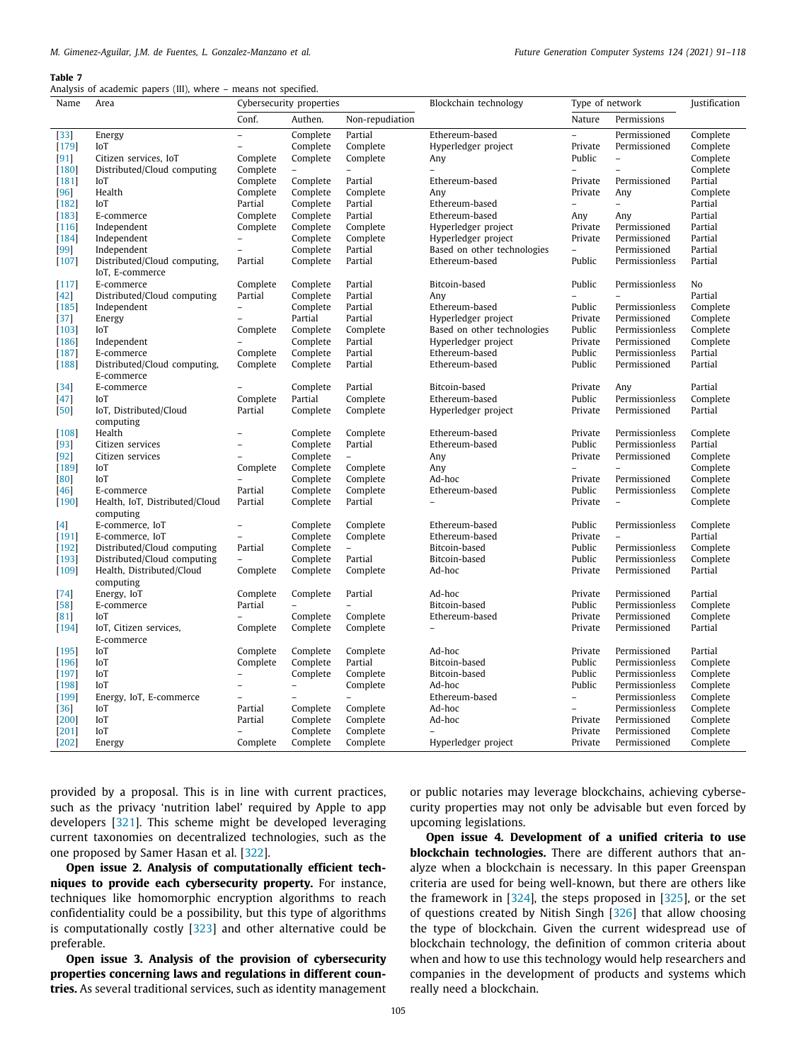**Table 7**
Analysis of academic papers (III), where – means not specified.

| Name | Area | Cybersecurity properties | | | Blockchain technology | Type of network | | Justification |
|---|---|---|---|---|---|---|---|---|
| | | Conf. | Authen. | Non-repudiation | | Nature | Permissions | |
| [33] | Energy | – | Complete | Partial | Ethereum-based | – | Permissioned | Complete |
| [179] | IoT | – | Complete | Complete | Hyperledger project | Private | Permissioned | Complete |
| [91] | Citizen services, IoT | Complete | Complete | Complete | Any | Public | – | Complete |
| [180] | Distributed/Cloud computing | Complete | – | – | – | – | – | Complete |
| [181] | IoT | Complete | Complete | Partial | Ethereum-based | Private | Permissioned | Partial |
| [96] | Health | Complete | Complete | Complete | Any | Private | Any | Complete |
| [182] | IoT | Partial | Complete | Partial | Ethereum-based | – | – | Partial |
| [183] | E-commerce | Complete | Complete | Partial | Ethereum-based | Any | Any | Partial |
| [116] | Independent | Complete | Complete | Complete | Hyperledger project | Private | Permissioned | Partial |
| [184] | Independent | – | Complete | Complete | Hyperledger project | Private | Permissioned | Partial |
| [99] | Independent | – | Complete | Partial | Based on other technologies | – | Permissioned | Partial |
| [107] | Distributed/Cloud computing, IoT, E-commerce | Partial | Complete | Partial | Ethereum-based | Public | Permissionless | Partial |
| [117] | E-commerce | Complete | Complete | Partial | Bitcoin-based | Public | Permissionless | No |
| [42] | Distributed/Cloud computing | Partial | Complete | Partial | Any | – | – | Partial |
| [185] | Independent | – | Complete | Partial | Ethereum-based | Public | Permissionless | Complete |
| [37] | Energy | – | Partial | Partial | Hyperledger project | Private | Permissioned | Complete |
| [103] | IoT | Complete | Complete | Complete | Based on other technologies | Public | Permissionless | Complete |
| [186] | Independent | – | Complete | Partial | Hyperledger project | Private | Permissioned | Complete |
| [187] | E-commerce | Complete | Complete | Partial | Ethereum-based | Public | Permissionless | Partial |
| [188] | Distributed/Cloud computing, E-commerce | Complete | Complete | Partial | Ethereum-based | Public | Permissioned | Partial |
| [34] | E-commerce | – | Complete | Partial | Bitcoin-based | Private | Any | Partial |
| [47] | IoT | Complete | Partial | Complete | Ethereum-based | Public | Permissionless | Complete |
| [50] | IoT, Distributed/Cloud computing | Partial | Complete | Complete | Hyperledger project | Private | Permissioned | Partial |
| [108] | Health | – | Complete | Complete | Ethereum-based | Private | Permissionless | Complete |
| [93] | Citizen services | – | Complete | Partial | Ethereum-based | Public | Permissionless | Partial |
| [92] | Citizen services | – | Complete | – | Any | Private | Permissioned | Complete |
| [189] | IoT | Complete | Complete | Complete | Any | – | – | Complete |
| [80] | IoT | – | Complete | Complete | Ad-hoc | Private | Permissioned | Complete |
| [46] | E-commerce | Partial | Complete | Complete | Ethereum-based | Public | Permissionless | Complete |
| [190] | Health, IoT, Distributed/Cloud computing | Partial | Complete | Partial | – | Private | – | Complete |
| [4] | E-commerce, IoT | – | Complete | Complete | Ethereum-based | Public | Permissionless | Complete |
| [191] | E-commerce, IoT | – | Complete | Complete | Ethereum-based | Private | – | Partial |
| [192] | Distributed/Cloud computing | Partial | Complete | – | Bitcoin-based | Public | Permissionless | Complete |
| [193] | Distributed/Cloud computing | – | Complete | Partial | Bitcoin-based | Public | Permissionless | Complete |
| [109] | Health, Distributed/Cloud computing | Complete | Complete | Complete | Ad-hoc | Private | Permissioned | Partial |
| [74] | Energy, IoT | Complete | Complete | Partial | Ad-hoc | Private | Permissioned | Partial |
| [58] | E-commerce | Partial | – | – | Bitcoin-based | Public | Permissionless | Complete |
| [81] | IoT | – | Complete | Complete | Ethereum-based | Private | Permissioned | Complete |
| [194] | IoT, Citizen services, E-commerce | Complete | Complete | Complete | – | Private | Permissioned | Partial |
| [195] | IoT | Complete | Complete | Complete | Ad-hoc | Private | Permissioned | Partial |
| [196] | IoT | Complete | Complete | Partial | Bitcoin-based | Public | Permissionless | Complete |
| [197] | IoT | – | Complete | Complete | Bitcoin-based | Public | Permissionless | Complete |
| [198] | IoT | – | – | Complete | Ad-hoc | Public | Permissionless | Complete |
| [199] | Energy, IoT, E-commerce | – | – | – | Ethereum-based | – | Permissionless | Complete |
| [36] | IoT | Partial | Complete | Complete | Ad-hoc | – | Permissionless | Complete |
| [200] | IoT | Partial | Complete | Complete | Ad-hoc | Private | Permissioned | Complete |
| [201] | IoT | – | Complete | Complete | – | Private | Permissioned | Complete |
| [202] | Energy | Complete | Complete | Complete | Hyperledger project | Private | Permissioned | Complete |

provided by a proposal. This is in line with current practices, such as the privacy 'nutrition label' required by Apple to app developers [321]. This scheme might be developed leveraging current taxonomies on decentralized technologies, such as the one proposed by Samer Hasan et al. [322].

**Open issue 2. Analysis of computationally efficient techniques to provide each cybersecurity property.** For instance, techniques like homomorphic encryption algorithms to reach confidentiality could be a possibility, but this type of algorithms is computationally costly [323] and other alternative could be preferable.

**Open issue 3. Analysis of the provision of cybersecurity properties concerning laws and regulations in different countries.** As several traditional services, such as identity management or public notaries may leverage blockchains, achieving cybersecurity properties may not only be advisable but even forced by upcoming legislations.

**Open issue 4. Development of a unified criteria to use blockchain technologies.** There are different authors that analyze when a blockchain is necessary. In this paper Greenspan criteria are used for being well-known, but there are others like the framework in [324], the steps proposed in [325], or the set of questions created by Nitish Singh [326] that allow choosing the type of blockchain. Given the current widespread use of blockchain technology, the definition of common criteria about when and how to use this technology would help researchers and companies in the development of products and systems which really need a blockchain.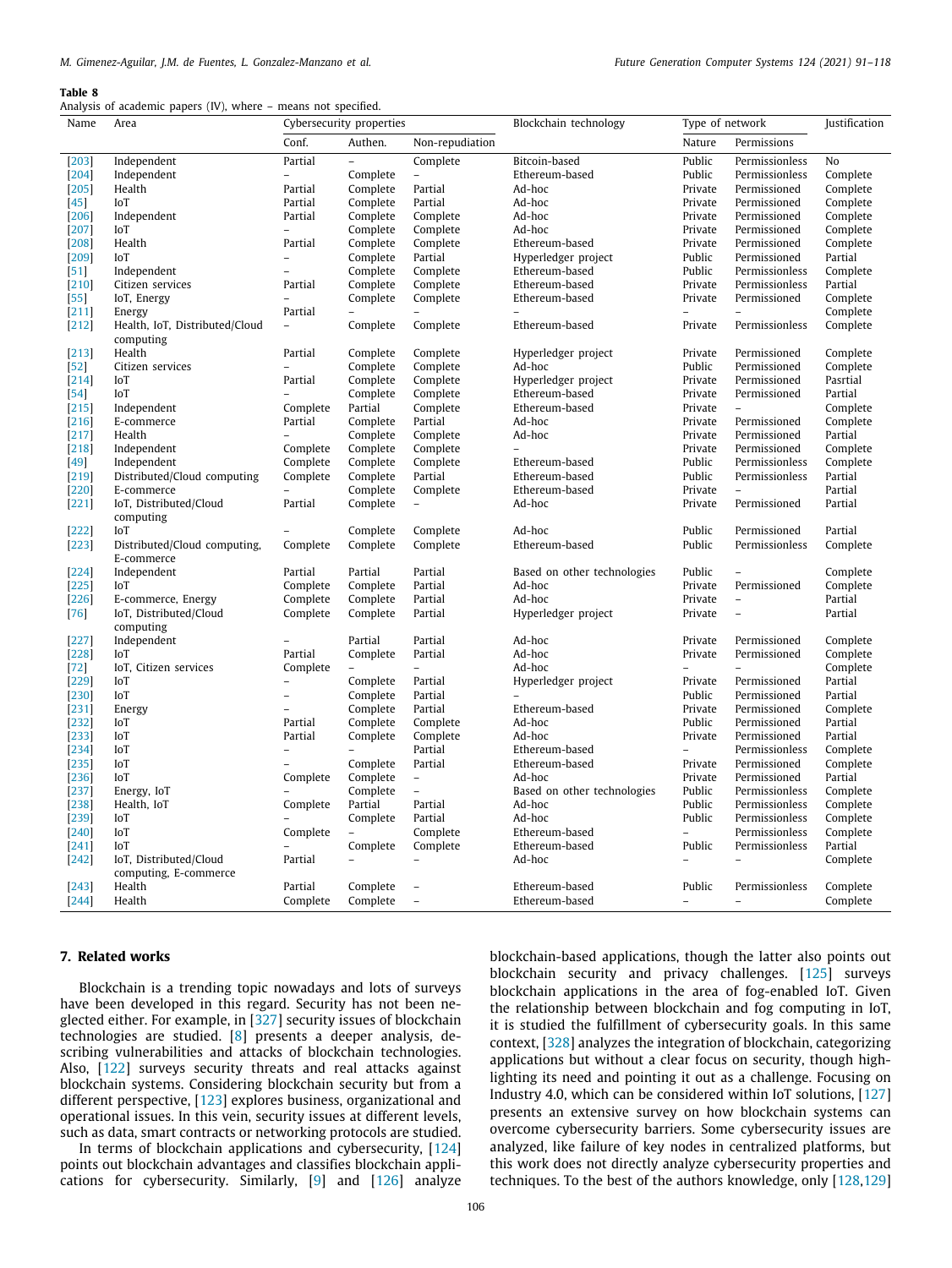**Table 8**
Analysis of academic papers (IV), where – means not specified.

| Name | Area | Cybersecurity properties | | | Blockchain technology | Type of network | | Justification |
|---|---|---|---|---|---|---|---|---|
| | | Conf. | Authen. | Non-repudiation | | Nature | Permissions | |
| [203] | Independent | Partial | – | Complete | Bitcoin-based | Public | Permissionless | No |
| [204] | Independent | – | Complete | – | Ethereum-based | Public | Permissionless | Complete |
| [205] | Health | Partial | Complete | Partial | Ad-hoc | Private | Permissioned | Complete |
| [45] | IoT | Partial | Complete | Partial | Ad-hoc | Private | Permissioned | Complete |
| [206] | Independent | Partial | Complete | Complete | Ad-hoc | Private | Permissioned | Complete |
| [207] | IoT | – | Complete | Complete | Ad-hoc | Private | Permissioned | Complete |
| [208] | Health | Partial | Complete | Complete | Ethereum-based | Private | Permissioned | Complete |
| [209] | IoT | – | Complete | Partial | Hyperledger project | Public | Permissioned | Partial |
| [51] | Independent | – | Complete | Complete | Ethereum-based | Public | Permissionless | Complete |
| [210] | Citizen services | Partial | Complete | Complete | Ethereum-based | Private | Permissionless | Partial |
| [55] | IoT, Energy | – | Complete | Complete | Ethereum-based | Private | Permissioned | Complete |
| [211] | Energy | Partial | – | – | – | – | – | Complete |
| [212] | Health, IoT, Distributed/Cloud computing | – | Complete | Complete | Ethereum-based | Private | Permissionless | Complete |
| [213] | Health | Partial | Complete | Complete | Hyperledger project | Private | Permissioned | Complete |
| [52] | Citizen services | – | Complete | Complete | Ad-hoc | Public | Permissioned | Complete |
| [214] | IoT | Partial | Complete | Complete | Hyperledger project | Private | Permissioned | Pasrtial |
| [54] | IoT | – | Complete | Complete | Ethereum-based | Private | Permissioned | Partial |
| [215] | Independent | Complete | Partial | Complete | Ethereum-based | Private | – | Complete |
| [216] | E-commerce | Partial | Complete | Partial | Ad-hoc | Private | Permissioned | Complete |
| [217] | Health | – | Complete | Complete | Ad-hoc | Private | Permissioned | Partial |
| [218] | Independent | Complete | Complete | Complete | – | Private | Permissioned | Complete |
| [49] | Independent | Complete | Complete | Complete | Ethereum-based | Public | Permissionless | Complete |
| [219] | Distributed/Cloud computing | Complete | Complete | Partial | Ethereum-based | Public | Permissionless | Partial |
| [220] | E-commerce | – | Complete | Complete | Ethereum-based | Private | – | Partial |
| [221] | IoT, Distributed/Cloud computing | Partial | Complete | – | Ad-hoc | Private | Permissioned | Partial |
| [222] | IoT | – | Complete | Complete | Ad-hoc | Public | Permissioned | Partial |
| [223] | Distributed/Cloud computing, E-commerce | Complete | Complete | Complete | Ethereum-based | Public | Permissionless | Complete |
| [224] | Independent | Partial | Partial | Partial | Based on other technologies | Public | – | Complete |
| [225] | IoT | Complete | Complete | Partial | Ad-hoc | Private | Permissioned | Complete |
| [226] | E-commerce, Energy | Complete | Complete | Partial | Ad-hoc | Private | – | Partial |
| [76] | IoT, Distributed/Cloud computing | Complete | Complete | Partial | Hyperledger project | Private | – | Partial |
| [227] | Independent | – | Partial | Partial | Ad-hoc | Private | Permissioned | Complete |
| [228] | IoT | Partial | Complete | Partial | Ad-hoc | Private | Permissioned | Complete |
| [72] | IoT, Citizen services | Complete | – | – | Ad-hoc | – | – | Complete |
| [229] | IoT | – | Complete | Partial | Hyperledger project | Private | Permissioned | Partial |
| [230] | IoT | – | Complete | Partial | – | Public | Permissioned | Partial |
| [231] | Energy | – | Complete | Partial | Ethereum-based | Private | Permissioned | Complete |
| [232] | IoT | Partial | Complete | Complete | Ad-hoc | Public | Permissioned | Partial |
| [233] | IoT | Partial | Complete | Complete | Ad-hoc | Private | Permissioned | Partial |
| [234] | IoT | – | – | Partial | Ethereum-based | – | Permissionless | Complete |
| [235] | IoT | – | Complete | Partial | Ethereum-based | Private | Permissioned | Complete |
| [236] | IoT | Complete | Complete | – | Ad-hoc | Private | Permissioned | Partial |
| [237] | Energy, IoT | – | Complete | – | Based on other technologies | Public | Permissionless | Complete |
| [238] | Health, IoT | Complete | Partial | Partial | Ad-hoc | Public | Permissionless | Complete |
| [239] | IoT | – | Complete | Partial | Ad-hoc | Public | Permissionless | Complete |
| [240] | IoT | Complete | – | Complete | Ethereum-based | – | Permissionless | Complete |
| [241] | IoT | – | Complete | Complete | Ethereum-based | Public | Permissionless | Partial |
| [242] | IoT, Distributed/Cloud computing, E-commerce | Partial | – | – | Ad-hoc | – | – | Complete |
| [243] | Health | Partial | Complete | – | Ethereum-based | Public | Permissionless | Complete |
| [244] | Health | Complete | Complete | – | Ethereum-based | – | – | Complete |

## 7. Related works

Blockchain is a trending topic nowadays and lots of surveys have been developed in this regard. Security has not been neglected either. For example, in [327] security issues of blockchain technologies are studied. [8] presents a deeper analysis, describing vulnerabilities and attacks of blockchain technologies. Also, [122] surveys security threats and real attacks against blockchain systems. Considering blockchain security but from a different perspective, [123] explores business, organizational and operational issues. In this vein, security issues at different levels, such as data, smart contracts or networking protocols are studied.

In terms of blockchain applications and cybersecurity, [124] points out blockchain advantages and classifies blockchain applications for cybersecurity. Similarly, [9] and [126] analyze blockchain-based applications, though the latter also points out blockchain security and privacy challenges. [125] surveys blockchain applications in the area of fog-enabled IoT. Given the relationship between blockchain and fog computing in IoT, it is studied the fulfillment of cybersecurity goals. In this same context, [328] analyzes the integration of blockchain, categorizing applications but without a clear focus on security, though highlighting its need and pointing it out as a challenge. Focusing on Industry 4.0, which can be considered within IoT solutions, [127] presents an extensive survey on how blockchain systems can overcome cybersecurity barriers. Some cybersecurity issues are analyzed, like failure of key nodes in centralized platforms, but this work does not directly analyze cybersecurity properties and techniques. To the best of the authors knowledge, only [128,129]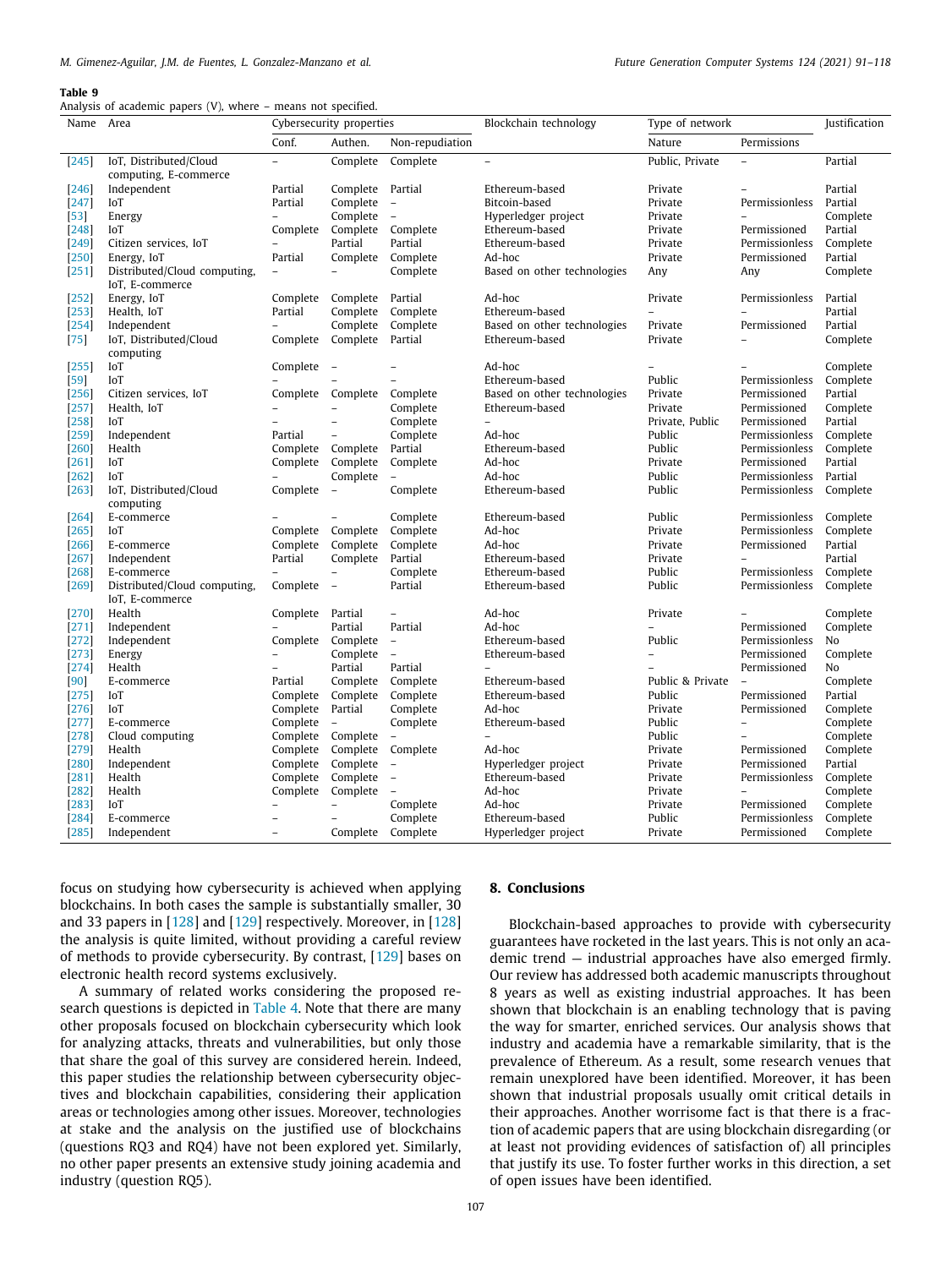**Table 9**
Analysis of academic papers (V), where – means not specified.

| Name | Area | Cybersecurity properties | | | Blockchain technology | Type of network | | Justification |
|---|---|---|---|---|---|---|---|---|
| | | Conf. | Authen. | Non-repudiation | | Nature | Permissions | |
| [245] | IoT, Distributed/Cloud computing, E-commerce | – | Complete | Complete | – | Public, Private | – | Partial |
| [246] | Independent | Partial | Complete | Partial | Ethereum-based | Private | – | Partial |
| [247] | IoT | Partial | Complete | – | Bitcoin-based | Private | Permissionless | Partial |
| [53] | Energy | – | Complete | – | Hyperledger project | Private | – | Complete |
| [248] | IoT | Complete | Complete | Complete | Ethereum-based | Private | Permissioned | Partial |
| [249] | Citizen services, IoT | – | Partial | Partial | Ethereum-based | Private | Permissionless | Complete |
| [250] | Energy, IoT | Partial | Complete | Complete | Ad-hoc | Private | Permissioned | Partial |
| [251] | Distributed/Cloud computing, IoT, E-commerce | – | – | Complete | Based on other technologies | Any | Any | Complete |
| [252] | Energy, IoT | Complete | Complete | Partial | Ad-hoc | Private | Permissionless | Partial |
| [253] | Health, IoT | Partial | Complete | Complete | Ethereum-based | – | – | Partial |
| [254] | Independent | – | Complete | Complete | Based on other technologies | Private | Permissioned | Partial |
| [75] | IoT, Distributed/Cloud computing | Complete | Complete | Partial | Ethereum-based | Private | – | Complete |
| [255] | IoT | Complete | – | – | Ad-hoc | – | – | Complete |
| [59] | IoT | – | – | – | Ethereum-based | Public | Permissionless | Complete |
| [256] | Citizen services, IoT | Complete | Complete | Complete | Based on other technologies | Private | Permissioned | Partial |
| [257] | Health, IoT | – | – | Complete | Ethereum-based | Private | Permissioned | Complete |
| [258] | IoT | – | – | Complete | – | Private, Public | Permissioned | Partial |
| [259] | Independent | Partial | – | Complete | Ad-hoc | Public | Permissionless | Complete |
| [260] | Health | Complete | Complete | Partial | Ethereum-based | Public | Permissionless | Complete |
| [261] | IoT | Complete | Complete | Complete | Ad-hoc | Private | Permissioned | Partial |
| [262] | IoT | – | Complete | – | Ad-hoc | Public | Permissionless | Partial |
| [263] | IoT, Distributed/Cloud computing | Complete | – | Complete | Ethereum-based | Public | Permissionless | Complete |
| [264] | E-commerce | – | – | Complete | Ethereum-based | Public | Permissionless | Complete |
| [265] | IoT | Complete | Complete | Complete | Ad-hoc | Private | Permissionless | Complete |
| [266] | E-commerce | Complete | Complete | Complete | Ad-hoc | Private | Permissioned | Partial |
| [267] | Independent | Partial | Complete | Partial | Ethereum-based | Private | – | Partial |
| [268] | E-commerce | – | – | Complete | Ethereum-based | Public | Permissionless | Complete |
| [269] | Distributed/Cloud computing, IoT, E-commerce | Complete | – | Partial | Ethereum-based | Public | Permissionless | Complete |
| [270] | Health | Complete | Partial | – | Ad-hoc | Private | – | Complete |
| [271] | Independent | – | Partial | Partial | Ad-hoc | – | Permissioned | Complete |
| [272] | Independent | Complete | Complete | – | Ethereum-based | Public | Permissionless | No |
| [273] | Energy | – | Complete | – | Ethereum-based | – | Permissioned | Complete |
| [274] | Health | – | Partial | Partial | – | – | Permissioned | No |
| [90] | E-commerce | Partial | Complete | Complete | Ethereum-based | Public & Private | – | Complete |
| [275] | IoT | Complete | Complete | Complete | Ethereum-based | Public | Permissioned | Partial |
| [276] | IoT | Complete | Partial | Complete | Ad-hoc | Private | Permissioned | Complete |
| [277] | E-commerce | Complete | – | Complete | Ethereum-based | Public | – | Complete |
| [278] | Cloud computing | Complete | Complete | – | – | Public | – | Complete |
| [279] | Health | Complete | Complete | Complete | Ad-hoc | Private | Permissioned | Complete |
| [280] | Independent | Complete | Complete | – | Hyperledger project | Private | Permissioned | Partial |
| [281] | Health | Complete | Complete | – | Ethereum-based | Private | Permissionless | Complete |
| [282] | Health | Complete | Complete | – | Ad-hoc | Private | – | Complete |
| [283] | IoT | – | – | Complete | Ad-hoc | Private | Permissioned | Complete |
| [284] | E-commerce | – | – | Complete | Ethereum-based | Public | Permissionless | Complete |
| [285] | Independent | – | Complete | Complete | Hyperledger project | Private | Permissioned | Complete |

focus on studying how cybersecurity is achieved when applying blockchains. In both cases the sample is substantially smaller, 30 and 33 papers in [128] and [129] respectively. Moreover, in [128] the analysis is quite limited, without providing a careful review of methods to provide cybersecurity. By contrast, [129] bases on electronic health record systems exclusively.

A summary of related works considering the proposed research questions is depicted in Table 4. Note that there are many other proposals focused on blockchain cybersecurity which look for analyzing attacks, threats and vulnerabilities, but only those that share the goal of this survey are considered herein. Indeed, this paper studies the relationship between cybersecurity objectives and blockchain capabilities, considering their application areas or technologies among other issues. Moreover, technologies at stake and the analysis on the justified use of blockchains (questions RQ3 and RQ4) have not been explored yet. Similarly, no other paper presents an extensive study joining academia and industry (question RQ5).

## 8. Conclusions

Blockchain-based approaches to provide with cybersecurity guarantees have rocketed in the last years. This is not only an academic trend — industrial approaches have also emerged firmly. Our review has addressed both academic manuscripts throughout 8 years as well as existing industrial approaches. It has been shown that blockchain is an enabling technology that is paving the way for smarter, enriched services. Our analysis shows that industry and academia have a remarkable similarity, that is the prevalence of Ethereum. As a result, some research venues that remain unexplored have been identified. Moreover, it has been shown that industrial proposals usually omit critical details in their approaches. Another worrisome fact is that there is a fraction of academic papers that are using blockchain disregarding (or at least not providing evidences of satisfaction of) all principles that justify its use. To foster further works in this direction, a set of open issues have been identified.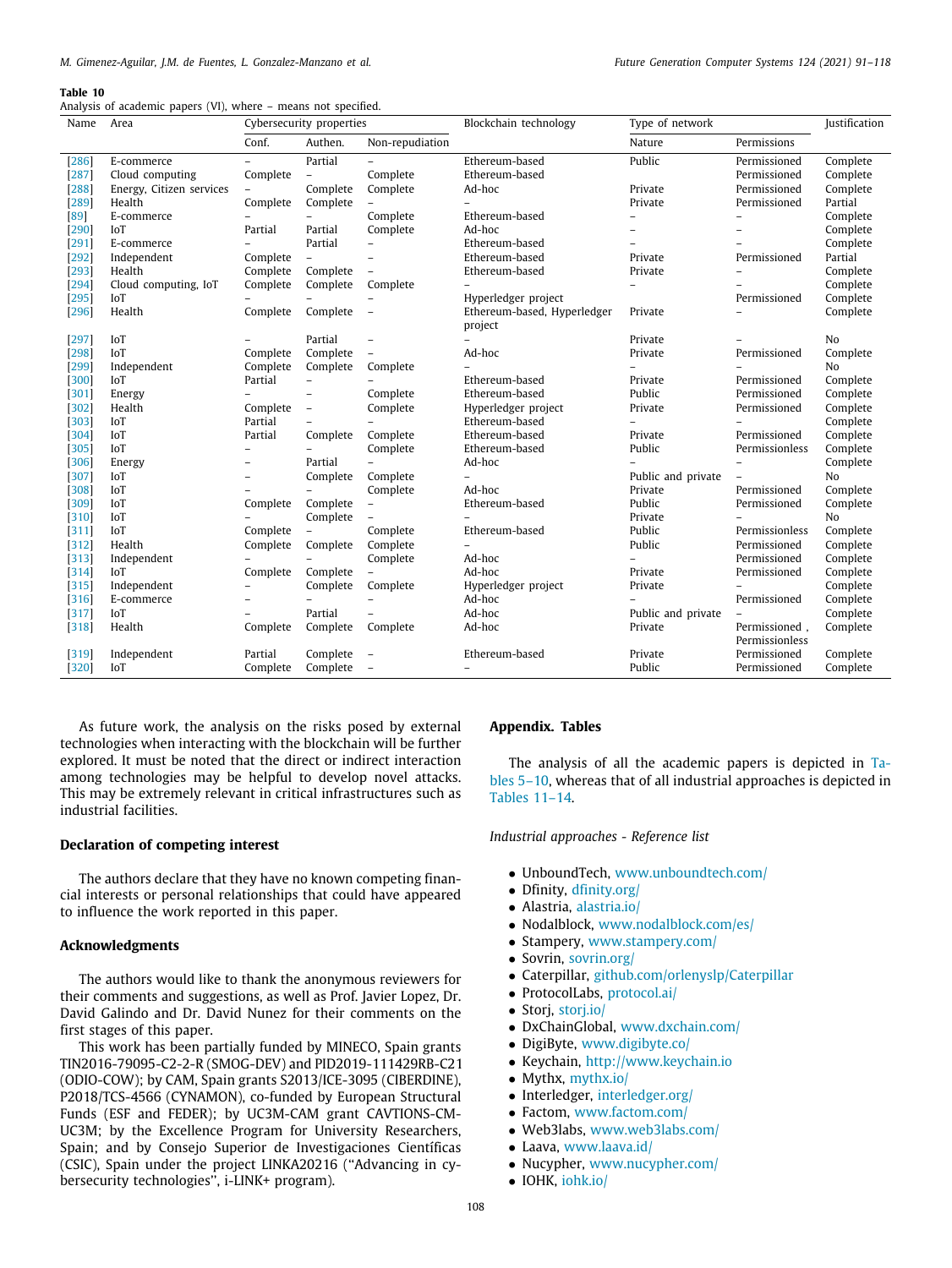**Table 10**
Analysis of academic papers (VI), where – means not specified.

| Name | Area | Cybersecurity properties | | | Blockchain technology | Type of network | | Justification |
|---|---|---|---|---|---|---|---|---|
| | | Conf. | Authen. | Non-repudiation | | Nature | Permissions | |
| [286] | E-commerce | – | Partial | – | Ethereum-based | Public | Permissioned | Complete |
| [287] | Cloud computing | Complete | – | Complete | Ethereum-based | | Permissioned | Complete |
| [288] | Energy, Citizen services | – | Complete | Complete | Ad-hoc | Private | Permissioned | Complete |
| [289] | Health | Complete | Complete | – | – | Private | Permissioned | Partial |
| [89] | E-commerce | – | – | Complete | Ethereum-based | – | – | Complete |
| [290] | IoT | Partial | Partial | Complete | Ad-hoc | – | – | Complete |
| [291] | E-commerce | – | Partial | – | Ethereum-based | – | – | Complete |
| [292] | Independent | Complete | – | – | Ethereum-based | Private | Permissioned | Partial |
| [293] | Health | Complete | Complete | – | Ethereum-based | Private | – | Complete |
| [294] | Cloud computing, IoT | Complete | Complete | Complete | – | – | – | Complete |
| [295] | IoT | – | – | – | Hyperledger project | | Permissioned | Complete |
| [296] | Health | Complete | Complete | – | Ethereum-based, Hyperledger project | Private | – | Complete |
| [297] | IoT | – | Partial | – | – | Private | – | No |
| [298] | IoT | Complete | Complete | – | Ad-hoc | Private | Permissioned | Complete |
| [299] | Independent | Complete | Complete | Complete | – | – | – | No |
| [300] | IoT | Partial | – | – | Ethereum-based | Private | Permissioned | Complete |
| [301] | Energy | – | – | Complete | Ethereum-based | Public | Permissioned | Complete |
| [302] | Health | Complete | – | Complete | Hyperledger project | Private | Permissioned | Complete |
| [303] | IoT | Partial | – | – | Ethereum-based | – | – | Complete |
| [304] | IoT | Partial | Complete | Complete | Ethereum-based | Private | Permissioned | Complete |
| [305] | IoT | – | – | Complete | Ethereum-based | Public | Permissionless | Complete |
| [306] | Energy | – | Partial | – | Ad-hoc | – | – | Complete |
| [307] | IoT | – | Complete | Complete | – | Public and private | – | No |
| [308] | IoT | – | – | Complete | Ad-hoc | Private | Permissioned | Complete |
| [309] | IoT | Complete | Complete | – | Ethereum-based | Public | Permissioned | Complete |
| [310] | IoT | – | Complete | – | – | Private | – | No |
| [311] | IoT | Complete | – | Complete | Ethereum-based | Public | Permissionless | Complete |
| [312] | Health | Complete | Complete | Complete | – | Public | Permissioned | Complete |
| [313] | Independent | – | – | Complete | Ad-hoc | – | Permissioned | Complete |
| [314] | IoT | Complete | Complete | – | Ad-hoc | Private | Permissioned | Complete |
| [315] | Independent | – | Complete | Complete | Hyperledger project | Private | – | Complete |
| [316] | E-commerce | – | – | – | Ad-hoc | – | Permissioned | Complete |
| [317] | IoT | – | Partial | – | Ad-hoc | Public and private | – | Complete |
| [318] | Health | Complete | Complete | Complete | Ad-hoc | Private | Permissioned , Permissionless | Complete |
| [319] | Independent | Partial | Complete | – | Ethereum-based | Private | Permissioned | Complete |
| [320] | IoT | Complete | Complete | – | – | Public | Permissioned | Complete |

As future work, the analysis on the risks posed by external technologies when interacting with the blockchain will be further explored. It must be noted that the direct or indirect interaction among technologies may be helpful to develop novel attacks. This may be extremely relevant in critical infrastructures such as industrial facilities.

## Declaration of competing interest

The authors declare that they have no known competing financial interests or personal relationships that could have appeared to influence the work reported in this paper.

## Acknowledgments

The authors would like to thank the anonymous reviewers for their comments and suggestions, as well as Prof. Javier Lopez, Dr. David Galindo and Dr. David Nunez for their comments on the first stages of this paper.

This work has been partially funded by MINECO, Spain grants TIN2016-79095-C2-2-R (SMOG-DEV) and PID2019-111429RB-C21 (ODIO-COW); by CAM, Spain grants S2013/ICE-3095 (CIBERDINE), P2018/TCS-4566 (CYNAMON), co-funded by European Structural Funds (ESF and FEDER); by UC3M-CAM grant CAVTIONS-CM-UC3M; by the Excellence Program for University Researchers, Spain; and by Consejo Superior de Investigaciones Científicas (CSIC), Spain under the project LINKA20216 (''Advancing in cybersecurity technologies'', i-LINK+ program).

## Appendix. Tables

The analysis of all the academic papers is depicted in Tables 5–10, whereas that of all industrial approaches is depicted in Tables 11–14.

*Industrial approaches - Reference list*

- UnboundTech, www.unboundtech.com/
- Dfinity, dfinity.org/
- Alastria, alastria.io/
- Nodalblock, www.nodalblock.com/es/
- Stampery, www.stampery.com/
- Sovrin, sovrin.org/
- Caterpillar, github.com/orlenyslp/Caterpillar
- ProtocolLabs, protocol.ai/
- Storj, storj.io/
- DxChainGlobal, www.dxchain.com/
- DigiByte, www.digibyte.co/
- Keychain, http://www.keychain.io
- Mythx, mythx.io/
- Interledger, interledger.org/
- Factom, www.factom.com/
- Web3labs, www.web3labs.com/
- Laava, www.laava.id/
- Nucypher, www.nucypher.com/
- IOHK, iohk.io/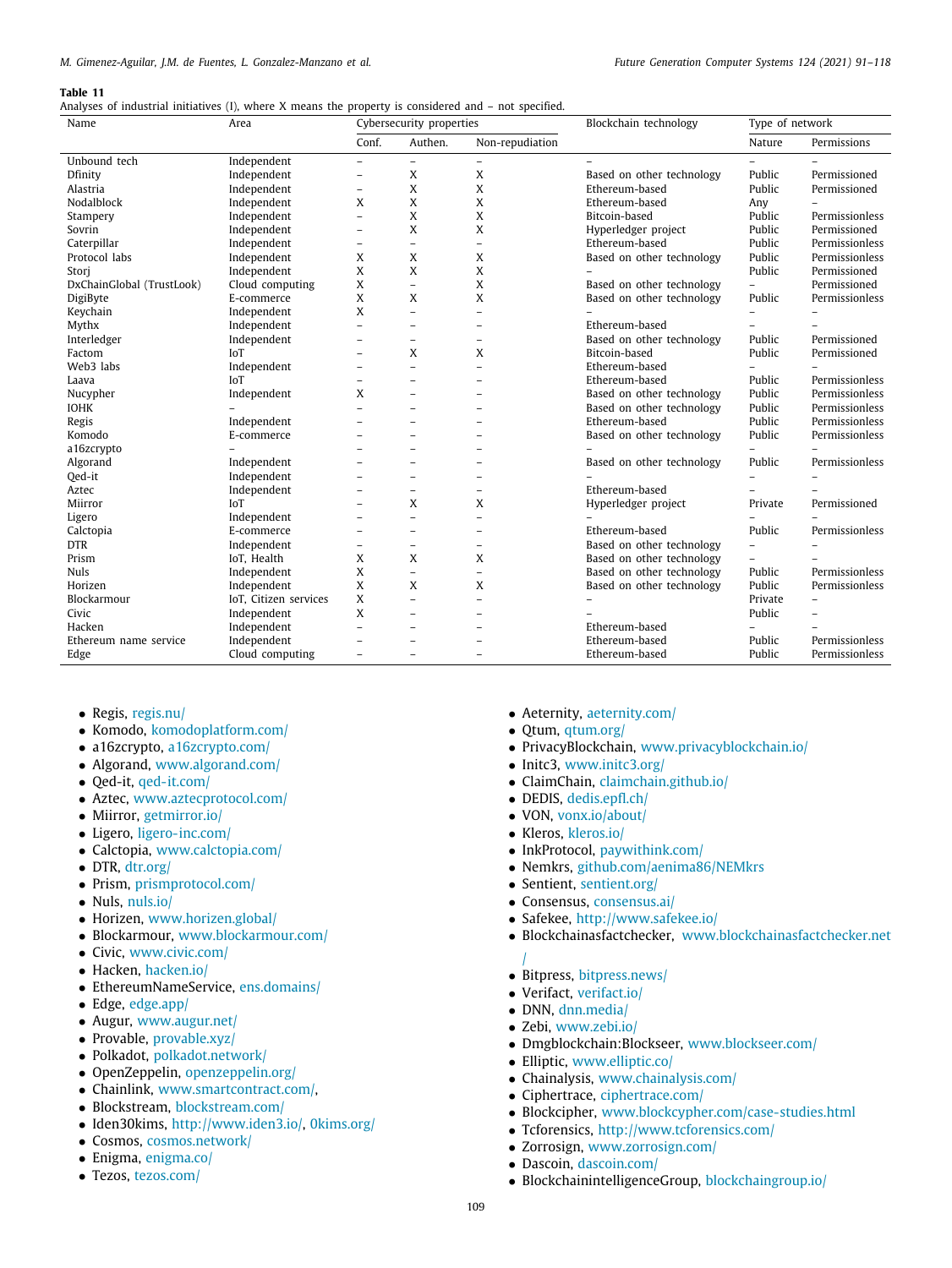**Table 11**
Analyses of industrial initiatives (I), where X means the property is considered and – not specified.

| Name | Area | Cybersecurity properties | | | Blockchain technology | Type of network | |
|---|---|---|---|---|---|---|---|
| | | Conf. | Authen. | Non-repudiation | | Nature | Permissions |
| Unbound tech | Independent | – | – | – | – | – | – |
| Dfinity | Independent | – | X | X | Based on other technology | Public | Permissioned |
| Alastria | Independent | – | X | X | Ethereum-based | Public | Permissioned |
| Nodalblock | Independent | X | X | X | Ethereum-based | Any | – |
| Stampery | Independent | – | X | X | Bitcoin-based | Public | Permissionless |
| Sovrin | Independent | – | X | X | Hyperledger project | Public | Permissioned |
| Caterpillar | Independent | – | – | – | Ethereum-based | Public | Permissionless |
| Protocol labs | Independent | X | X | X | Based on other technology | Public | Permissionless |
| Storj | Independent | X | X | X | – | Public | Permissioned |
| DxChainGlobal (TrustLook) | Cloud computing | X | – | X | Based on other technology | – | Permissioned |
| DigiByte | E-commerce | X | X | X | Based on other technology | Public | Permissionless |
| Keychain | Independent | X | – | – | – | – | – |
| Mythx | Independent | – | – | – | Ethereum-based | – | – |
| Interledger | Independent | – | – | – | Based on other technology | Public | Permissioned |
| Factom | IoT | – | X | X | Bitcoin-based | Public | Permissioned |
| Web3 labs | Independent | – | – | – | Ethereum-based | – | – |
| Laava | IoT | – | – | – | Ethereum-based | Public | Permissionless |
| Nucypher | Independent | X | – | – | Based on other technology | Public | Permissionless |
| IOHK | – | – | – | – | Based on other technology | Public | Permissionless |
| Regis | Independent | – | – | – | Ethereum-based | Public | Permissionless |
| Komodo | E-commerce | – | – | – | Based on other technology | Public | Permissionless |
| a16zcrypto | – | – | – | – | – | – | – |
| Algorand | Independent | – | – | – | Based on other technology | Public | Permissionless |
| Qed-it | Independent | – | – | – | – | – | – |
| Aztec | Independent | – | – | – | Ethereum-based | – | – |
| Miirror | IoT | – | X | X | Hyperledger project | Private | Permissioned |
| Ligero | Independent | – | – | – | – | – | – |
| Calctopia | E-commerce | – | – | – | Ethereum-based | Public | Permissionless |
| DTR | Independent | – | – | – | Based on other technology | – | – |
| Prism | IoT, Health | X | X | X | Based on other technology | – | – |
| Nuls | Independent | X | – | – | Based on other technology | Public | Permissionless |
| Horizen | Independent | X | X | X | Based on other technology | Public | Permissionless |
| Blockarmour | IoT, Citizen services | X | – | – | – | Private | – |
| Civic | Independent | X | – | – | – | Public | – |
| Hacken | Independent | – | – | – | Ethereum-based | – | – |
| Ethereum name service | Independent | – | – | – | Ethereum-based | Public | Permissionless |
| Edge | Cloud computing | – | – | – | Ethereum-based | Public | Permissionless |

- Regis, regis.nu/
- Komodo, komodoplatform.com/
- a16zcrypto, a16zcrypto.com/
- Algorand, www.algorand.com/
- Qed-it, qed-it.com/
- Aztec, www.aztecprotocol.com/
- Miirror, getmirror.io/
- Ligero, ligero-inc.com/
- Calctopia, www.calctopia.com/
- DTR, dtr.org/
- Prism, prismprotocol.com/
- Nuls, nuls.io/
- Horizen, www.horizen.global/
- Blockarmour, www.blockarmour.com/
- Civic, www.civic.com/
- Hacken, hacken.io/
- EthereumNameService, ens.domains/
- Edge, edge.app/
- Augur, www.augur.net/
- Provable, provable.xyz/
- Polkadot, polkadot.network/
- OpenZeppelin, openzeppelin.org/
- Chainlink, www.smartcontract.com/,
- Blockstream, blockstream.com/
- Iden30kims, http://www.iden3.io/, 0kims.org/
- Cosmos, cosmos.network/
- Enigma, enigma.co/
- Tezos, tezos.com/
- Aeternity, aeternity.com/
- Qtum, qtum.org/
- PrivacyBlockchain, www.privacyblockchain.io/
- Initc3, www.initc3.org/
- ClaimChain, claimchain.github.io/
- DEDIS, dedis.epfl.ch/
- VON, vonx.io/about/
- Kleros, kleros.io/
- InkProtocol, paywithink.com/
- Nemkrs, github.com/aenima86/NEMkrs
- Sentient, sentient.org/
- Consensus, consensus.ai/
- Safekee, http://www.safekee.io/
- Blockchainasfactchecker, www.blockchainasfactchecker.net/
- Bitpress, bitpress.news/
- Verifact, verifact.io/
- DNN, dnn.media/
- Zebi, www.zebi.io/
- Dmgblockchain:Blockseer, www.blockseer.com/
- Elliptic, www.elliptic.co/
- Chainalysis, www.chainalysis.com/
- Ciphertrace, ciphertrace.com/
- Blockcipher, www.blockcypher.com/case-studies.html
- Tcforensics, http://www.tcforensics.com/
- Zorrosign, www.zorrosign.com/
- Dascoin, dascoin.com/
- BlockchainintelligenceGroup, blockchaingroup.io/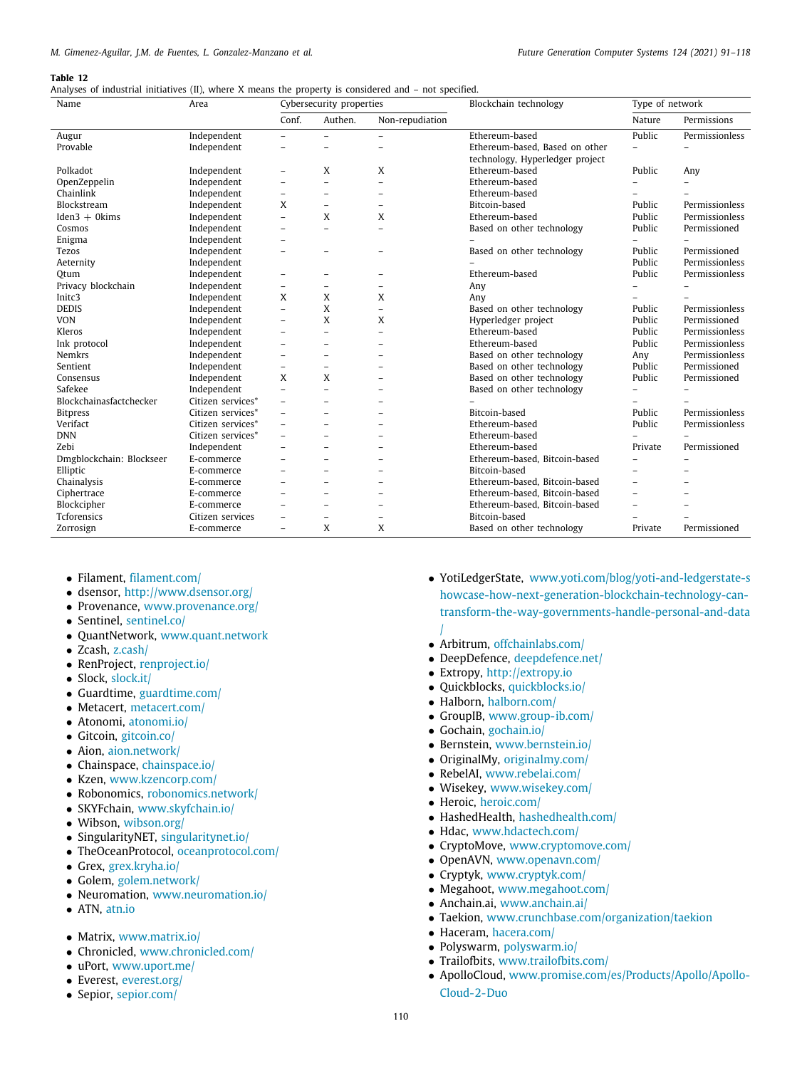**Table 12**
Analyses of industrial initiatives (II), where X means the property is considered and – not specified.

| Name | Area | Cybersecurity properties | | | Blockchain technology | Type of network | |
|---|---|---|---|---|---|---|---|
| | | Conf. | Authen. | Non-repudiation | | Nature | Permissions |
| Augur | Independent | – | – | – | Ethereum-based | Public | Permissionless |
| Provable | Independent | – | – | – | Ethereum-based, Based on other technology, Hyperledger project | – | – |
| Polkadot | Independent | – | X | X | Ethereum-based | Public | Any |
| OpenZeppelin | Independent | – | – | – | Ethereum-based | – | – |
| Chainlink | Independent | – | – | – | Ethereum-based | – | – |
| Blockstream | Independent | X | – | – | Bitcoin-based | Public | Permissionless |
| Iden3 + 0kims | Independent | – | X | X | Ethereum-based | Public | Permissionless |
| Cosmos | Independent | – | – | – | Based on other technology | Public | Permissioned |
| Enigma | Independent | – | | | – | – | – |
| Tezos | Independent | – | – | – | Based on other technology | Public | Permissioned |
| Aeternity | Independent | | | | – | Public | Permissionless |
| Qtum | Independent | – | – | – | Ethereum-based | Public | Permissionless |
| Privacy blockchain | Independent | – | – | – | Any | – | – |
| Initc3 | Independent | X | X | X | Any | – | – |
| DEDIS | Independent | – | X | – | Based on other technology | Public | Permissionless |
| VON | Independent | – | X | X | Hyperledger project | Public | Permissioned |
| Kleros | Independent | – | – | – | Ethereum-based | Public | Permissionless |
| Ink protocol | Independent | – | – | – | Ethereum-based | Public | Permissionless |
| Nemkrs | Independent | – | – | – | Based on other technology | Any | Permissionless |
| Sentient | Independent | – | – | – | Based on other technology | Public | Permissioned |
| Consensus | Independent | X | X | – | Based on other technology | Public | Permissioned |
| Safekee | Independent | – | – | – | Based on other technology | – | – |
| Blockchainasfactchecker | Citizen services* | – | – | – | – | – | – |
| Bitpress | Citizen services* | – | – | – | Bitcoin-based | Public | Permissionless |
| Verifact | Citizen services* | – | – | – | Ethereum-based | Public | Permissionless |
| DNN | Citizen services* | – | – | – | Ethereum-based | – | – |
| Zebi | Independent | – | – | – | Ethereum-based | Private | Permissioned |
| Dmgblockchain: Blockseer | E-commerce | – | – | – | Ethereum-based, Bitcoin-based | – | – |
| Elliptic | E-commerce | – | – | – | Bitcoin-based | – | – |
| Chainalysis | E-commerce | – | – | – | Ethereum-based, Bitcoin-based | – | – |
| Ciphertrace | E-commerce | – | – | – | Ethereum-based, Bitcoin-based | – | – |
| Blockcipher | E-commerce | – | – | – | Ethereum-based, Bitcoin-based | – | – |
| Tcforensics | Citizen services | – | – | – | Bitcoin-based | – | – |
| Zorrosign | E-commerce | – | X | X | Based on other technology | Private | Permissioned |

- Filament, filament.com/
- dsensor, http://www.dsensor.org/
- Provenance, www.provenance.org/
- Sentinel, sentinel.co/
- QuantNetwork, www.quant.network
- Zcash, z.cash/
- RenProject, renproject.io/
- Slock, slock.it/
- Guardtime, guardtime.com/
- Metacert, metacert.com/
- Atonomi, atonomi.io/
- Gitcoin, gitcoin.co/
- Aion, aion.network/
- Chainspace, chainspace.io/
- Kzen, www.kzencorp.com/
- Robonomics, robonomics.network/
- SKYFchain, www.skyfchain.io/
- Wibson, wibson.org/
- SingularityNET, singularitynet.io/
- TheOceanProtocol, oceanprotocol.com/
- Grex, grex.kryha.io/
- Golem, golem.network/
- Neuromation, www.neuromation.io/
- ATN, atn.io

- Matrix, www.matrix.io/
- Chronicled, www.chronicled.com/
- uPort, www.uport.me/
- Everest, everest.org/
- Sepior, sepior.com/
- YotiLedgerState, www.yoti.com/blog/yoti-and-ledgerstate-showcase-how-next-generation-blockchain-technology-can-transform-the-way-governments-handle-personal-and-data/
- Arbitrum, offchainlabs.com/
- DeepDefence, deepdefence.net/
- Extropy, http://extropy.io
- Quickblocks, quickblocks.io/
- Halborn, halborn.com/
- GroupIB, www.group-ib.com/
- Gochain, gochain.io/
- Bernstein, www.bernstein.io/
- OriginalMy, originalmy.com/
- RebelAI, www.rebelai.com/
- Wisekey, www.wisekey.com/
- Heroic, heroic.com/
- HashedHealth, hashedhealth.com/
- Hdac, www.hdactech.com/
- CryptoMove, www.cryptomove.com/
- OpenAVN, www.openavn.com/
- Cryptyk, www.cryptyk.com/
- Megahoot, www.megahoot.com/
- Anchain.ai, www.anchain.ai/
- Taekion, www.crunchbase.com/organization/taekion
- Haceram, hacera.com/
- Polyswarm, polyswarm.io/
- Trailofbits, www.trailofbits.com/
- ApolloCloud, www.promise.com/es/Products/Apollo/Apollo-Cloud-2-Duo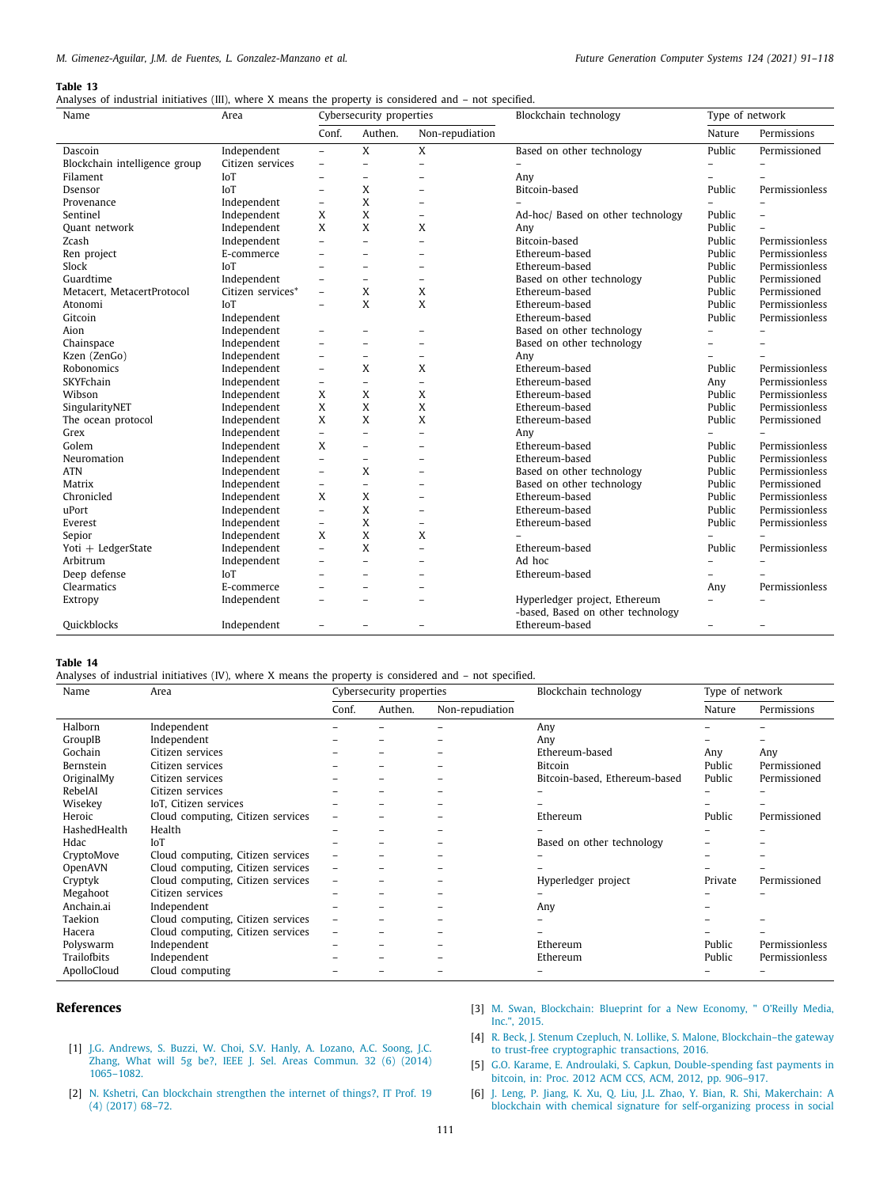**Table 13**
Analyses of industrial initiatives (III), where X means the property is considered and – not specified.

| Name | Area | Cybersecurity properties | | | Blockchain technology | Type of network | |
|---|---|---|---|---|---|---|---|
| | | Conf. | Authen. | Non-repudiation | | Nature | Permissions |
| Dascoin | Independent | – | X | X | Based on other technology | Public | Permissioned |
| Blockchain intelligence group | Citizen services | – | – | – | – | – | – |
| Filament | IoT | – | – | – | Any | – | – |
| Dsensor | IoT | – | X | – | Bitcoin-based | Public | Permissionless |
| Provenance | Independent | – | X | – | – | – | – |
| Sentinel | Independent | X | X | – | Ad-hoc/ Based on other technology | Public | – |
| Quant network | Independent | X | X | X | Any | Public | – |
| Zcash | Independent | – | – | – | Bitcoin-based | Public | Permissionless |
| Ren project | E-commerce | – | – | – | Ethereum-based | Public | Permissionless |
| Slock | IoT | – | – | – | Ethereum-based | Public | Permissionless |
| Guardtime | Independent | – | – | – | Based on other technology | Public | Permissioned |
| Metacert, MetacertProtocol | Citizen services* | – | X | X | Ethereum-based | Public | Permissioned |
| Atonomi | IoT | – | X | X | Ethereum-based | Public | Permissionless |
| Gitcoin | Independent | | | | Ethereum-based | Public | Permissionless |
| Aion | Independent | – | – | – | Based on other technology | – | – |
| Chainspace | Independent | – | – | – | Based on other technology | – | – |
| Kzen (ZenGo) | Independent | – | – | – | Any | – | – |
| Robonomics | Independent | – | X | X | Ethereum-based | Public | Permissionless |
| SKYFchain | Independent | – | – | – | Ethereum-based | Any | Permissionless |
| Wibson | Independent | X | X | X | Ethereum-based | Public | Permissionless |
| SingularityNET | Independent | X | X | X | Ethereum-based | Public | Permissionless |
| The ocean protocol | Independent | X | X | X | Ethereum-based | Public | Permissioned |
| Grex | Independent | – | – | – | Any | – | – |
| Golem | Independent | X | – | – | Ethereum-based | Public | Permissionless |
| Neuromation | Independent | – | – | – | Ethereum-based | Public | Permissionless |
| ATN | Independent | – | X | – | Based on other technology | Public | Permissionless |
| Matrix | Independent | – | – | – | Based on other technology | Public | Permissioned |
| Chronicled | Independent | X | X | – | Ethereum-based | Public | Permissionless |
| uPort | Independent | – | X | – | Ethereum-based | Public | Permissionless |
| Everest | Independent | – | X | – | Ethereum-based | Public | Permissionless |
| Sepior | Independent | X | X | X | – | – | – |
| Yoti + LedgerState | Independent | – | X | – | Ethereum-based | Public | Permissionless |
| Arbitrum | Independent | – | – | – | Ad hoc | – | – |
| Deep defense | IoT | – | – | – | Ethereum-based | – | – |
| Clearmatics | E-commerce | – | – | – | | Any | Permissionless |
| Extropy | Independent | – | – | – | Hyperledger project, Ethereum -based, Based on other technology | – | – |
| Quickblocks | Independent | – | – | – | Ethereum-based | – | – |

**Table 14**
Analyses of industrial initiatives (IV), where X means the property is considered and – not specified.

| Name | Area | Cybersecurity properties | | | Blockchain technology | Type of network | |
|---|---|---|---|---|---|---|---|
| | | Conf. | Authen. | Non-repudiation | | Nature | Permissions |
| Halborn | Independent | – | – | – | Any | – | – |
| GroupIB | Independent | – | – | – | Any | – | – |
| Gochain | Citizen services | – | – | – | Ethereum-based | Any | Any |
| Bernstein | Citizen services | – | – | – | Bitcoin | Public | Permissioned |
| OriginalMy | Citizen services | – | – | – | Bitcoin-based, Ethereum-based | Public | Permissioned |
| RebelAI | Citizen services | – | – | – | – | – | – |
| Wisekey | IoT, Citizen services | – | – | – | – | – | – |
| Heroic | Cloud computing, Citizen services | – | – | – | Ethereum | Public | Permissioned |
| HashedHealth | Health | – | – | – | – | – | – |
| Hdac | IoT | – | – | – | Based on other technology | – | – |
| CryptoMove | Cloud computing, Citizen services | – | – | – | – | – | – |
| OpenAVN | Cloud computing, Citizen services | – | – | – | – | – | – |
| Cryptyk | Cloud computing, Citizen services | – | – | – | Hyperledger project | Private | Permissioned |
| Megahoot | Citizen services | – | – | – | – | – | – |
| Anchain.ai | Independent | – | – | – | Any | – | |
| Taekion | Cloud computing, Citizen services | – | – | – | – | – | – |
| Hacera | Cloud computing, Citizen services | – | – | – | – | – | – |
| Polyswarm | Independent | – | – | – | Ethereum | Public | Permissionless |
| Trailofbits | Independent | – | – | – | Ethereum | Public | Permissionless |
| ApolloCloud | Cloud computing | – | – | – | – | – | – |

## References

[1] J.G. Andrews, S. Buzzi, W. Choi, S.V. Hanly, A. Lozano, A.C. Soong, J.C. Zhang, What will 5g be?, IEEE J. Sel. Areas Commun. 32 (6) (2014) 1065–1082.

[2] N. Kshetri, Can blockchain strengthen the internet of things?, IT Prof. 19 (4) (2017) 68–72.

[3] M. Swan, Blockchain: Blueprint for a New Economy, " O'Reilly Media, Inc.", 2015.

[4] R. Beck, J. Stenum Czepluch, N. Lollike, S. Malone, Blockchain–the gateway to trust-free cryptographic transactions, 2016.

[5] G.O. Karame, E. Androulaki, S. Capkun, Double-spending fast payments in bitcoin, in: Proc. 2012 ACM CCS, ACM, 2012, pp. 906–917.

[6] J. Leng, P. Jiang, K. Xu, Q. Liu, J.L. Zhao, Y. Bian, R. Shi, Makerchain: A blockchain with chemical signature for self-organizing process in social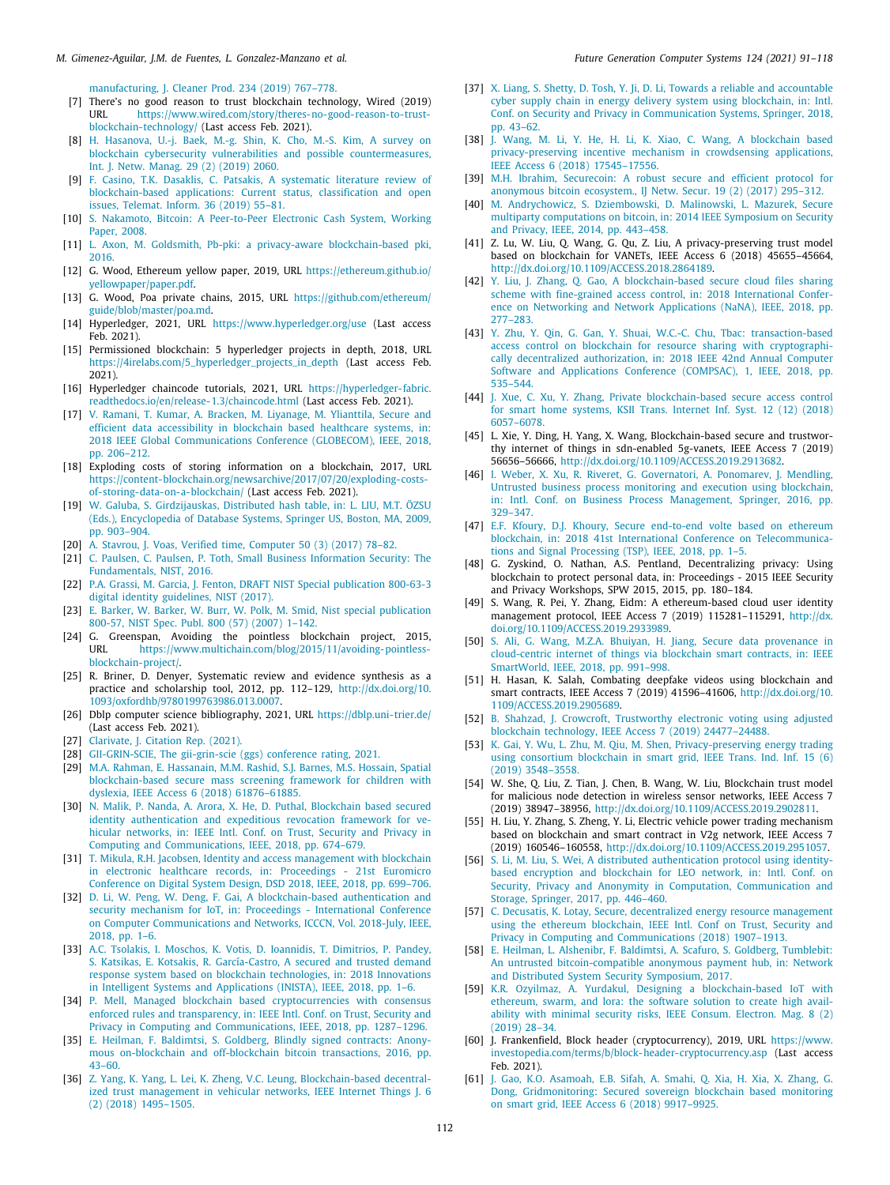manufacturing, J. Cleaner Prod. 234 (2019) 767–778.

[7] There's no good reason to trust blockchain technology, Wired (2019) URL https://www.wired.com/story/theres-no-good-reason-to-trust-blockchain-technology/ (Last access Feb. 2021).

[8] H. Hasanova, U.-j. Baek, M.-g. Shin, K. Cho, M.-S. Kim, A survey on blockchain cybersecurity vulnerabilities and possible countermeasures, Int. J. Netw. Manag. 29 (2) (2019) 2060.

[9] F. Casino, T.K. Dasaklis, C. Patsakis, A systematic literature review of blockchain-based applications: Current status, classification and open issues, Telemat. Inform. 36 (2019) 55–81.

[10] S. Nakamoto, Bitcoin: A Peer-to-Peer Electronic Cash System, Working Paper, 2008.

[11] L. Axon, M. Goldsmith, Pb-pki: a privacy-aware blockchain-based pki, 2016.

[12] G. Wood, Ethereum yellow paper, 2019, URL https://ethereum.github.io/yellowpaper/paper.pdf.

[13] G. Wood, Poa private chains, 2015, URL https://github.com/ethereum/guide/blob/master/poa.md.

[14] Hyperledger, 2021, URL https://www.hyperledger.org/use (Last access Feb. 2021).

[15] Permissioned blockchain: 5 hyperledger projects in depth, 2018, URL https://4irelabs.com/5_hyperledger_projects_in_depth (Last access Feb. 2021).

[16] Hyperledger chaincode tutorials, 2021, URL https://hyperledger-fabric.readthedocs.io/en/release-1.3/chaincode.html (Last access Feb. 2021).

[17] V. Ramani, T. Kumar, A. Bracken, M. Liyanage, M. Ylianttila, Secure and efficient data accessibility in blockchain based healthcare systems, in: 2018 IEEE Global Communications Conference (GLOBECOM), IEEE, 2018, pp. 206–212.

[18] Exploding costs of storing information on a blockchain, 2017, URL https://content-blockchain.org/newsarchive/2017/07/20/exploding-costs-of-storing-data-on-a-blockchain/ (Last access Feb. 2021).

[19] W. Galuba, S. Girdzijauskas, Distributed hash table, in: L. LIU, M.T. ÖZSU (Eds.), Encyclopedia of Database Systems, Springer US, Boston, MA, 2009, pp. 903–904.

[20] A. Stavrou, J. Voas, Verified time, Computer 50 (3) (2017) 78–82.

[21] C. Paulsen, C. Paulsen, P. Toth, Small Business Information Security: The Fundamentals, NIST, 2016.

[22] P.A. Grassi, M. Garcia, J. Fenton, DRAFT NIST Special publication 800-63-3 digital identity guidelines, NIST (2017).

[23] E. Barker, W. Barker, W. Burr, W. Polk, M. Smid, Nist special publication 800-57, NIST Spec. Publ. 800 (57) (2007) 1–142.

[24] G. Greenspan, Avoiding the pointless blockchain project, 2015, URL https://www.multichain.com/blog/2015/11/avoiding-pointless-blockchain-project/.

[25] R. Briner, D. Denyer, Systematic review and evidence synthesis as a practice and scholarship tool, 2012, pp. 112–129, http://dx.doi.org/10.1093/oxfordhb/9780199763986.013.0007.

[26] Dblp computer science bibliography, 2021, URL https://dblp.uni-trier.de/ (Last access Feb. 2021).

[27] Clarivate, J. Citation Rep. (2021).

[28] GII-GRIN-SCIE, The gii-grin-scie (ggs) conference rating, 2021.

[29] M.A. Rahman, E. Hassanain, M.M. Rashid, S.J. Barnes, M.S. Hossain, Spatial blockchain-based secure mass screening framework for children with dyslexia, IEEE Access 6 (2018) 61876–61885.

[30] N. Malik, P. Nanda, A. Arora, X. He, D. Puthal, Blockchain based secured identity authentication and expeditious revocation framework for vehicular networks, in: IEEE Intl. Conf. on Trust, Security and Privacy in Computing and Communications, IEEE, 2018, pp. 674–679.

[31] T. Mikula, R.H. Jacobsen, Identity and access management with blockchain in electronic healthcare records, in: Proceedings - 21st Euromicro Conference on Digital System Design, DSD 2018, IEEE, 2018, pp. 699–706.

[32] D. Li, W. Peng, W. Deng, F. Gai, A blockchain-based authentication and security mechanism for IoT, in: Proceedings - International Conference on Computer Communications and Networks, ICCCN, Vol. 2018-July, IEEE, 2018, pp. 1–6.

[33] A.C. Tsolakis, I. Moschos, K. Votis, D. Ioannidis, T. Dimitrios, P. Pandey, S. Katsikas, E. Kotsakis, R. García-Castro, A secured and trusted demand response system based on blockchain technologies, in: 2018 Innovations in Intelligent Systems and Applications (INISTA), IEEE, 2018, pp. 1–6.

[34] P. Mell, Managed blockchain based cryptocurrencies with consensus enforced rules and transparency, in: IEEE Intl. Conf. on Trust, Security and Privacy in Computing and Communications, IEEE, 2018, pp. 1287–1296.

[35] E. Heilman, F. Baldimtsi, S. Goldberg, Blindly signed contracts: Anonymous on-blockchain and off-blockchain bitcoin transactions, 2016, pp. 43–60.

[36] Z. Yang, K. Yang, L. Lei, K. Zheng, V.C. Leung, Blockchain-based decentralized trust management in vehicular networks, IEEE Internet Things J. 6 (2) (2018) 1495–1505.

[37] X. Liang, S. Shetty, D. Tosh, Y. Ji, D. Li, Towards a reliable and accountable cyber supply chain in energy delivery system using blockchain, in: Intl. Conf. on Security and Privacy in Communication Systems, Springer, 2018, pp. 43–62.

[38] J. Wang, M. Li, Y. He, H. Li, K. Xiao, C. Wang, A blockchain based privacy-preserving incentive mechanism in crowdsensing applications, IEEE Access 6 (2018) 17545–17556.

[39] M.H. Ibrahim, Securecoin: A robust secure and efficient protocol for anonymous bitcoin ecosystem., IJ Netw. Secur. 19 (2) (2017) 295–312.

[40] M. Andrychowicz, S. Dziembowski, D. Malinowski, L. Mazurek, Secure multiparty computations on bitcoin, in: 2014 IEEE Symposium on Security and Privacy, IEEE, 2014, pp. 443–458.

[41] Z. Lu, W. Liu, Q. Wang, G. Qu, Z. Liu, A privacy-preserving trust model based on blockchain for VANETs, IEEE Access 6 (2018) 45655–45664, http://dx.doi.org/10.1109/ACCESS.2018.2864189.

[42] Y. Liu, J. Zhang, Q. Gao, A blockchain-based secure cloud files sharing scheme with fine-grained access control, in: 2018 International Conference on Networking and Network Applications (NaNA), IEEE, 2018, pp. 277–283.

[43] Y. Zhu, Y. Qin, G. Gan, Y. Shuai, W.C.-C. Chu, Tbac: transaction-based access control on blockchain for resource sharing with cryptographically decentralized authorization, in: 2018 IEEE 42nd Annual Computer Software and Applications Conference (COMPSAC), 1, IEEE, 2018, pp. 535–544.

[44] J. Xue, C. Xu, Y. Zhang, Private blockchain-based secure access control for smart home systems, KSII Trans. Internet Inf. Syst. 12 (12) (2018) 6057–6078.

[45] L. Xie, Y. Ding, H. Yang, X. Wang, Blockchain-based secure and trustworthy internet of things in sdn-enabled 5g-vanets, IEEE Access 7 (2019) 56656–56666, http://dx.doi.org/10.1109/ACCESS.2019.2913682.

[46] I. Weber, X. Xu, R. Riveret, G. Governatori, A. Ponomarev, J. Mendling, Untrusted business process monitoring and execution using blockchain, in: Intl. Conf. on Business Process Management, Springer, 2016, pp. 329–347.

[47] E.F. Kfoury, D.J. Khoury, Secure end-to-end volte based on ethereum blockchain, in: 2018 41st International Conference on Telecommunications and Signal Processing (TSP), IEEE, 2018, pp. 1–5.

[48] G. Zyskind, O. Nathan, A.S. Pentland, Decentralizing privacy: Using blockchain to protect personal data, in: Proceedings - 2015 IEEE Security and Privacy Workshops, SPW 2015, 2015, pp. 180–184.

[49] S. Wang, R. Pei, Y. Zhang, Eidm: A ethereum-based cloud user identity management protocol, IEEE Access 7 (2019) 115281–115291, http://dx.doi.org/10.1109/ACCESS.2019.2933989.

[50] S. Ali, G. Wang, M.Z.A. Bhuiyan, H. Jiang, Secure data provenance in cloud-centric internet of things via blockchain smart contracts, in: IEEE SmartWorld, IEEE, 2018, pp. 991–998.

[51] H. Hasan, K. Salah, Combating deepfake videos using blockchain and smart contracts, IEEE Access 7 (2019) 41596–41606, http://dx.doi.org/10.1109/ACCESS.2019.2905689.

[52] B. Shahzad, J. Crowcroft, Trustworthy electronic voting using adjusted blockchain technology, IEEE Access 7 (2019) 24477–24488.

[53] K. Gai, Y. Wu, L. Zhu, M. Qiu, M. Shen, Privacy-preserving energy trading using consortium blockchain in smart grid, IEEE Trans. Ind. Inf. 15 (6) (2019) 3548–3558.

[54] W. She, Q. Liu, Z. Tian, J. Chen, B. Wang, W. Liu, Blockchain trust model for malicious node detection in wireless sensor networks, IEEE Access 7 (2019) 38947–38956, http://dx.doi.org/10.1109/ACCESS.2019.2902811.

[55] H. Liu, Y. Zhang, S. Zheng, Y. Li, Electric vehicle power trading mechanism based on blockchain and smart contract in V2g network, IEEE Access 7 (2019) 160546–160558, http://dx.doi.org/10.1109/ACCESS.2019.2951057.

[56] S. Li, M. Liu, S. Wei, A distributed authentication protocol using identity-based encryption and blockchain for LEO network, in: Intl. Conf. on Security, Privacy and Anonymity in Computation, Communication and Storage, Springer, 2017, pp. 446–460.

[57] C. Decusatis, K. Lotay, Secure, decentralized energy resource management using the ethereum blockchain, IEEE Intl. Conf on Trust, Security and Privacy in Computing and Communications (2018) 1907–1913.

[58] E. Heilman, L. Alshenibr, F. Baldimtsi, A. Scafuro, S. Goldberg, Tumblebit: An untrusted bitcoin-compatible anonymous payment hub, in: Network and Distributed System Security Symposium, 2017.

[59] K.R. Ozyilmaz, A. Yurdakul, Designing a blockchain-based IoT with ethereum, swarm, and lora: the software solution to create high availability with minimal security risks, IEEE Consum. Electron. Mag. 8 (2) (2019) 28–34.

[60] J. Frankenfield, Block header (cryptocurrency), 2019, URL https://www.investopedia.com/terms/b/block-header-cryptocurrency.asp (Last access Feb. 2021).

[61] J. Gao, K.O. Asamoah, E.B. Sifah, A. Smahi, Q. Xia, H. Xia, X. Zhang, G. Dong, Gridmonitoring: Secured sovereign blockchain based monitoring on smart grid, IEEE Access 6 (2018) 9917–9925.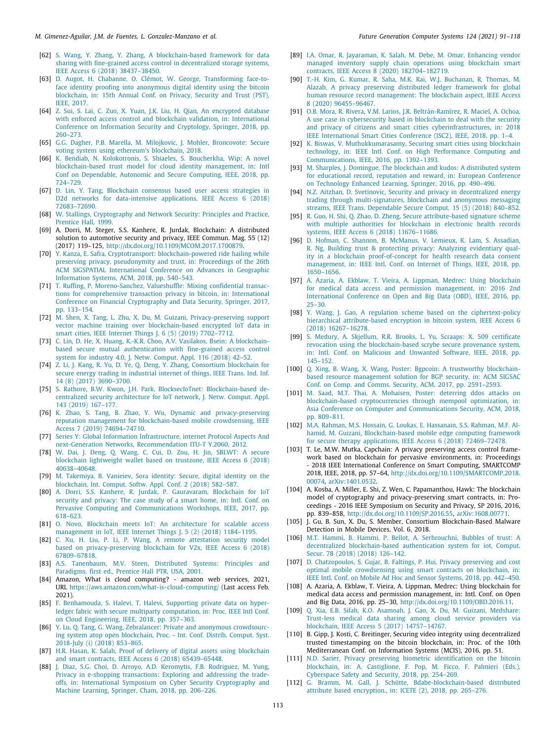[62] S. Wang, Y. Zhang, Y. Zhang, A blockchain-based framework for data sharing with fine-grained access control in decentralized storage systems, IEEE Access 6 (2018) 38437–38450.

[63] D. Augot, H. Chabanne, O. Clémot, W. George, Transforming face-to-face identity proofing into anonymous digital identity using the bitcoin blockchain, in: 15th Annual Conf. on Privacy, Security and Trust (PST), IEEE, 2017.

[64] Z. Sui, S. Lai, C. Zuo, X. Yuan, J.K. Liu, H. Qian, An encrypted database with enforced access control and blockchain validation, in: International Conference on Information Security and Cryptology, Springer, 2018, pp. 260–273.

[65] G.G. Dagher, P.B. Marella, M. Milojkovic, J. Mohler, Broncovote: Secure voting system using ethereum's blockchain, 2018.

[66] K. Bendiab, N. Kolokotronis, S. Shiaeles, S. Boucherkha, Wip: A novel blockchain-based trust model for cloud identity management, in: Intl Conf on Dependable, Autonomic and Secure Computing, IEEE, 2018, pp. 724–729.

[67] D. Lin, Y. Tang, Blockchain consensus based user access strategies in D2d networks for data-intensive applications, IEEE Access 6 (2018) 72683–72690.

[68] W. Stallings, Cryptography and Network Security: Principles and Practice, Prentice Hall, 1999.

[69] A. Dorri, M. Steger, S.S. Kanhere, R. Jurdak, Blockchain: A distributed solution to automotive security and privacy, IEEE Commun. Mag. 55 (12) (2017) 119–125, http://dx.doi.org/10.1109/MCOM.2017.1700879.

[70] Y. Kanza, E. Safra, Cryptotransport: blockchain-powered ride hailing while preserving privacy, pseudonymity and trust, in: Proceedings of the 26th ACM SIGSPATIAL International Conference on Advances in Geographic Information Systems, ACM, 2018, pp. 540–543.

[71] T. Ruffing, P. Moreno-Sanchez, Valueshuffle: Mixing confidential transactions for comprehensive transaction privacy in bitcoin, in: International Conference on Financial Cryptography and Data Security, Springer, 2017, pp. 133–154.

[72] M. Shen, X. Tang, L. Zhu, X. Du, M. Guizani, Privacy-preserving support vector machine training over blockchain-based encrypted IoT data in smart cities, IEEE Internet Things J. 6 (5) (2019) 7702–7712.

[73] C. Lin, D. He, X. Huang, K.-K.R. Choo, A.V. Vasilakos, Bsein: A blockchain-based secure mutual authentication with fine-grained access control system for industry 4.0, J. Netw. Comput. Appl. 116 (2018) 42–52.

[74] Z. Li, J. Kang, R. Yu, D. Ye, Q. Deng, Y. Zhang, Consortium blockchain for secure energy trading in industrial internet of things, IEEE Trans. Ind. Inf. 14 (8) (2017) 3690–3700.

[75] S. Rathore, B.W. Kwon, J.H. Park, BlocksecIoTnet: Blockchain-based decentralized security architecture for IoT network, J. Netw. Comput. Appl. 143 (2019) 167–177.

[76] K. Zhao, S. Tang, B. Zhao, Y. Wu, Dynamic and privacy-preserving reputation management for blockchain-based mobile crowdsensing, IEEE Access 7 (2019) 74694–74710.

[77] Series Y: Global Information Infrastructure, internet Protocol Aspects And next-Generation Networks, Recommendation ITU-T Y.2060, 2012.

[78] W. Dai, J. Deng, Q. Wang, C. Cui, D. Zou, H. Jin, SBLWT: A secure blockchain lightweight wallet based on trustzone, IEEE Access 6 (2018) 40638–40648.

[79] M. Takemiya, B. Vanieiev, Sora identity: Secure, digital identity on the blockchain, Int. Comput. Softw. Appl. Conf. 2 (2018) 582–587.

[80] A. Dorri, S.S. Kanhere, R. Jurdak, P. Gauravaram, Blockchain for IoT security and privacy: The case study of a smart home, in: Intl. Conf. on Pervasive Computing and Communications Workshops, IEEE, 2017, pp. 618–623.

[81] O. Novo, Blockchain meets IoT: An architecture for scalable access management in IoT, IEEE Internet Things J. 5 (2) (2018) 1184–1195.

[82] C. Xu, H. Liu, P. Li, P. Wang, A remote attestation security model based on privacy-preserving blockchain for V2x, IEEE Access 6 (2018) 67809–67818.

[83] A.S. Tanenbaum, M.V. Steen, Distributed Systems: Principles and Paradigms, first ed., Prentice Hall PTR, USA, 2001.

[84] Amazon, What is cloud computing? - amazon web services, 2021, URL https://aws.amazon.com/what-is-cloud-computing/ (Last access Feb. 2021).

[85] F. Benhamouda, S. Halevi, T. Halevi, Supporting private data on hyperledger fabric with secure multiparty computation, in: Proc. IEEE Intl Conf. on Cloud Engineering, IEEE, 2018, pp. 357–363.

[86] Y. Lu, Q. Tang, G. Wang, Zebralancer: Private and anonymous crowdsourcing system atop open blockchain, Proc. - Int. Conf. Distrib. Comput. Syst. 2018-July (i) (2018) 853–865.

[87] H.R. Hasan, K. Salah, Proof of delivery of digital assets using blockchain and smart contracts, IEEE Access 6 (2018) 65439–65448.

[88] J. Diaz, S.G. Choi, D. Arroyo, A.D. Keromytis, F.B. Rodriguez, M. Yung, Privacy in e-shopping transactions: Exploring and addressing the trade-offs, in: International Symposium on Cyber Security Cryptography and Machine Learning, Springer, Cham, 2018, pp. 206–226.

[89] I.A. Omar, R. Jayaraman, K. Salah, M. Debe, M. Omar, Enhancing vendor managed inventory supply chain operations using blockchain smart contracts, IEEE Access 8 (2020) 182704–182719.

[90] T.-H. Kim, G. Kumar, R. Saha, M.K. Rai, W.J. Buchanan, R. Thomas, M. Alazab, A privacy preserving distributed ledger framework for global human resource record management: The blockchain aspect, IEEE Access 8 (2020) 96455–96467.

[91] O.B. Mora, R. Rivera, V.M. Larios, J.R. Beltrán-Ramírez, R. Maciel, A. Ochoa, A use case in cybersecurity based in blockchain to deal with the security and privacy of citizens and smart cities cyberinfrastructures, in: 2018 IEEE International Smart Cities Conference (ISC2), IEEE, 2018, pp. 1–4.

[92] K. Biswas, V. Muthukkumarasamy, Securing smart cities using blockchain technology, in: IEEE Intl. Conf. on High Performance Computing and Communications, IEEE, 2016, pp. 1392–1393.

[93] M. Sharples, J. Domingue, The blockchain and kudos: A distributed system for educational record, reputation and reward, in: European Conference on Technology Enhanced Learning, Springer, 2016, pp. 490–496.

[94] N.Z. Aitzhan, D. Svetinovic, Security and privacy in decentralized energy trading through multi-signatures, blockchain and anonymous messaging streams, IEEE Trans. Dependable Secure Comput. 15 (5) (2018) 840–852.

[95] R. Guo, H. Shi, Q. Zhao, D. Zheng, Secure attribute-based signature scheme with multiple authorities for blockchain in electronic health records systems, IEEE Access 6 (2018) 11676–11686.

[96] D. Hofman, C. Shannon, B. McManus, V. Lemieux, K. Lam, S. Assadian, R. Ng, Building trust & protecting privacy: Analyzing evidentiary quality in a blockchain proof-of-concept for health research data consent management, in: IEEE Intl. Conf. on Internet of Things, IEEE, 2018, pp. 1650–1656.

[97] A. Azaria, A. Ekblaw, T. Vieira, A. Lippman, Medrec: Using blockchain for medical data access and permission management, in: 2016 2nd International Conference on Open and Big Data (OBD), IEEE, 2016, pp. 25–30.

[98] Y. Wang, J. Gao, A regulation scheme based on the ciphertext-policy hierarchical attribute-based encryption in bitcoin system, IEEE Access 6 (2018) 16267–16278.

[99] S. Medury, A. Skjellum, R.R. Brooks, L. Yu, Scraaps: X. 509 certificate revocation using the blockchain-based scrybe secure provenance system, in: Intl. Conf. on Malicious and Unwanted Software, IEEE, 2018, pp. 145–152.

[100] Q. Xing, B. Wang, X. Wang, Poster: Bgpcoin: A trustworthy blockchain-based resource management solution for BGP security, in: ACM SIGSAC Conf. on Comp. and Comms. Security, ACM, 2017, pp. 2591–2593.

[101] M. Saad, M.T. Thai, A. Mohaisen, Poster: deterring ddos attacks on blockchain-based cryptocurrencies through mempool optimization, in: Asia Conference on Computer and Communications Security, ACM, 2018, pp. 809–811.

[102] M.A. Rahman, M.S. Hossain, G. Loukas, E. Hassanain, S.S. Rahman, M.F. Alhamid, M. Guizani, Blockchain-based mobile edge computing framework for secure therapy applications, IEEE Access 6 (2018) 72469–72478.

[103] T. Le, M.W. Mutka, Capchain: A privacy preserving access control framework based on blockchain for pervasive environments, in: Proceedings - 2018 IEEE International Conference on Smart Computing, SMARTCOMP 2018, IEEE, 2018, pp. 57–64, http://dx.doi.org/10.1109/SMARTCOMP.2018.00074, arXiv:1401.0532.

[104] A. Kosba, A. Miller, E. Shi, Z. Wen, C. Papamanthou, Hawk: The blockchain model of cryptography and privacy-preserving smart contracts, in: Proceedings - 2016 IEEE Symposium on Security and Privacy, SP 2016, 2016, pp. 839–858, http://dx.doi.org/10.1109/SP.2016.55, arXiv:1608.00771.

[105] J. Gu, B. Sun, X. Du, S. Member, Consortium Blockchain-Based Malware Detection in Mobile Devices, Vol. 6, 2018.

[106] M.T. Hammi, B. Hammi, P. Bellot, A. Serhrouchni, Bubbles of trust: A decentralized blockchain-based authentication system for iot, Comput. Secur. 78 (2018) (2018) 126–142.

[107] D. Chatzopoulos, S. Gujar, B. Faltings, P. Hui, Privacy preserving and cost optimal mobile crowdsensing using smart contracts on blockchain, in: IEEE Intl. Conf. on Mobile Ad Hoc and Sensor Systems, 2018, pp. 442–450.

[108] A. Azaria, A. Ekblaw, T. Vieira, A. Lippman, Medrec: Using blockchain for medical data access and permission management, in: Intl. Conf. on Open and Big Data, 2016, pp. 25–30, http://dx.doi.org/10.1109/OBD.2016.11.

[109] Q. Xia, E.B. Sifah, K.O. Asamoah, J. Gao, X. Du, M. Guizani, Medshare: Trust-less medical data sharing among cloud service providers via blockchain, IEEE Access 5 (2017) 14757–14767.

[110] B. Gipp, J. Kosti, C. Breitinger, Securing video integrity using decentralized trusted timestamping on the bitcoin blockchain, in: Proc. of the 10th Mediterranean Conf. on Information Systems (MCIS), 2016, pp. 51.

[111] N.D. Sarier, Privacy preserving biometric identification on the bitcoin blockchain, in: A. Castiglione, F. Pop, M. Ficco, F. Palmieri (Eds.), Cyberspace Safety and Security, 2018, pp. 254–269.

[112] G. Bramm, M. Gall, J. Schütte, Bdabe-blockchain-based distributed attribute based encryption., in: ICETE (2), 2018, pp. 265–276.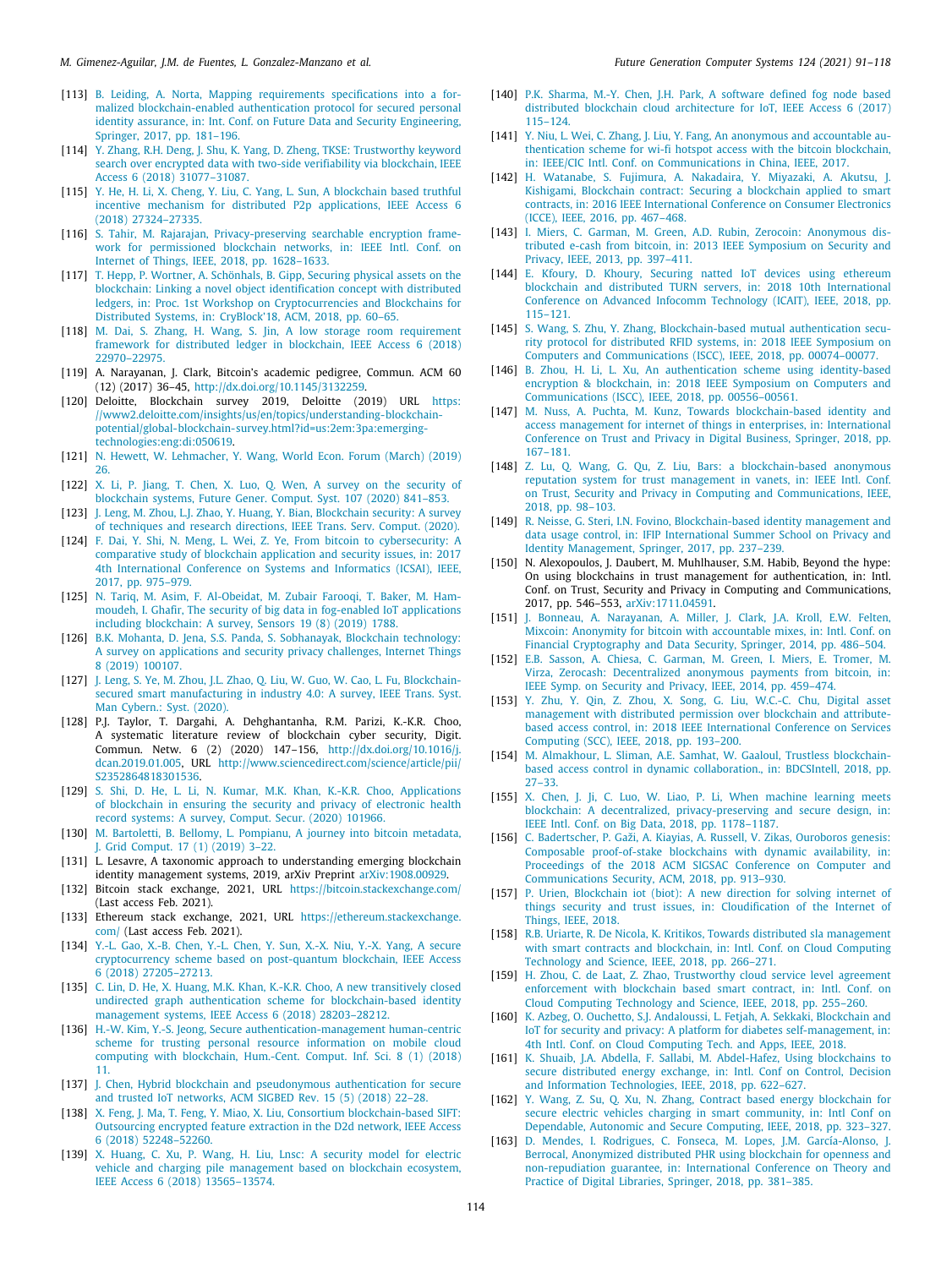[113] B. Leiding, A. Norta, Mapping requirements specifications into a formalized blockchain-enabled authentication protocol for secured personal identity assurance, in: Int. Conf. on Future Data and Security Engineering, Springer, 2017, pp. 181–196.

[114] Y. Zhang, R.H. Deng, J. Shu, K. Yang, D. Zheng, TKSE: Trustworthy keyword search over encrypted data with two-side verifiability via blockchain, IEEE Access 6 (2018) 31077–31087.

[115] Y. He, H. Li, X. Cheng, Y. Liu, C. Yang, L. Sun, A blockchain based truthful incentive mechanism for distributed P2p applications, IEEE Access 6 (2018) 27324–27335.

[116] S. Tahir, M. Rajarajan, Privacy-preserving searchable encryption framework for permissioned blockchain networks, in: IEEE Intl. Conf. on Internet of Things, IEEE, 2018, pp. 1628–1633.

[117] T. Hepp, P. Wortner, A. Schönhals, B. Gipp, Securing physical assets on the blockchain: Linking a novel object identification concept with distributed ledgers, in: Proc. 1st Workshop on Cryptocurrencies and Blockchains for Distributed Systems, in: CryBlock'18, ACM, 2018, pp. 60–65.

[118] M. Dai, S. Zhang, H. Wang, S. Jin, A low storage room requirement framework for distributed ledger in blockchain, IEEE Access 6 (2018) 22970–22975.

[119] A. Narayanan, J. Clark, Bitcoin's academic pedigree, Commun. ACM 60 (12) (2017) 36–45, http://dx.doi.org/10.1145/3132259.

[120] Deloitte, Blockchain survey 2019, Deloitte (2019) URL https://www2.deloitte.com/insights/us/en/topics/understanding-blockchain-potential/global-blockchain-survey.html?id=us:2em:3pa:emerging-technologies:eng:di:050619.

[121] N. Hewett, W. Lehmacher, Y. Wang, World Econ. Forum (March) (2019) 26.

[122] X. Li, P. Jiang, T. Chen, X. Luo, Q. Wen, A survey on the security of blockchain systems, Future Gener. Comput. Syst. 107 (2020) 841–853.

[123] J. Leng, M. Zhou, L.J. Zhao, Y. Huang, Y. Bian, Blockchain security: A survey of techniques and research directions, IEEE Trans. Serv. Comput. (2020).

[124] F. Dai, Y. Shi, N. Meng, L. Wei, Z. Ye, From bitcoin to cybersecurity: A comparative study of blockchain application and security issues, in: 2017 4th International Conference on Systems and Informatics (ICSAI), IEEE, 2017, pp. 975–979.

[125] N. Tariq, M. Asim, F. Al-Obeidat, M. Zubair Farooqi, T. Baker, M. Hammoudeh, I. Ghafir, The security of big data in fog-enabled IoT applications including blockchain: A survey, Sensors 19 (8) (2019) 1788.

[126] B.K. Mohanta, D. Jena, S.S. Panda, S. Sobhanayak, Blockchain technology: A survey on applications and security privacy challenges, Internet Things 8 (2019) 100107.

[127] J. Leng, S. Ye, M. Zhou, J.L. Zhao, Q. Liu, W. Guo, W. Cao, L. Fu, Blockchain-secured smart manufacturing in industry 4.0: A survey, IEEE Trans. Syst. Man Cybern.: Syst. (2020).

[128] P.J. Taylor, T. Dargahi, A. Dehghantanha, R.M. Parizi, K.-K.R. Choo, A systematic literature review of blockchain cyber security, Digit. Commun. Netw. 6 (2) (2020) 147–156, http://dx.doi.org/10.1016/j.dcan.2019.01.005, URL http://www.sciencedirect.com/science/article/pii/S2352864818301536.

[129] S. Shi, D. He, L. Li, N. Kumar, M.K. Khan, K.-K.R. Choo, Applications of blockchain in ensuring the security and privacy of electronic health record systems: A survey, Comput. Secur. (2020) 101966.

[130] M. Bartoletti, B. Bellomy, L. Pompianu, A journey into bitcoin metadata, J. Grid Comput. 17 (1) (2019) 3–22.

[131] L. Lesavre, A taxonomic approach to understanding emerging blockchain identity management systems, 2019, arXiv Preprint arXiv:1908.00929.

[132] Bitcoin stack exchange, 2021, URL https://bitcoin.stackexchange.com/ (Last access Feb. 2021).

[133] Ethereum stack exchange, 2021, URL https://ethereum.stackexchange.com/ (Last access Feb. 2021).

[134] Y.-L. Gao, X.-B. Chen, Y.-L. Chen, Y. Sun, X.-X. Niu, Y.-X. Yang, A secure cryptocurrency scheme based on post-quantum blockchain, IEEE Access 6 (2018) 27205–27213.

[135] C. Lin, D. He, X. Huang, M.K. Khan, K.-K.R. Choo, A new transitively closed undirected graph authentication scheme for blockchain-based identity management systems, IEEE Access 6 (2018) 28203–28212.

[136] H.-W. Kim, Y.-S. Jeong, Secure authentication-management human-centric scheme for trusting personal resource information on mobile cloud computing with blockchain, Hum.-Cent. Comput. Inf. Sci. 8 (1) (2018) 11.

[137] J. Chen, Hybrid blockchain and pseudonymous authentication for secure and trusted IoT networks, ACM SIGBED Rev. 15 (5) (2018) 22–28.

[138] X. Feng, J. Ma, T. Feng, Y. Miao, X. Liu, Consortium blockchain-based SIFT: Outsourcing encrypted feature extraction in the D2d network, IEEE Access 6 (2018) 52248–52260.

[139] X. Huang, C. Xu, P. Wang, H. Liu, Lnsc: A security model for electric vehicle and charging pile management based on blockchain ecosystem, IEEE Access 6 (2018) 13565–13574.

[140] P.K. Sharma, M.-Y. Chen, J.H. Park, A software defined fog node based distributed blockchain cloud architecture for IoT, IEEE Access 6 (2017) 115–124.

[141] Y. Niu, L. Wei, C. Zhang, J. Liu, Y. Fang, An anonymous and accountable authentication scheme for wi-fi hotspot access with the bitcoin blockchain, in: IEEE/CIC Intl. Conf. on Communications in China, IEEE, 2017.

[142] H. Watanabe, S. Fujimura, A. Nakadaira, Y. Miyazaki, A. Akutsu, J. Kishigami, Blockchain contract: Securing a blockchain applied to smart contracts, in: 2016 IEEE International Conference on Consumer Electronics (ICCE), IEEE, 2016, pp. 467–468.

[143] I. Miers, C. Garman, M. Green, A.D. Rubin, Zerocoin: Anonymous distributed e-cash from bitcoin, in: 2013 IEEE Symposium on Security and Privacy, IEEE, 2013, pp. 397–411.

[144] E. Kfoury, D. Khoury, Securing natted IoT devices using ethereum blockchain and distributed TURN servers, in: 2018 10th International Conference on Advanced Infocomm Technology (ICAIT), IEEE, 2018, pp. 115–121.

[145] S. Wang, S. Zhu, Y. Zhang, Blockchain-based mutual authentication security protocol for distributed RFID systems, in: 2018 IEEE Symposium on Computers and Communications (ISCC), IEEE, 2018, pp. 00074–00077.

[146] B. Zhou, H. Li, L. Xu, An authentication scheme using identity-based encryption & blockchain, in: 2018 IEEE Symposium on Computers and Communications (ISCC), IEEE, 2018, pp. 00556–00561.

[147] M. Nuss, A. Puchta, M. Kunz, Towards blockchain-based identity and access management for internet of things in enterprises, in: International Conference on Trust and Privacy in Digital Business, Springer, 2018, pp. 167–181.

[148] Z. Lu, Q. Wang, G. Qu, Z. Liu, Bars: a blockchain-based anonymous reputation system for trust management in vanets, in: IEEE Intl. Conf. on Trust, Security and Privacy in Computing and Communications, IEEE, 2018, pp. 98–103.

[149] R. Neisse, G. Steri, I.N. Fovino, Blockchain-based identity management and data usage control, in: IFIP International Summer School on Privacy and Identity Management, Springer, 2017, pp. 237–239.

[150] N. Alexopoulos, J. Daubert, M. Muhlhauser, S.M. Habib, Beyond the hype: On using blockchains in trust management for authentication, in: Intl. Conf. on Trust, Security and Privacy in Computing and Communications, 2017, pp. 546–553, arXiv:1711.04591.

[151] J. Bonneau, A. Narayanan, A. Miller, J. Clark, J.A. Kroll, E.W. Felten, Mixcoin: Anonymity for bitcoin with accountable mixes, in: Intl. Conf. on Financial Cryptography and Data Security, Springer, 2014, pp. 486–504.

[152] E.B. Sasson, A. Chiesa, C. Garman, M. Green, I. Miers, E. Tromer, M. Virza, Zerocash: Decentralized anonymous payments from bitcoin, in: IEEE Symp. on Security and Privacy, IEEE, 2014, pp. 459–474.

[153] Y. Zhu, Y. Qin, Z. Zhou, X. Song, G. Liu, W.C.-C. Chu, Digital asset management with distributed permission over blockchain and attribute-based access control, in: 2018 IEEE International Conference on Services Computing (SCC), IEEE, 2018, pp. 193–200.

[154] M. Almakhour, L. Sliman, A.E. Samhat, W. Gaaloul, Trustless blockchain-based access control in dynamic collaboration., in: BDCSIntell, 2018, pp. 27–33.

[155] X. Chen, J. Ji, C. Luo, W. Liao, P. Li, When machine learning meets blockchain: A decentralized, privacy-preserving and secure design, in: IEEE Intl. Conf. on Big Data, 2018, pp. 1178–1187.

[156] C. Badertscher, P. Gaži, A. Kiayias, A. Russell, V. Zikas, Ouroboros genesis: Composable proof-of-stake blockchains with dynamic availability, in: Proceedings of the 2018 ACM SIGSAC Conference on Computer and Communications Security, ACM, 2018, pp. 913–930.

[157] P. Urien, Blockchain iot (biot): A new direction for solving internet of things security and trust issues, in: Cloudification of the Internet of Things, IEEE, 2018.

[158] R.B. Uriarte, R. De Nicola, K. Kritikos, Towards distributed sla management with smart contracts and blockchain, in: Intl. Conf. on Cloud Computing Technology and Science, IEEE, 2018, pp. 266–271.

[159] H. Zhou, C. de Laat, Z. Zhao, Trustworthy cloud service level agreement enforcement with blockchain based smart contract, in: Intl. Conf. on Cloud Computing Technology and Science, IEEE, 2018, pp. 255–260.

[160] K. Azbeg, O. Ouchetto, S.J. Andaloussi, L. Fetjah, A. Sekkaki, Blockchain and IoT for security and privacy: A platform for diabetes self-management, in: 4th Intl. Conf. on Cloud Computing Tech. and Apps, IEEE, 2018.

[161] K. Shuaib, J.A. Abdella, F. Sallabi, M. Abdel-Hafez, Using blockchains to secure distributed energy exchange, in: Intl. Conf on Control, Decision and Information Technologies, IEEE, 2018, pp. 622–627.

[162] Y. Wang, Z. Su, Q. Xu, N. Zhang, Contract based energy blockchain for secure electric vehicles charging in smart community, in: Intl Conf on Dependable, Autonomic and Secure Computing, IEEE, 2018, pp. 323–327.

[163] D. Mendes, I. Rodrigues, C. Fonseca, M. Lopes, J.M. García-Alonso, J. Berrocal, Anonymized distributed PHR using blockchain for openness and non-repudiation guarantee, in: International Conference on Theory and Practice of Digital Libraries, Springer, 2018, pp. 381–385.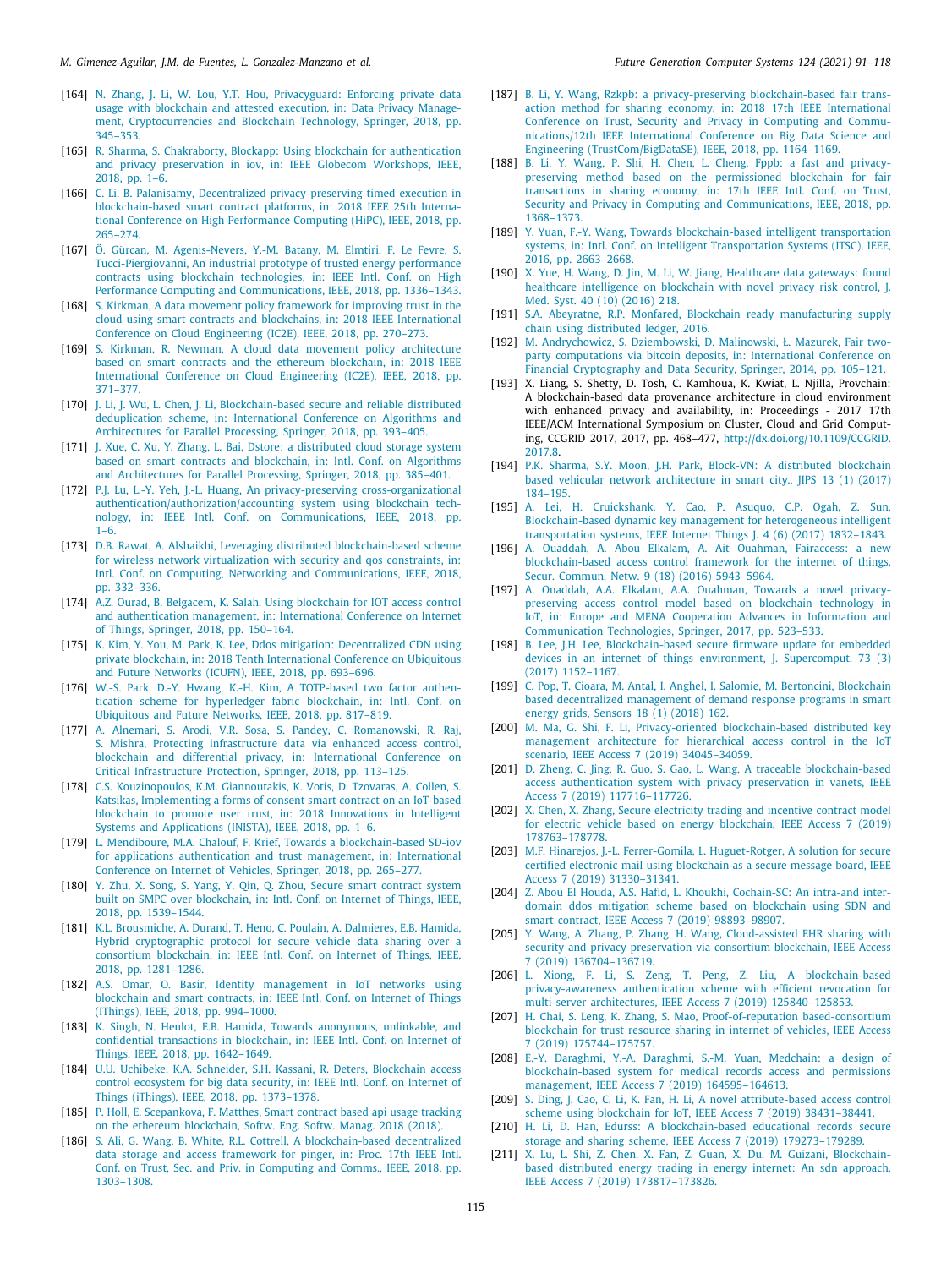[164] N. Zhang, J. Li, W. Lou, Y.T. Hou, Privacyguard: Enforcing private data usage with blockchain and attested execution, in: Data Privacy Management, Cryptocurrencies and Blockchain Technology, Springer, 2018, pp. 345–353.

[165] R. Sharma, S. Chakraborty, Blockapp: Using blockchain for authentication and privacy preservation in iov, in: IEEE Globecom Workshops, IEEE, 2018, pp. 1–6.

[166] C. Li, B. Palanisamy, Decentralized privacy-preserving timed execution in blockchain-based smart contract platforms, in: 2018 IEEE 25th International Conference on High Performance Computing (HiPC), IEEE, 2018, pp. 265–274.

[167] Ö. Gürcan, M. Agenis-Nevers, Y.-M. Batany, M. Elmtiri, F. Le Fevre, S. Tucci-Piergiovanni, An industrial prototype of trusted energy performance contracts using blockchain technologies, in: IEEE Intl. Conf. on High Performance Computing and Communications, IEEE, 2018, pp. 1336–1343.

[168] S. Kirkman, A data movement policy framework for improving trust in the cloud using smart contracts and blockchains, in: 2018 IEEE International Conference on Cloud Engineering (IC2E), IEEE, 2018, pp. 270–273.

[169] S. Kirkman, R. Newman, A cloud data movement policy architecture based on smart contracts and the ethereum blockchain, in: 2018 IEEE International Conference on Cloud Engineering (IC2E), IEEE, 2018, pp. 371–377.

[170] J. Li, J. Wu, L. Chen, J. Li, Blockchain-based secure and reliable distributed deduplication scheme, in: International Conference on Algorithms and Architectures for Parallel Processing, Springer, 2018, pp. 393–405.

[171] J. Xue, C. Xu, Y. Zhang, L. Bai, Dstore: a distributed cloud storage system based on smart contracts and blockchain, in: Intl. Conf. on Algorithms and Architectures for Parallel Processing, Springer, 2018, pp. 385–401.

[172] P.J. Lu, L.-Y. Yeh, J.-L. Huang, An privacy-preserving cross-organizational authentication/authorization/accounting system using blockchain technology, in: IEEE Intl. Conf. on Communications, IEEE, 2018, pp. 1–6.

[173] D.B. Rawat, A. Alshaikhi, Leveraging distributed blockchain-based scheme for wireless network virtualization with security and qos constraints, in: Intl. Conf. on Computing, Networking and Communications, IEEE, 2018, pp. 332–336.

[174] A.Z. Ourad, B. Belgacem, K. Salah, Using blockchain for IOT access control and authentication management, in: International Conference on Internet of Things, Springer, 2018, pp. 150–164.

[175] K. Kim, Y. You, M. Park, K. Lee, Ddos mitigation: Decentralized CDN using private blockchain, in: 2018 Tenth International Conference on Ubiquitous and Future Networks (ICUFN), IEEE, 2018, pp. 693–696.

[176] W.-S. Park, D.-Y. Hwang, K.-H. Kim, A TOTP-based two factor authentication scheme for hyperledger fabric blockchain, in: Intl. Conf. on Ubiquitous and Future Networks, IEEE, 2018, pp. 817–819.

[177] A. Alnemari, S. Arodi, V.R. Sosa, S. Pandey, C. Romanowski, R. Raj, S. Mishra, Protecting infrastructure data via enhanced access control, blockchain and differential privacy, in: International Conference on Critical Infrastructure Protection, Springer, 2018, pp. 113–125.

[178] C.S. Kouzinopoulos, K.M. Giannoutakis, K. Votis, D. Tzovaras, A. Collen, S. Katsikas, Implementing a forms of consent smart contract on an IoT-based blockchain to promote user trust, in: 2018 Innovations in Intelligent Systems and Applications (INISTA), IEEE, 2018, pp. 1–6.

[179] L. Mendiboure, M.A. Chalouf, F. Krief, Towards a blockchain-based SD-iov for applications authentication and trust management, in: International Conference on Internet of Vehicles, Springer, 2018, pp. 265–277.

[180] Y. Zhu, X. Song, S. Yang, Y. Qin, Q. Zhou, Secure smart contract system built on SMPC over blockchain, in: Intl. Conf. on Internet of Things, IEEE, 2018, pp. 1539–1544.

[181] K.L. Brousmiche, A. Durand, T. Heno, C. Poulain, A. Dalmieres, E.B. Hamida, Hybrid cryptographic protocol for secure vehicle data sharing over a consortium blockchain, in: IEEE Intl. Conf. on Internet of Things, IEEE, 2018, pp. 1281–1286.

[182] A.S. Omar, O. Basir, Identity management in IoT networks using blockchain and smart contracts, in: IEEE Intl. Conf. on Internet of Things (IThings), IEEE, 2018, pp. 994–1000.

[183] K. Singh, N. Heulot, E.B. Hamida, Towards anonymous, unlinkable, and confidential transactions in blockchain, in: IEEE Intl. Conf. on Internet of Things, IEEE, 2018, pp. 1642–1649.

[184] U.U. Uchibeke, K.A. Schneider, S.H. Kassani, R. Deters, Blockchain access control ecosystem for big data security, in: IEEE Intl. Conf. on Internet of Things (iThings), IEEE, 2018, pp. 1373–1378.

[185] P. Holl, E. Scepankova, F. Matthes, Smart contract based api usage tracking on the ethereum blockchain, Softw. Eng. Softw. Manag. 2018 (2018).

[186] S. Ali, G. Wang, B. White, R.L. Cottrell, A blockchain-based decentralized data storage and access framework for pinger, in: Proc. 17th IEEE Intl. Conf. on Trust, Sec. and Priv. in Computing and Comms., IEEE, 2018, pp. 1303–1308.

[187] B. Li, Y. Wang, Rzkpb: a privacy-preserving blockchain-based fair transaction method for sharing economy, in: 2018 17th IEEE International Conference on Trust, Security and Privacy in Computing and Communications/12th IEEE International Conference on Big Data Science and Engineering (TrustCom/BigDataSE), IEEE, 2018, pp. 1164–1169.

[188] B. Li, Y. Wang, P. Shi, H. Chen, L. Cheng, Fppb: a fast and privacy-preserving method based on the permissioned blockchain for fair transactions in sharing economy, in: 17th IEEE Intl. Conf. on Trust, Security and Privacy in Computing and Communications, IEEE, 2018, pp. 1368–1373.

[189] Y. Yuan, F.-Y. Wang, Towards blockchain-based intelligent transportation systems, in: Intl. Conf. on Intelligent Transportation Systems (ITSC), IEEE, 2016, pp. 2663–2668.

[190] X. Yue, H. Wang, D. Jin, M. Li, W. Jiang, Healthcare data gateways: found healthcare intelligence on blockchain with novel privacy risk control, J. Med. Syst. 40 (10) (2016) 218.

[191] S.A. Abeyratne, R.P. Monfared, Blockchain ready manufacturing supply chain using distributed ledger, 2016.

[192] M. Andrychowicz, S. Dziembowski, D. Malinowski, Ł. Mazurek, Fair two-party computations via bitcoin deposits, in: International Conference on Financial Cryptography and Data Security, Springer, 2014, pp. 105–121.

[193] X. Liang, S. Shetty, D. Tosh, C. Kamhoua, K. Kwiat, L. Njilla, Provchain: A blockchain-based data provenance architecture in cloud environment with enhanced privacy and availability, in: Proceedings - 2017 17th IEEE/ACM International Symposium on Cluster, Cloud and Grid Computing, CCGRID 2017, 2017, pp. 468–477, http://dx.doi.org/10.1109/CCGRID.2017.8.

[194] P.K. Sharma, S.Y. Moon, J.H. Park, Block-VN: A distributed blockchain based vehicular network architecture in smart city., JIPS 13 (1) (2017) 184–195.

[195] A. Lei, H. Cruickshank, Y. Cao, P. Asuquo, C.P. Ogah, Z. Sun, Blockchain-based dynamic key management for heterogeneous intelligent transportation systems, IEEE Internet Things J. 4 (6) (2017) 1832–1843.

[196] A. Ouaddah, A. Abou Elkalam, A. Ait Ouahman, Fairaccess: a new blockchain-based access control framework for the internet of things, Secur. Commun. Netw. 9 (18) (2016) 5943–5964.

[197] A. Ouaddah, A.A. Elkalam, A.A. Ouahman, Towards a novel privacy-preserving access control model based on blockchain technology in IoT, in: Europe and MENA Cooperation Advances in Information and Communication Technologies, Springer, 2017, pp. 523–533.

[198] B. Lee, J.H. Lee, Blockchain-based secure firmware update for embedded devices in an internet of things environment, J. Supercomput. 73 (3) (2017) 1152–1167.

[199] C. Pop, T. Cioara, M. Antal, I. Anghel, I. Salomie, M. Bertoncini, Blockchain based decentralized management of demand response programs in smart energy grids, Sensors 18 (1) (2018) 162.

[200] M. Ma, G. Shi, F. Li, Privacy-oriented blockchain-based distributed key management architecture for hierarchical access control in the IoT scenario, IEEE Access 7 (2019) 34045–34059.

[201] D. Zheng, C. Jing, R. Guo, S. Gao, L. Wang, A traceable blockchain-based access authentication system with privacy preservation in vanets, IEEE Access 7 (2019) 117716–117726.

[202] X. Chen, X. Zhang, Secure electricity trading and incentive contract model for electric vehicle based on energy blockchain, IEEE Access 7 (2019) 178763–178778.

[203] M.F. Hinarejos, J.-L. Ferrer-Gomila, L. Huguet-Rotger, A solution for secure certified electronic mail using blockchain as a secure message board, IEEE Access 7 (2019) 31330–31341.

[204] Z. Abou El Houda, A.S. Hafid, L. Khoukhi, Cochain-SC: An intra-and inter-domain ddos mitigation scheme based on blockchain using SDN and smart contract, IEEE Access 7 (2019) 98893–98907.

[205] Y. Wang, A. Zhang, P. Zhang, H. Wang, Cloud-assisted EHR sharing with security and privacy preservation via consortium blockchain, IEEE Access 7 (2019) 136704–136719.

[206] L. Xiong, F. Li, S. Zeng, T. Peng, Z. Liu, A blockchain-based privacy-awareness authentication scheme with efficient revocation for multi-server architectures, IEEE Access 7 (2019) 125840–125853.

[207] H. Chai, S. Leng, K. Zhang, S. Mao, Proof-of-reputation based-consortium blockchain for trust resource sharing in internet of vehicles, IEEE Access 7 (2019) 175744–175757.

[208] E.-Y. Daraghmi, Y.-A. Daraghmi, S.-M. Yuan, Medchain: a design of blockchain-based system for medical records access and permissions management, IEEE Access 7 (2019) 164595–164613.

[209] S. Ding, J. Cao, C. Li, K. Fan, H. Li, A novel attribute-based access control scheme using blockchain for IoT, IEEE Access 7 (2019) 38431–38441.

[210] H. Li, D. Han, Edurss: A blockchain-based educational records secure storage and sharing scheme, IEEE Access 7 (2019) 179273–179289.

[211] X. Lu, L. Shi, Z. Chen, X. Fan, Z. Guan, X. Du, M. Guizani, Blockchain-based distributed energy trading in energy internet: An sdn approach, IEEE Access 7 (2019) 173817–173826.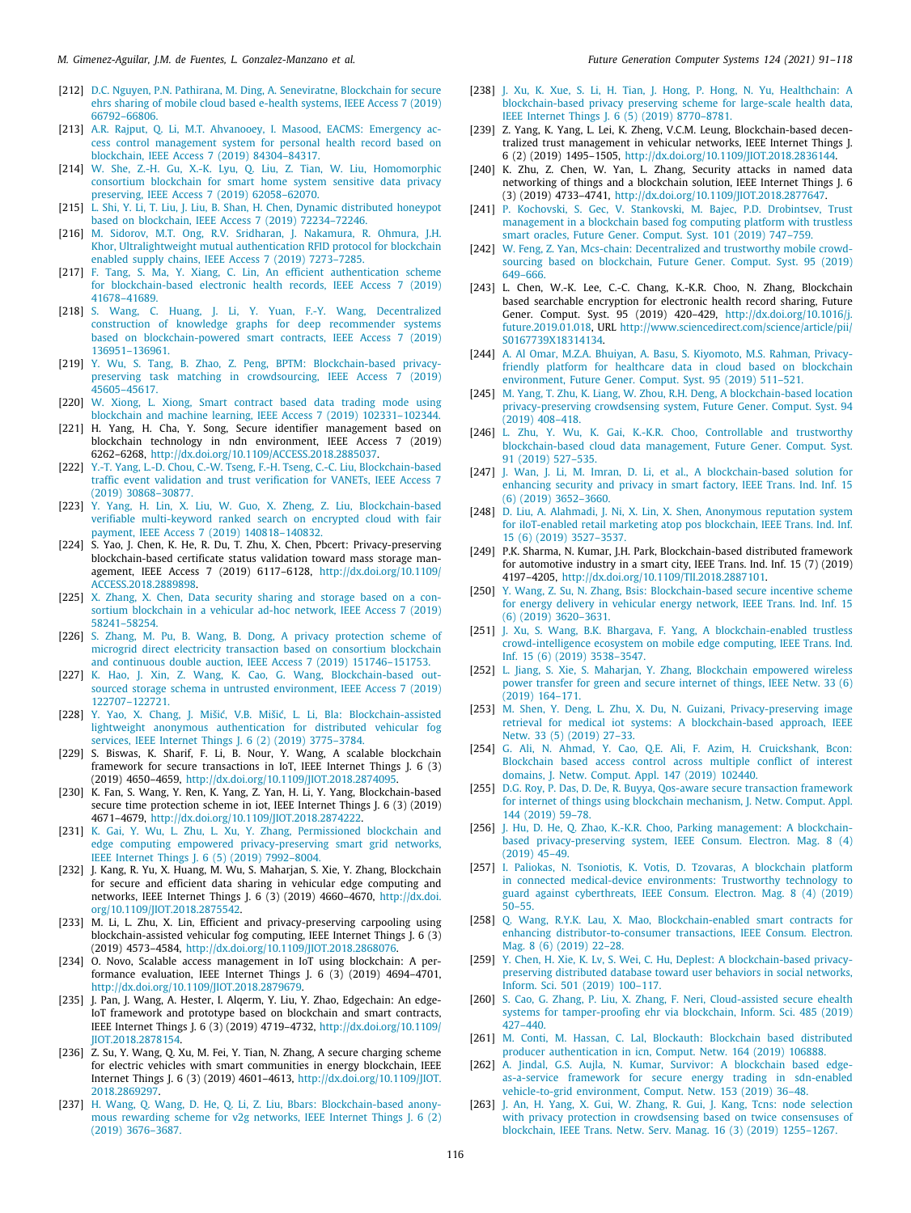[212] D.C. Nguyen, P.N. Pathirana, M. Ding, A. Seneviratne, Blockchain for secure ehrs sharing of mobile cloud based e-health systems, IEEE Access 7 (2019) 66792–66806.

[213] A.R. Rajput, Q. Li, M.T. Ahvanooey, I. Masood, EACMS: Emergency access control management system for personal health record based on blockchain, IEEE Access 7 (2019) 84304–84317.

[214] W. She, Z.-H. Gu, X.-K. Lyu, Q. Liu, Z. Tian, W. Liu, Homomorphic consortium blockchain for smart home system sensitive data privacy preserving, IEEE Access 7 (2019) 62058–62070.

[215] L. Shi, Y. Li, T. Liu, J. Liu, B. Shan, H. Chen, Dynamic distributed honeypot based on blockchain, IEEE Access 7 (2019) 72234–72246.

[216] M. Sidorov, M.T. Ong, R.V. Sridharan, J. Nakamura, R. Ohmura, J.H. Khor, Ultralightweight mutual authentication RFID protocol for blockchain enabled supply chains, IEEE Access 7 (2019) 7273–7285.

[217] F. Tang, S. Ma, Y. Xiang, C. Lin, An efficient authentication scheme for blockchain-based electronic health records, IEEE Access 7 (2019) 41678–41689.

[218] S. Wang, C. Huang, J. Li, Y. Yuan, F.-Y. Wang, Decentralized construction of knowledge graphs for deep recommender systems based on blockchain-powered smart contracts, IEEE Access 7 (2019) 136951–136961.

[219] Y. Wu, S. Tang, B. Zhao, Z. Peng, BPTM: Blockchain-based privacy-preserving task matching in crowdsourcing, IEEE Access 7 (2019) 45605–45617.

[220] W. Xiong, L. Xiong, Smart contract based data trading mode using blockchain and machine learning, IEEE Access 7 (2019) 102331–102344.

[221] H. Yang, H. Cha, Y. Song, Secure identifier management based on blockchain technology in ndn environment, IEEE Access 7 (2019) 6262–6268, http://dx.doi.org/10.1109/ACCESS.2018.2885037.

[222] Y.-T. Yang, L.-D. Chou, C.-W. Tseng, F.-H. Tseng, C.-C. Liu, Blockchain-based traffic event validation and trust verification for VANETs, IEEE Access 7 (2019) 30868–30877.

[223] Y. Yang, H. Lin, X. Liu, W. Guo, X. Zheng, Z. Liu, Blockchain-based verifiable multi-keyword ranked search on encrypted cloud with fair payment, IEEE Access 7 (2019) 140818–140832.

[224] S. Yao, J. Chen, K. He, R. Du, T. Zhu, X. Chen, Pbcert: Privacy-preserving blockchain-based certificate status validation toward mass storage management, IEEE Access 7 (2019) 6117–6128, http://dx.doi.org/10.1109/ACCESS.2018.2889898.

[225] X. Zhang, X. Chen, Data security sharing and storage based on a consortium blockchain in a vehicular ad-hoc network, IEEE Access 7 (2019) 58241–58254.

[226] S. Zhang, M. Pu, B. Wang, B. Dong, A privacy protection scheme of microgrid direct electricity transaction based on consortium blockchain and continuous double auction, IEEE Access 7 (2019) 151746–151753.

[227] K. Hao, J. Xin, Z. Wang, K. Cao, G. Wang, Blockchain-based outsourced storage schema in untrusted environment, IEEE Access 7 (2019) 122707–122721.

[228] Y. Yao, X. Chang, J. Mišić, V.B. Mišić, L. Li, Bla: Blockchain-assisted lightweight anonymous authentication for distributed vehicular fog services, IEEE Internet Things J. 6 (2) (2019) 3775–3784.

[229] S. Biswas, K. Sharif, F. Li, B. Nour, Y. Wang, A scalable blockchain framework for secure transactions in IoT, IEEE Internet Things J. 6 (3) (2019) 4650–4659, http://dx.doi.org/10.1109/JIOT.2018.2874095.

[230] K. Fan, S. Wang, Y. Ren, K. Yang, Z. Yan, H. Li, Y. Yang, Blockchain-based secure time protection scheme in iot, IEEE Internet Things J. 6 (3) (2019) 4671–4679, http://dx.doi.org/10.1109/JIOT.2018.2874222.

[231] K. Gai, Y. Wu, L. Zhu, L. Xu, Y. Zhang, Permissioned blockchain and edge computing empowered privacy-preserving smart grid networks, IEEE Internet Things J. 6 (5) (2019) 7992–8004.

[232] J. Kang, R. Yu, X. Huang, M. Wu, S. Maharjan, S. Xie, Y. Zhang, Blockchain for secure and efficient data sharing in vehicular edge computing and networks, IEEE Internet Things J. 6 (3) (2019) 4660–4670, http://dx.doi.org/10.1109/JIOT.2018.2875542.

[233] M. Li, L. Zhu, X. Lin, Efficient and privacy-preserving carpooling using blockchain-assisted vehicular fog computing, IEEE Internet Things J. 6 (3) (2019) 4573–4584, http://dx.doi.org/10.1109/JIOT.2018.2868076.

[234] O. Novo, Scalable access management in IoT using blockchain: A performance evaluation, IEEE Internet Things J. 6 (3) (2019) 4694–4701, http://dx.doi.org/10.1109/JIOT.2018.2879679.

[235] J. Pan, J. Wang, A. Hester, I. Alqerm, Y. Liu, Y. Zhao, Edgechain: An edge-IoT framework and prototype based on blockchain and smart contracts, IEEE Internet Things J. 6 (3) (2019) 4719–4732, http://dx.doi.org/10.1109/JIOT.2018.2878154.

[236] Z. Su, Y. Wang, Q. Xu, M. Fei, Y. Tian, N. Zhang, A secure charging scheme for electric vehicles with smart communities in energy blockchain, IEEE Internet Things J. 6 (3) (2019) 4601–4613, http://dx.doi.org/10.1109/JIOT.2018.2869297.

[237] H. Wang, Q. Wang, D. He, Q. Li, Z. Liu, Bbars: Blockchain-based anonymous rewarding scheme for v2g networks, IEEE Internet Things J. 6 (2) (2019) 3676–3687.

[238] J. Xu, K. Xue, S. Li, H. Tian, J. Hong, P. Hong, N. Yu, Healthchain: A blockchain-based privacy preserving scheme for large-scale health data, IEEE Internet Things J. 6 (5) (2019) 8770–8781.

[239] Z. Yang, K. Yang, L. Lei, K. Zheng, V.C.M. Leung, Blockchain-based decentralized trust management in vehicular networks, IEEE Internet Things J. 6 (2) (2019) 1495–1505, http://dx.doi.org/10.1109/JIOT.2018.2836144.

[240] K. Zhu, Z. Chen, W. Yan, L. Zhang, Security attacks in named data networking of things and a blockchain solution, IEEE Internet Things J. 6 (3) (2019) 4733–4741, http://dx.doi.org/10.1109/JIOT.2018.2877647.

[241] P. Kochovski, S. Gec, V. Stankovski, M. Bajec, P.D. Drobintsev, Trust management in a blockchain based fog computing platform with trustless smart oracles, Future Gener. Comput. Syst. 101 (2019) 747–759.

[242] W. Feng, Z. Yan, Mcs-chain: Decentralized and trustworthy mobile crowdsourcing based on blockchain, Future Gener. Comput. Syst. 95 (2019) 649–666.

[243] L. Chen, W.-K. Lee, C.-C. Chang, K.-K.R. Choo, N. Zhang, Blockchain based searchable encryption for electronic health record sharing, Future Gener. Comput. Syst. 95 (2019) 420–429, http://dx.doi.org/10.1016/j.future.2019.01.018, URL http://www.sciencedirect.com/science/article/pii/S0167739X18314134.

[244] A. Al Omar, M.Z.A. Bhuiyan, A. Basu, S. Kiyomoto, M.S. Rahman, Privacy-friendly platform for healthcare data in cloud based on blockchain environment, Future Gener. Comput. Syst. 95 (2019) 511–521.

[245] M. Yang, T. Zhu, K. Liang, W. Zhou, R.H. Deng, A blockchain-based location privacy-preserving crowdsensing system, Future Gener. Comput. Syst. 94 (2019) 408–418.

[246] L. Zhu, Y. Wu, K. Gai, K.-K.R. Choo, Controllable and trustworthy blockchain-based cloud data management, Future Gener. Comput. Syst. 91 (2019) 527–535.

[247] J. Wan, J. Li, M. Imran, D. Li, et al., A blockchain-based solution for enhancing security and privacy in smart factory, IEEE Trans. Ind. Inf. 15 (6) (2019) 3652–3660.

[248] D. Liu, A. Alahmadi, J. Ni, X. Lin, X. Shen, Anonymous reputation system for iIoT-enabled retail marketing atop pos blockchain, IEEE Trans. Ind. Inf. 15 (6) (2019) 3527–3537.

[249] P.K. Sharma, N. Kumar, J.H. Park, Blockchain-based distributed framework for automotive industry in a smart city, IEEE Trans. Ind. Inf. 15 (7) (2019) 4197–4205, http://dx.doi.org/10.1109/TII.2018.2887101.

[250] Y. Wang, Z. Su, N. Zhang, Bsis: Blockchain-based secure incentive scheme for energy delivery in vehicular energy network, IEEE Trans. Ind. Inf. 15 (6) (2019) 3620–3631.

[251] J. Xu, S. Wang, B.K. Bhargava, F. Yang, A blockchain-enabled trustless crowd-intelligence ecosystem on mobile edge computing, IEEE Trans. Ind. Inf. 15 (6) (2019) 3538–3547.

[252] L. Jiang, S. Xie, S. Maharjan, Y. Zhang, Blockchain empowered wireless power transfer for green and secure internet of things, IEEE Netw. 33 (6) (2019) 164–171.

[253] M. Shen, Y. Deng, L. Zhu, X. Du, N. Guizani, Privacy-preserving image retrieval for medical iot systems: A blockchain-based approach, IEEE Netw. 33 (5) (2019) 27–33.

[254] G. Ali, N. Ahmad, Y. Cao, Q.E. Ali, F. Azim, H. Cruickshank, Bcon: Blockchain based access control across multiple conflict of interest domains, J. Netw. Comput. Appl. 147 (2019) 102440.

[255] D.G. Roy, P. Das, D. De, R. Buyya, Qos-aware secure transaction framework for internet of things using blockchain mechanism, J. Netw. Comput. Appl. 144 (2019) 59–78.

[256] J. Hu, D. He, Q. Zhao, K.-K.R. Choo, Parking management: A blockchain-based privacy-preserving system, IEEE Consum. Electron. Mag. 8 (4) (2019) 45–49.

[257] I. Paliokas, N. Tsoniotis, K. Votis, D. Tzovaras, A blockchain platform in connected medical-device environments: Trustworthy technology to guard against cyberthreats, IEEE Consum. Electron. Mag. 8 (4) (2019) 50–55.

[258] Q. Wang, R.Y.K. Lau, X. Mao, Blockchain-enabled smart contracts for enhancing distributor-to-consumer transactions, IEEE Consum. Electron. Mag. 8 (6) (2019) 22–28.

[259] Y. Chen, H. Xie, K. Lv, S. Wei, C. Hu, Deplest: A blockchain-based privacy-preserving distributed database toward user behaviors in social networks, Inform. Sci. 501 (2019) 100–117.

[260] S. Cao, G. Zhang, P. Liu, X. Zhang, F. Neri, Cloud-assisted secure ehealth systems for tamper-proofing ehr via blockchain, Inform. Sci. 485 (2019) 427–440.

[261] M. Conti, M. Hassan, C. Lal, Blockauth: Blockchain based distributed producer authentication in icn, Comput. Netw. 164 (2019) 106888.

[262] A. Jindal, G.S. Aujla, N. Kumar, Survivor: A blockchain based edge-as-a-service framework for secure energy trading in sdn-enabled vehicle-to-grid environment, Comput. Netw. 153 (2019) 36–48.

[263] J. An, H. Yang, X. Gui, W. Zhang, R. Gui, J. Kang, Tcns: node selection with privacy protection in crowdsensing based on twice consensuses of blockchain, IEEE Trans. Netw. Serv. Manag. 16 (3) (2019) 1255–1267.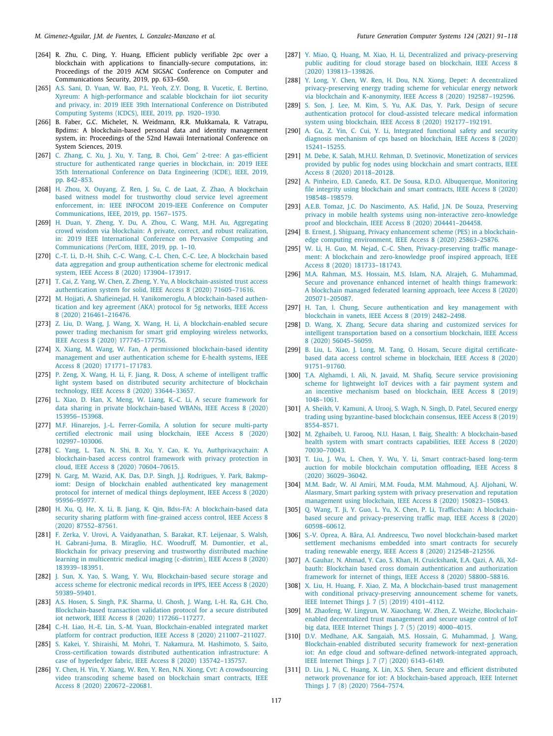[264] R. Zhu, C. Ding, Y. Huang, Efficient publicly verifiable 2pc over a blockchain with applications to financially-secure computations, in: Proceedings of the 2019 ACM SIGSAC Conference on Computer and Communications Security, 2019, pp. 633–650.

[265] A.S. Sani, D. Yuan, W. Bao, P.L. Yeoh, Z.Y. Dong, B. Vucetic, E. Bertino, Xyreum: A high-performance and scalable blockchain for iiot security and privacy, in: 2019 IEEE 39th International Conference on Distributed Computing Systems (ICDCS), IEEE, 2019, pp. 1920–1930.

[266] B. Faber, G.C. Michelet, N. Weidmann, R.R. Mukkamala, R. Vatrapu, Bpdims: A blockchain-based personal data and identity management system, in: Proceedings of the 52nd Hawaii International Conference on System Sciences, 2019.

[267] C. Zhang, C. Xu, J. Xu, Y. Tang, B. Choi, Gemˆ 2-tree: A gas-efficient structure for authenticated range queries in blockchain, in: 2019 IEEE 35th International Conference on Data Engineering (ICDE), IEEE, 2019, pp. 842–853.

[268] H. Zhou, X. Ouyang, Z. Ren, J. Su, C. de Laat, Z. Zhao, A blockchain based witness model for trustworthy cloud service level agreement enforcement, in: IEEE INFOCOM 2019-IEEE Conference on Computer Communications, IEEE, 2019, pp. 1567–1575.

[269] H. Duan, Y. Zheng, Y. Du, A. Zhou, C. Wang, M.H. Au, Aggregating crowd wisdom via blockchain: A private, correct, and robust realization, in: 2019 IEEE International Conference on Pervasive Computing and Communications (PerCom, IEEE, 2019, pp. 1–10.

[270] C.-T. Li, D.-H. Shih, C.-C. Wang, C.-L. Chen, C.-C. Lee, A blockchain based data aggregation and group authentication scheme for electronic medical system, IEEE Access 8 (2020) 173904–173917.

[271] T. Cai, Z. Yang, W. Chen, Z. Zheng, Y. Yu, A blockchain-assisted trust access authentication system for solid, IEEE Access 8 (2020) 71605–71616.

[272] M. Hojjati, A. Shafieinejad, H. Yanikomeroglu, A blockchain-based authentication and key agreement (AKA) protocol for 5g networks, IEEE Access 8 (2020) 216461–216476.

[273] Z. Liu, D. Wang, J. Wang, X. Wang, H. Li, A blockchain-enabled secure power trading mechanism for smart grid employing wireless networks, IEEE Access 8 (2020) 177745–177756.

[274] X. Xiang, M. Wang, W. Fan, A permissioned blockchain-based identity management and user authentication scheme for E-health systems, IEEE Access 8 (2020) 171771–171783.

[275] P. Zeng, X. Wang, H. Li, F. Jiang, R. Doss, A scheme of intelligent traffic light system based on distributed security architecture of blockchain technology, IEEE Access 8 (2020) 33644–33657.

[276] L. Xiao, D. Han, X. Meng, W. Liang, K.-C. Li, A secure framework for data sharing in private blockchain-based WBANs, IEEE Access 8 (2020) 153956–153968.

[277] M.F. Hinarejos, J.-L. Ferrer-Gomila, A solution for secure multi-party certified electronic mail using blockchain, IEEE Access 8 (2020) 102997–103006.

[278] C. Yang, L. Tan, N. Shi, B. Xu, Y. Cao, K. Yu, Authprivacychain: A blockchain-based access control framework with privacy protection in cloud, IEEE Access 8 (2020) 70604–70615.

[279] N. Garg, M. Wazid, A.K. Das, D.P. Singh, J.J. Rodrigues, Y. Park, Bakmp-iomt: Design of blockchain enabled authenticated key management protocol for internet of medical things deployment, IEEE Access 8 (2020) 95956–95977.

[280] H. Xu, Q. He, X. Li, B. Jiang, K. Qin, Bdss-FA: A blockchain-based data security sharing platform with fine-grained access control, IEEE Access 8 (2020) 87552–87561.

[281] F. Zerka, V. Urovi, A. Vaidyanathan, S. Barakat, R.T. Leijenaar, S. Walsh, H. Gabrani-Juma, B. Miraglio, H.C. Woodruff, M. Dumontier, et al., Blockchain for privacy preserving and trustworthy distributed machine learning in multicentric medical imaging (c-distrim), IEEE Access 8 (2020) 183939–183951.

[282] J. Sun, X. Yao, S. Wang, Y. Wu, Blockchain-based secure storage and access scheme for electronic medical records in IPFS, IEEE Access 8 (2020) 59389–59401.

[283] A.S. Hosen, S. Singh, P.K. Sharma, U. Ghosh, J. Wang, I.-H. Ra, G.H. Cho, Blockchain-based transaction validation protocol for a secure distributed iot network, IEEE Access 8 (2020) 117266–117277.

[284] C.-H. Liao, H.-E. Lin, S.-M. Yuan, Blockchain-enabled integrated market platform for contract production, IEEE Access 8 (2020) 211007–211027.

[285] S. Kakei, Y. Shiraishi, M. Mohri, T. Nakamura, M. Hashimoto, S. Saito, Cross-certification towards distributed authentication infrastructure: A case of hyperledger fabric, IEEE Access 8 (2020) 135742–135757.

[286] Y. Chen, H. Yin, Y. Xiang, W. Ren, Y. Ren, N.N. Xiong, Cvt: A crowdsourcing video transcoding scheme based on blockchain smart contracts, IEEE Access 8 (2020) 220672–220681.

[287] Y. Miao, Q. Huang, M. Xiao, H. Li, Decentralized and privacy-preserving public auditing for cloud storage based on blockchain, IEEE Access 8 (2020) 139813–139826.

[288] Y. Long, Y. Chen, W. Ren, H. Dou, N.N. Xiong, Depet: A decentralized privacy-preserving energy trading scheme for vehicular energy network via blockchain and K-anonymity, IEEE Access 8 (2020) 192587–192596.

[289] S. Son, J. Lee, M. Kim, S. Yu, A.K. Das, Y. Park, Design of secure authentication protocol for cloud-assisted telecare medical information system using blockchain, IEEE Access 8 (2020) 192177–192191.

[290] A. Gu, Z. Yin, C. Cui, Y. Li, Integrated functional safety and security diagnosis mechanism of cps based on blockchain, IEEE Access 8 (2020) 15241–15255.

[291] M. Debe, K. Salah, M.H.U. Rehman, D. Svetinovic, Monetization of services provided by public fog nodes using blockchain and smart contracts, IEEE Access 8 (2020) 20118–20128.

[292] A. Pinheiro, E.D. Canedo, R.T. De Sousa, R.D.O. Albuquerque, Monitoring file integrity using blockchain and smart contracts, IEEE Access 8 (2020) 198548–198579.

[293] A.E.B. Tomaz, J.C. Do Nascimento, A.S. Hafid, J.N. De Souza, Preserving privacy in mobile health systems using non-interactive zero-knowledge proof and blockchain, IEEE Access 8 (2020) 204441–204458.

[294] B. Ernest, J. Shiguang, Privacy enhancement scheme (PES) in a blockchain-edge computing environment, IEEE Access 8 (2020) 25863–25876.

[295] W. Li, H. Guo, M. Nejad, C.-C. Shen, Privacy-preserving traffic management: A blockchain and zero-knowledge proof inspired approach, IEEE Access 8 (2020) 181733–181743.

[296] M.A. Rahman, M.S. Hossain, M.S. Islam, N.A. Alrajeh, G. Muhammad, Secure and provenance enhanced internet of health things framework: A blockchain managed federated learning approach, Ieee Access 8 (2020) 205071–205087.

[297] H. Tan, I. Chung, Secure authentication and key management with blockchain in vanets, IEEE Access 8 (2019) 2482–2498.

[298] D. Wang, X. Zhang, Secure data sharing and customized services for intelligent transportation based on a consortium blockchain, IEEE Access 8 (2020) 56045–56059.

[299] B. Liu, L. Xiao, J. Long, M. Tang, O. Hosam, Secure digital certificate-based data access control scheme in blockchain, IEEE Access 8 (2020) 91751–91760.

[300] T.A. Alghamdi, I. Ali, N. Javaid, M. Shafiq, Secure service provisioning scheme for lightweight IoT devices with a fair payment system and an incentive mechanism based on blockchain, IEEE Access 8 (2019) 1048–1061.

[301] A. Sheikh, V. Kamuni, A. Urooj, S. Wagh, N. Singh, D. Patel, Secured energy trading using byzantine-based blockchain consensus, IEEE Access 8 (2019) 8554–8571.

[302] M. Zghaibeh, U. Farooq, N.U. Hasan, I. Baig, Shealth: A blockchain-based health system with smart contracts capabilities, IEEE Access 8 (2020) 70030–70043.

[303] T. Liu, J. Wu, L. Chen, Y. Wu, Y. Li, Smart contract-based long-term auction for mobile blockchain computation offloading, IEEE Access 8 (2020) 36029–36042.

[304] M.M. Badr, W. Al Amiri, M.M. Fouda, M.M. Mahmoud, A.J. Aljohani, W. Alasmary, Smart parking system with privacy preservation and reputation management using blockchain, IEEE Access 8 (2020) 150823–150843.

[305] Q. Wang, T. Ji, Y. Guo, L. Yu, X. Chen, P. Li, Trafficchain: A blockchain-based secure and privacy-preserving traffic map, IEEE Access 8 (2020) 60598–60612.

[306] S.-V. Oprea, A. Bâra, A.I. Andreescu, Two novel blockchain-based market settlement mechanisms embedded into smart contracts for securely trading renewable energy, IEEE Access 8 (2020) 212548–212556.

[307] A. Gauhar, N. Ahmad, Y. Cao, S. Khan, H. Cruickshank, E.A. Qazi, A. Ali, Xd-bauth: Blockchain based cross domain authentication and authorization framework for internet of things, IEEE Access 8 (2020) 58800–58816.

[308] X. Liu, H. Huang, F. Xiao, Z. Ma, A blockchain-based trust management with conditional privacy-preserving announcement scheme for vanets, IEEE Internet Things J. 7 (5) (2019) 4101–4112.

[309] M. Zhaofeng, W. Lingyun, W. Xiaochang, W. Zhen, Z. Weizhe, Blockchain-enabled decentralized trust management and secure usage control of IoT big data, IEEE Internet Things J. 7 (5) (2019) 4000–4015.

[310] D.V. Medhane, A.K. Sangaiah, M.S. Hossain, G. Muhammad, J. Wang, Blockchain-enabled distributed security framework for next-generation iot: An edge cloud and software-defined network-integrated approach, IEEE Internet Things J. 7 (7) (2020) 6143–6149.

[311] D. Liu, J. Ni, C. Huang, X. Lin, X.S. Shen, Secure and efficient distributed network provenance for iot: A blockchain-based approach, IEEE Internet Things J. 7 (8) (2020) 7564–7574.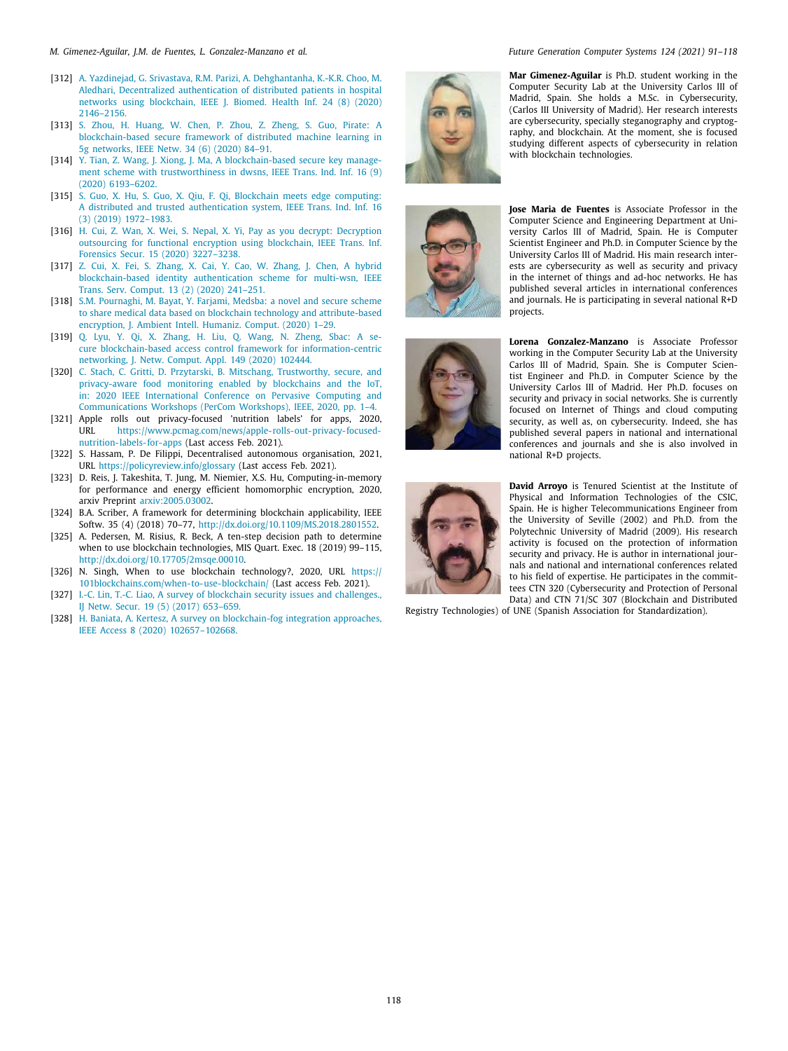[312] A. Yazdinejad, G. Srivastava, R.M. Parizi, A. Dehghantanha, K.-K.R. Choo, M. Aledhari, Decentralized authentication of distributed patients in hospital networks using blockchain, IEEE J. Biomed. Health Inf. 24 (8) (2020) 2146–2156.

[313] S. Zhou, H. Huang, W. Chen, P. Zhou, Z. Zheng, S. Guo, Pirate: A blockchain-based secure framework of distributed machine learning in 5g networks, IEEE Netw. 34 (6) (2020) 84–91.

[314] Y. Tian, Z. Wang, J. Xiong, J. Ma, A blockchain-based secure key management scheme with trustworthiness in dwsns, IEEE Trans. Ind. Inf. 16 (9) (2020) 6193–6202.

[315] S. Guo, X. Hu, S. Guo, X. Qiu, F. Qi, Blockchain meets edge computing: A distributed and trusted authentication system, IEEE Trans. Ind. Inf. 16 (3) (2019) 1972–1983.

[316] H. Cui, Z. Wan, X. Wei, S. Nepal, X. Yi, Pay as you decrypt: Decryption outsourcing for functional encryption using blockchain, IEEE Trans. Inf. Forensics Secur. 15 (2020) 3227–3238.

[317] Z. Cui, X. Fei, S. Zhang, X. Cai, Y. Cao, W. Zhang, J. Chen, A hybrid blockchain-based identity authentication scheme for multi-wsn, IEEE Trans. Serv. Comput. 13 (2) (2020) 241–251.

[318] S.M. Pournaghi, M. Bayat, Y. Farjami, Medsba: a novel and secure scheme to share medical data based on blockchain technology and attribute-based encryption, J. Ambient Intell. Humaniz. Comput. (2020) 1–29.

[319] Q. Lyu, Y. Qi, X. Zhang, H. Liu, Q. Wang, N. Zheng, Sbac: A secure blockchain-based access control framework for information-centric networking, J. Netw. Comput. Appl. 149 (2020) 102444.

[320] C. Stach, C. Gritti, D. Przytarski, B. Mitschang, Trustworthy, secure, and privacy-aware food monitoring enabled by blockchains and the IoT, in: 2020 IEEE International Conference on Pervasive Computing and Communications Workshops (PerCom Workshops), IEEE, 2020, pp. 1–4.

[321] Apple rolls out privacy-focused 'nutrition labels' for apps, 2020, URL https://www.pcmag.com/news/apple-rolls-out-privacy-focused-nutrition-labels-for-apps (Last access Feb. 2021).

[322] S. Hassam, P. De Filippi, Decentralised autonomous organisation, 2021, URL https://policyreview.info/glossary (Last access Feb. 2021).

[323] D. Reis, J. Takeshita, T. Jung, M. Niemier, X.S. Hu, Computing-in-memory for performance and energy efficient homomorphic encryption, 2020, arxiv Preprint arXiv:2005.03002.

[324] B.A. Scriber, A framework for determining blockchain applicability, IEEE Softw. 35 (4) (2018) 70–77, http://dx.doi.org/10.1109/MS.2018.2801552.

[325] A. Pedersen, M. Risius, R. Beck, A ten-step decision path to determine when to use blockchain technologies, MIS Quart. Exec. 18 (2019) 99–115, http://dx.doi.org/10.17705/2msqe.00010.

[326] N. Singh, When to use blockchain technology?, 2020, URL https://101blockchains.com/when-to-use-blockchain/ (Last access Feb. 2021).

[327] I.-C. Lin, T.-C. Liao, A survey of blockchain security issues and challenges., IJ Netw. Secur. 19 (5) (2017) 653–659.

[328] H. Baniata, A. Kertesz, A survey on blockchain-fog integration approaches, IEEE Access 8 (2020) 102657–102668.

**Mar Gimenez-Aguilar** is Ph.D. student working in the Computer Security Lab at the University Carlos III of Madrid, Spain. She holds a M.Sc. in Cybersecurity, (Carlos III University of Madrid). Her research interests are cybersecurity, specially steganography and cryptography, and blockchain. At the moment, she is focused studying different aspects of cybersecurity in relation with blockchain technologies.

**Jose Maria de Fuentes** is Associate Professor in the Computer Science and Engineering Department at University Carlos III of Madrid, Spain. He is Computer Scientist Engineer and Ph.D. in Computer Science by the University Carlos III of Madrid. His main research interests are cybersecurity as well as security and privacy in the internet of things and ad-hoc networks. He has published several articles in international conferences and journals. He is participating in several national R+D projects.

**Lorena Gonzalez-Manzano** is Associate Professor working in the Computer Security Lab at the University Carlos III of Madrid, Spain. She is Computer Scientist Engineer and Ph.D. in Computer Science by the University Carlos III of Madrid. Her Ph.D. focuses on security and privacy in social networks. She is currently focused on Internet of Things and cloud computing security, as well as, on cybersecurity. Indeed, she has published several papers in national and international conferences and journals and she is also involved in national R+D projects.

**David Arroyo** is Tenured Scientist at the Institute of Physical and Information Technologies of the CSIC, Spain. He is higher Telecommunications Engineer from the University of Seville (2002) and Ph.D. from the Polytechnic University of Madrid (2009). His research activity is focused on the protection of information security and privacy. He is author in international journals and national and international conferences related to his field of expertise. He participates in the committees CTN 320 (Cybersecurity and Protection of Personal Data) and CTN 71/SC 307 (Blockchain and Distributed Registry Technologies) of UNE (Spanish Association for Standardization).